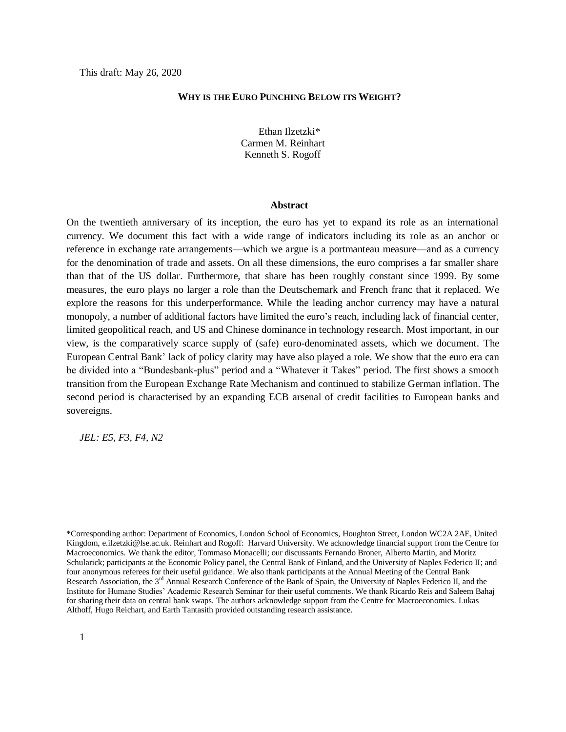This draft: May 26, 2020

# WHY IS THE EURO PUNCHING BELOW ITS WEIGHT?

Ethan Ilzetzki*
Carmen M. Reinhart
Kenneth S. Rogoff

## Abstract

On the twentieth anniversary of its inception, the euro has yet to expand its role as an international currency. We document this fact with a wide range of indicators including its role as an anchor or reference in exchange rate arrangements—which we argue is a portmanteau measure—and as a currency for the denomination of trade and assets. On all these dimensions, the euro comprises a far smaller share than that of the US dollar. Furthermore, that share has been roughly constant since 1999. By some measures, the euro plays no larger a role than the Deutschemark and French franc that it replaced. We explore the reasons for this underperformance. While the leading anchor currency may have a natural monopoly, a number of additional factors have limited the euro's reach, including lack of financial center, limited geopolitical reach, and US and Chinese dominance in technology research. Most important, in our view, is the comparatively scarce supply of (safe) euro-denominated assets, which we document. The European Central Bank' lack of policy clarity may have also played a role. We show that the euro era can be divided into a "Bundesbank-plus" period and a "Whatever it Takes" period. The first shows a smooth transition from the European Exchange Rate Mechanism and continued to stabilize German inflation. The second period is characterised by an expanding ECB arsenal of credit facilities to European banks and sovereigns.

*JEL: E5, F3, F4, N2*

*Corresponding author: Department of Economics, London School of Economics, Houghton Street, London WC2A 2AE, United Kingdom, e.ilzetzki@lse.ac.uk. Reinhart and Rogoff: Harvard University. We acknowledge financial support from the Centre for Macroeconomics. We thank the editor, Tommaso Monacelli; our discussants Fernando Broner, Alberto Martin, and Moritz Schularick; participants at the Economic Policy panel, the Central Bank of Finland, and the University of Naples Federico II; and four anonymous referees for their useful guidance. We also thank participants at the Annual Meeting of the Central Bank Research Association, the 3rd Annual Research Conference of the Bank of Spain, the University of Naples Federico II, and the Institute for Humane Studies' Academic Research Seminar for their useful comments. We thank Ricardo Reis and Saleem Bahaj for sharing their data on central bank swaps. The authors acknowledge support from the Centre for Macroeconomics. Lukas Althoff, Hugo Reichart, and Earth Tantasith provided outstanding research assistance.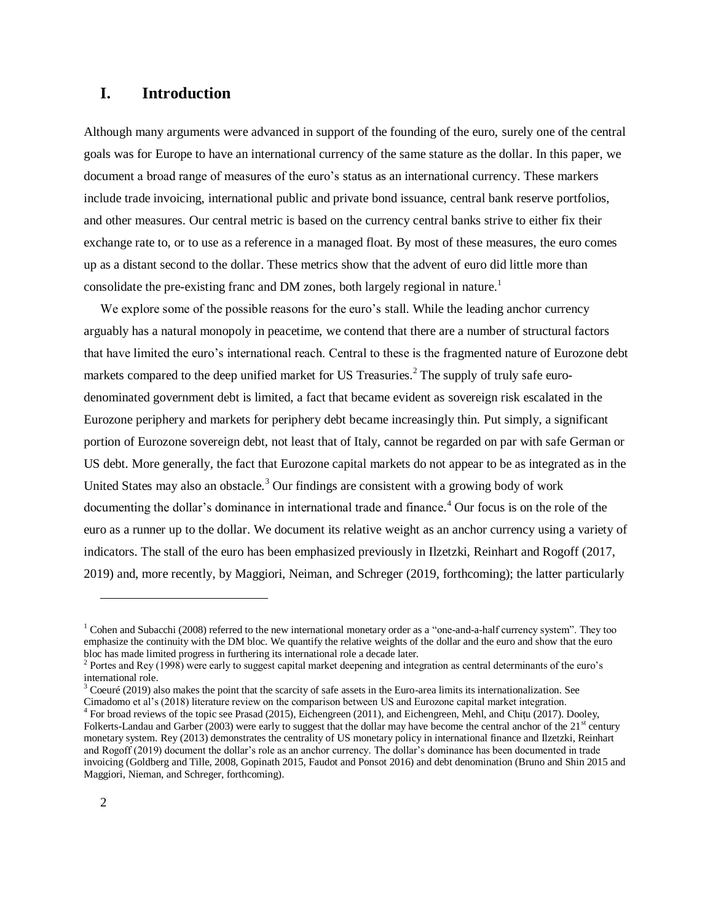# I. Introduction

Although many arguments were advanced in support of the founding of the euro, surely one of the central goals was for Europe to have an international currency of the same stature as the dollar. In this paper, we document a broad range of measures of the euro's status as an international currency. These markers include trade invoicing, international public and private bond issuance, central bank reserve portfolios, and other measures. Our central metric is based on the currency central banks strive to either fix their exchange rate to, or to use as a reference in a managed float. By most of these measures, the euro comes up as a distant second to the dollar. These metrics show that the advent of euro did little more than consolidate the pre-existing franc and DM zones, both largely regional in nature.[1]

We explore some of the possible reasons for the euro's stall. While the leading anchor currency arguably has a natural monopoly in peacetime, we contend that there are a number of structural factors that have limited the euro's international reach. Central to these is the fragmented nature of Eurozone debt markets compared to the deep unified market for US Treasuries.[2] The supply of truly safe euro-denominated government debt is limited, a fact that became evident as sovereign risk escalated in the Eurozone periphery and markets for periphery debt became increasingly thin. Put simply, a significant portion of Eurozone sovereign debt, not least that of Italy, cannot be regarded on par with safe German or US debt. More generally, the fact that Eurozone capital markets do not appear to be as integrated as in the United States may also an obstacle.[3] Our findings are consistent with a growing body of work documenting the dollar's dominance in international trade and finance.[4] Our focus is on the role of the euro as a runner up to the dollar. We document its relative weight as an anchor currency using a variety of indicators. The stall of the euro has been emphasized previously in Ilzetzki, Reinhart and Rogoff (2017, 2019) and, more recently, by Maggiori, Neiman, and Schreger (2019, forthcoming); the latter particularly

---

[1] Cohen and Subacchi (2008) referred to the new international monetary order as a "one-and-a-half currency system". They too emphasize the continuity with the DM bloc. We quantify the relative weights of the dollar and the euro and show that the euro bloc has made limited progress in furthering its international role a decade later.

[2] Portes and Rey (1998) were early to suggest capital market deepening and integration as central determinants of the euro's international role.

[3] Coeuré (2019) also makes the point that the scarcity of safe assets in the Euro-area limits its internationalization. See Cimadomo et al's (2018) literature review on the comparison between US and Eurozone capital market integration.

[4] For broad reviews of the topic see Prasad (2015), Eichengreen (2011), and Eichengreen, Mehl, and Chiţu (2017). Dooley, Folkerts-Landau and Garber (2003) were early to suggest that the dollar may have become the central anchor of the 21st century monetary system. Rey (2013) demonstrates the centrality of US monetary policy in international finance and Ilzetzki, Reinhart and Rogoff (2019) document the dollar's role as an anchor currency. The dollar's dominance has been documented in trade invoicing (Goldberg and Tille, 2008, Gopinath 2015, Faudot and Ponsot 2016) and debt denomination (Bruno and Shin 2015 and Maggiori, Nieman, and Schreger, forthcoming).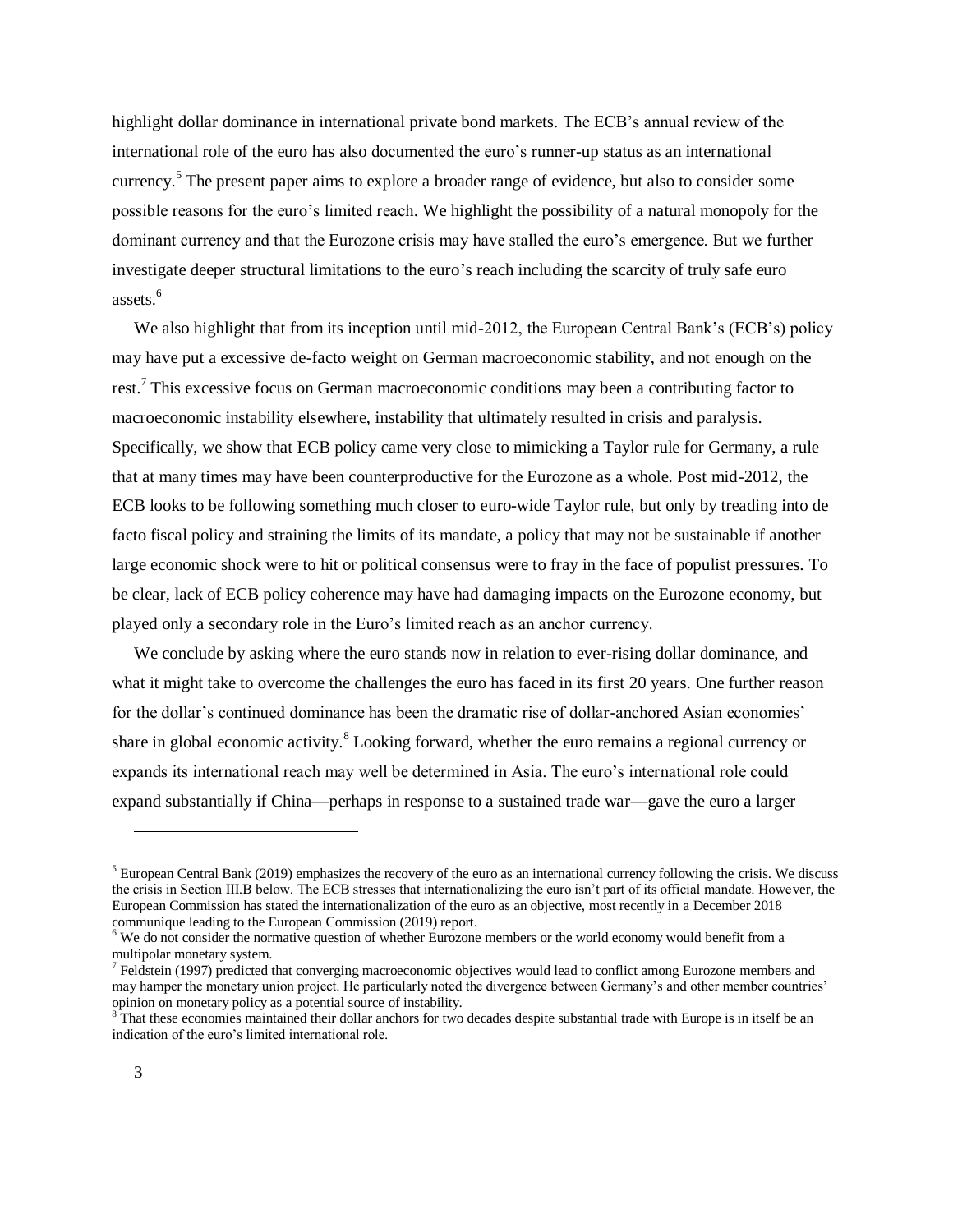highlight dollar dominance in international private bond markets. The ECB's annual review of the international role of the euro has also documented the euro's runner-up status as an international currency.[5] The present paper aims to explore a broader range of evidence, but also to consider some possible reasons for the euro's limited reach. We highlight the possibility of a natural monopoly for the dominant currency and that the Eurozone crisis may have stalled the euro's emergence. But we further investigate deeper structural limitations to the euro's reach including the scarcity of truly safe euro assets.[6]

We also highlight that from its inception until mid-2012, the European Central Bank's (ECB's) policy may have put a excessive de-facto weight on German macroeconomic stability, and not enough on the rest.[7] This excessive focus on German macroeconomic conditions may been a contributing factor to macroeconomic instability elsewhere, instability that ultimately resulted in crisis and paralysis. Specifically, we show that ECB policy came very close to mimicking a Taylor rule for Germany, a rule that at many times may have been counterproductive for the Eurozone as a whole. Post mid-2012, the ECB looks to be following something much closer to euro-wide Taylor rule, but only by treading into de facto fiscal policy and straining the limits of its mandate, a policy that may not be sustainable if another large economic shock were to hit or political consensus were to fray in the face of populist pressures. To be clear, lack of ECB policy coherence may have had damaging impacts on the Eurozone economy, but played only a secondary role in the Euro's limited reach as an anchor currency.

We conclude by asking where the euro stands now in relation to ever-rising dollar dominance, and what it might take to overcome the challenges the euro has faced in its first 20 years. One further reason for the dollar's continued dominance has been the dramatic rise of dollar-anchored Asian economies' share in global economic activity.[8] Looking forward, whether the euro remains a regional currency or expands its international reach may well be determined in Asia. The euro's international role could expand substantially if China—perhaps in response to a sustained trade war—gave the euro a larger

---

[5] European Central Bank (2019) emphasizes the recovery of the euro as an international currency following the crisis. We discuss the crisis in Section III.B below. The ECB stresses that internationalizing the euro isn't part of its official mandate. However, the European Commission has stated the internationalization of the euro as an objective, most recently in a December 2018 communique leading to the European Commission (2019) report.

[6] We do not consider the normative question of whether Eurozone members or the world economy would benefit from a multipolar monetary system.

[7] Feldstein (1997) predicted that converging macroeconomic objectives would lead to conflict among Eurozone members and may hamper the monetary union project. He particularly noted the divergence between Germany's and other member countries' opinion on monetary policy as a potential source of instability.

[8] That these economies maintained their dollar anchors for two decades despite substantial trade with Europe is in itself be an indication of the euro's limited international role.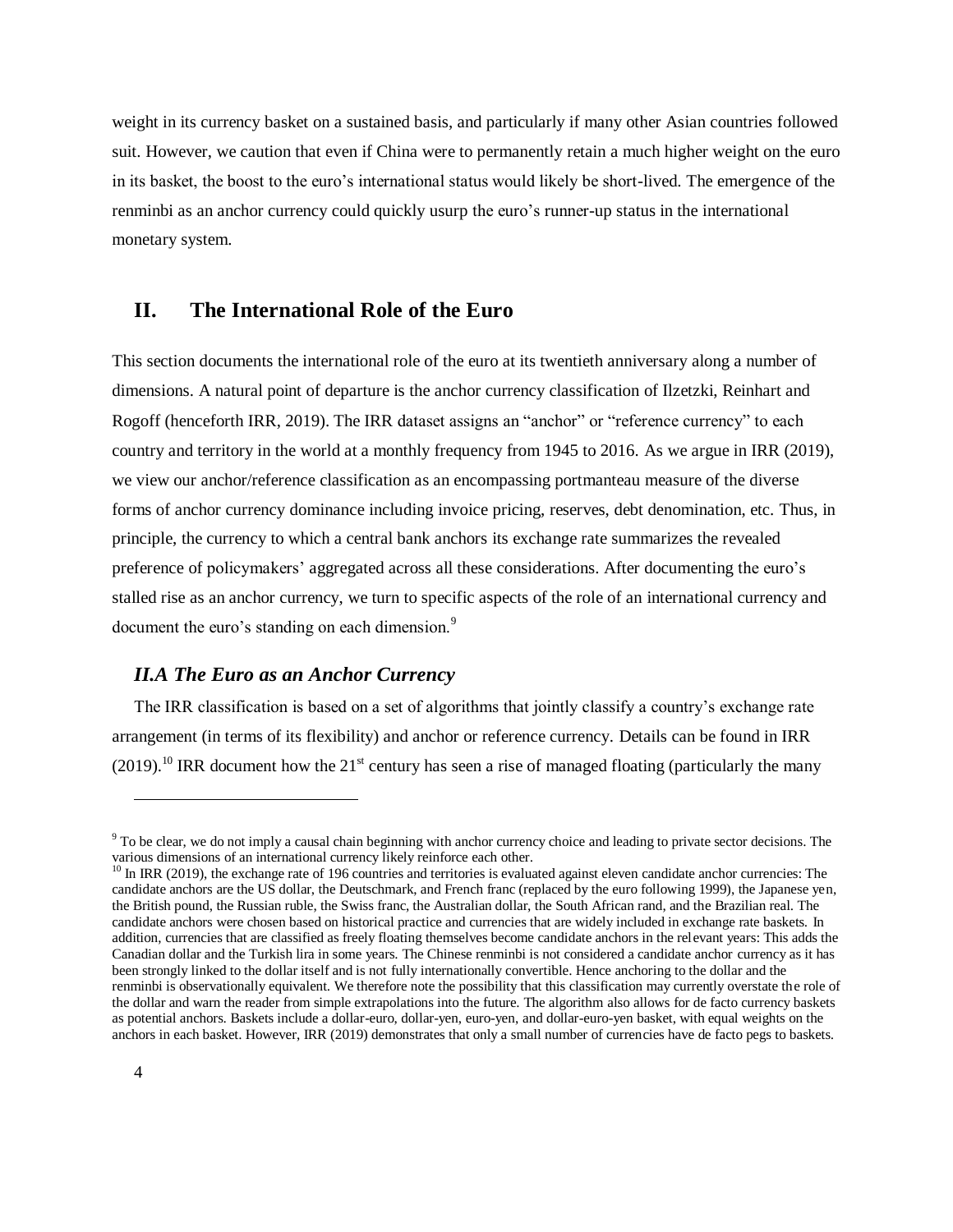weight in its currency basket on a sustained basis, and particularly if many other Asian countries followed suit. However, we caution that even if China were to permanently retain a much higher weight on the euro in its basket, the boost to the euro's international status would likely be short-lived. The emergence of the renminbi as an anchor currency could quickly usurp the euro's runner-up status in the international monetary system.

## II. The International Role of the Euro

This section documents the international role of the euro at its twentieth anniversary along a number of dimensions. A natural point of departure is the anchor currency classification of Ilzetzki, Reinhart and Rogoff (henceforth IRR, 2019). The IRR dataset assigns an "anchor" or "reference currency" to each country and territory in the world at a monthly frequency from 1945 to 2016. As we argue in IRR (2019), we view our anchor/reference classification as an encompassing portmanteau measure of the diverse forms of anchor currency dominance including invoice pricing, reserves, debt denomination, etc. Thus, in principle, the currency to which a central bank anchors its exchange rate summarizes the revealed preference of policymakers' aggregated across all these considerations. After documenting the euro's stalled rise as an anchor currency, we turn to specific aspects of the role of an international currency and document the euro's standing on each dimension.[9]

### *II.A The Euro as an Anchor Currency*

The IRR classification is based on a set of algorithms that jointly classify a country's exchange rate arrangement (in terms of its flexibility) and anchor or reference currency. Details can be found in IRR (2019).[10] IRR document how the 21st century has seen a rise of managed floating (particularly the many

---

[9] To be clear, we do not imply a causal chain beginning with anchor currency choice and leading to private sector decisions. The various dimensions of an international currency likely reinforce each other.

[10] In IRR (2019), the exchange rate of 196 countries and territories is evaluated against eleven candidate anchor currencies: The candidate anchors are the US dollar, the Deutschmark, and French franc (replaced by the euro following 1999), the Japanese yen, the British pound, the Russian ruble, the Swiss franc, the Australian dollar, the South African rand, and the Brazilian real. The candidate anchors were chosen based on historical practice and currencies that are widely included in exchange rate baskets. In addition, currencies that are classified as freely floating themselves become candidate anchors in the relevant years: This adds the Canadian dollar and the Turkish lira in some years. The Chinese renminbi is not considered a candidate anchor currency as it has been strongly linked to the dollar itself and is not fully internationally convertible. Hence anchoring to the dollar and the renminbi is observationally equivalent. We therefore note the possibility that this classification may currently overstate the role of the dollar and warn the reader from simple extrapolations into the future. The algorithm also allows for de facto currency baskets as potential anchors. Baskets include a dollar-euro, dollar-yen, euro-yen, and dollar-euro-yen basket, with equal weights on the anchors in each basket. However, IRR (2019) demonstrates that only a small number of currencies have de facto pegs to baskets.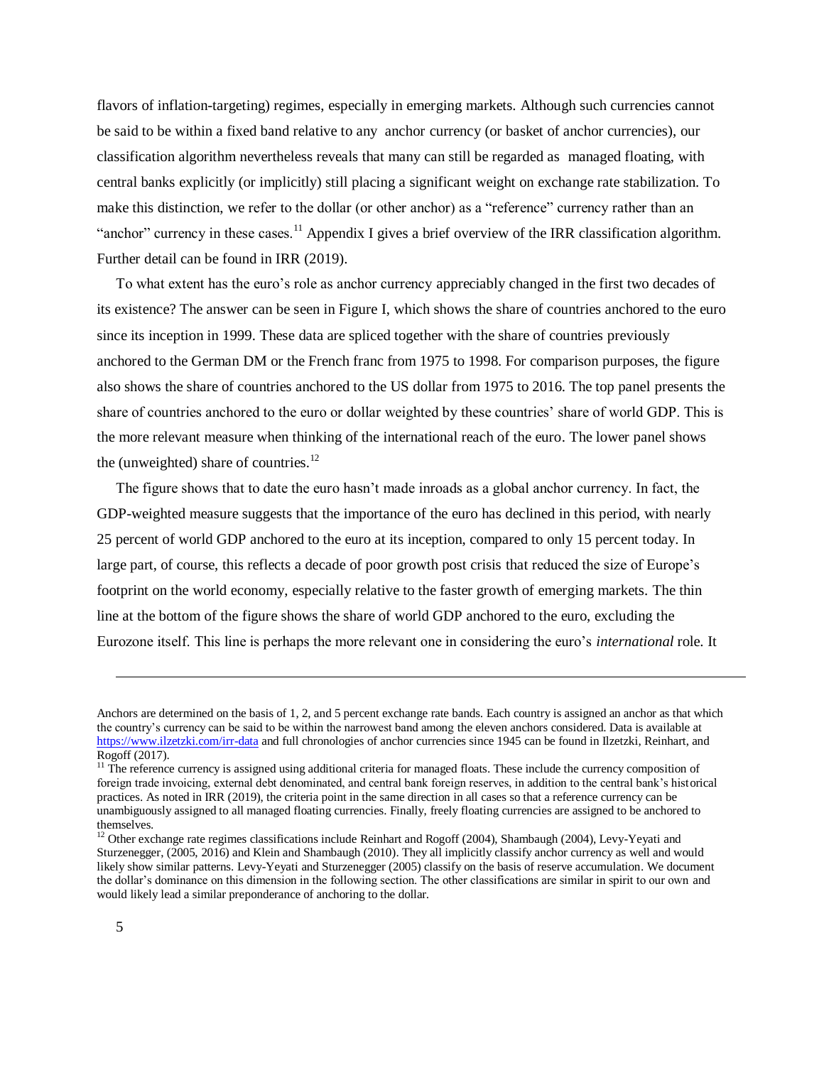flavors of inflation-targeting) regimes, especially in emerging markets. Although such currencies cannot be said to be within a fixed band relative to any anchor currency (or basket of anchor currencies), our classification algorithm nevertheless reveals that many can still be regarded as managed floating, with central banks explicitly (or implicitly) still placing a significant weight on exchange rate stabilization. To make this distinction, we refer to the dollar (or other anchor) as a "reference" currency rather than an "anchor" currency in these cases.[11] Appendix I gives a brief overview of the IRR classification algorithm. Further detail can be found in IRR (2019).

To what extent has the euro's role as anchor currency appreciably changed in the first two decades of its existence? The answer can be seen in Figure I, which shows the share of countries anchored to the euro since its inception in 1999. These data are spliced together with the share of countries previously anchored to the German DM or the French franc from 1975 to 1998. For comparison purposes, the figure also shows the share of countries anchored to the US dollar from 1975 to 2016. The top panel presents the share of countries anchored to the euro or dollar weighted by these countries' share of world GDP. This is the more relevant measure when thinking of the international reach of the euro. The lower panel shows the (unweighted) share of countries.[12]

The figure shows that to date the euro hasn't made inroads as a global anchor currency. In fact, the GDP-weighted measure suggests that the importance of the euro has declined in this period, with nearly 25 percent of world GDP anchored to the euro at its inception, compared to only 15 percent today. In large part, of course, this reflects a decade of poor growth post crisis that reduced the size of Europe's footprint on the world economy, especially relative to the faster growth of emerging markets. The thin line at the bottom of the figure shows the share of world GDP anchored to the euro, excluding the Eurozone itself. This line is perhaps the more relevant one in considering the euro's *international* role. It

---

Anchors are determined on the basis of 1, 2, and 5 percent exchange rate bands. Each country is assigned an anchor as that which the country's currency can be said to be within the narrowest band among the eleven anchors considered. Data is available at https://www.ilzetzki.com/irr-data and full chronologies of anchor currencies since 1945 can be found in Ilzetzki, Reinhart, and Rogoff (2017).

[11] The reference currency is assigned using additional criteria for managed floats. These include the currency composition of foreign trade invoicing, external debt denominated, and central bank foreign reserves, in addition to the central bank's historical practices. As noted in IRR (2019), the criteria point in the same direction in all cases so that a reference currency can be unambiguously assigned to all managed floating currencies. Finally, freely floating currencies are assigned to be anchored to themselves.

[12] Other exchange rate regimes classifications include Reinhart and Rogoff (2004), Shambaugh (2004), Levy-Yeyati and Sturzenegger, (2005, 2016) and Klein and Shambaugh (2010). They all implicitly classify anchor currency as well and would likely show similar patterns. Levy-Yeyati and Sturzenegger (2005) classify on the basis of reserve accumulation. We document the dollar's dominance on this dimension in the following section. The other classifications are similar in spirit to our own and would likely lead a similar preponderance of anchoring to the dollar.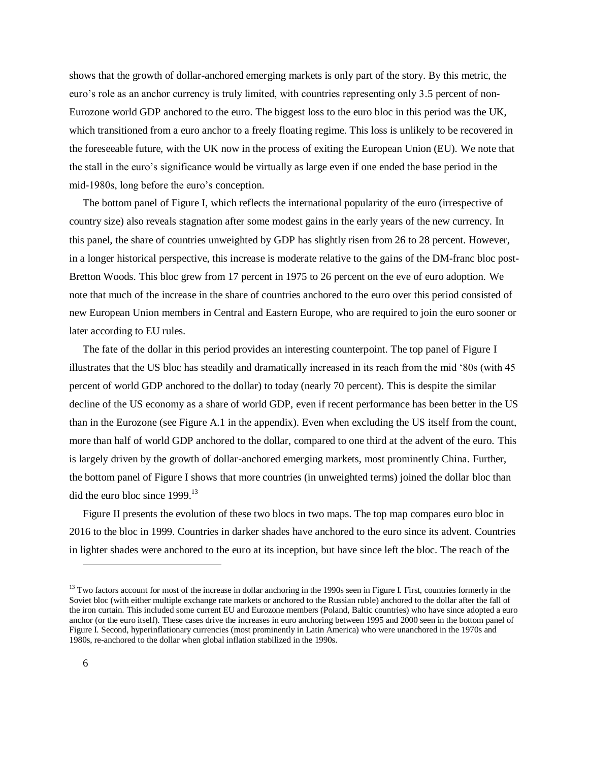shows that the growth of dollar-anchored emerging markets is only part of the story. By this metric, the euro's role as an anchor currency is truly limited, with countries representing only 3.5 percent of non-Eurozone world GDP anchored to the euro. The biggest loss to the euro bloc in this period was the UK, which transitioned from a euro anchor to a freely floating regime. This loss is unlikely to be recovered in the foreseeable future, with the UK now in the process of exiting the European Union (EU). We note that the stall in the euro's significance would be virtually as large even if one ended the base period in the mid-1980s, long before the euro's conception.

The bottom panel of Figure I, which reflects the international popularity of the euro (irrespective of country size) also reveals stagnation after some modest gains in the early years of the new currency. In this panel, the share of countries unweighted by GDP has slightly risen from 26 to 28 percent. However, in a longer historical perspective, this increase is moderate relative to the gains of the DM-franc bloc post-Bretton Woods. This bloc grew from 17 percent in 1975 to 26 percent on the eve of euro adoption. We note that much of the increase in the share of countries anchored to the euro over this period consisted of new European Union members in Central and Eastern Europe, who are required to join the euro sooner or later according to EU rules.

The fate of the dollar in this period provides an interesting counterpoint. The top panel of Figure I illustrates that the US bloc has steadily and dramatically increased in its reach from the mid '80s (with 45 percent of world GDP anchored to the dollar) to today (nearly 70 percent). This is despite the similar decline of the US economy as a share of world GDP, even if recent performance has been better in the US than in the Eurozone (see Figure A.1 in the appendix). Even when excluding the US itself from the count, more than half of world GDP anchored to the dollar, compared to one third at the advent of the euro. This is largely driven by the growth of dollar-anchored emerging markets, most prominently China. Further, the bottom panel of Figure I shows that more countries (in unweighted terms) joined the dollar bloc than did the euro bloc since 1999.[13]

Figure II presents the evolution of these two blocs in two maps. The top map compares euro bloc in 2016 to the bloc in 1999. Countries in darker shades have anchored to the euro since its advent. Countries in lighter shades were anchored to the euro at its inception, but have since left the bloc. The reach of the

[13] Two factors account for most of the increase in dollar anchoring in the 1990s seen in Figure I. First, countries formerly in the Soviet bloc (with either multiple exchange rate markets or anchored to the Russian ruble) anchored to the dollar after the fall of the iron curtain. This included some current EU and Eurozone members (Poland, Baltic countries) who have since adopted a euro anchor (or the euro itself). These cases drive the increases in euro anchoring between 1995 and 2000 seen in the bottom panel of Figure I. Second, hyperinflationary currencies (most prominently in Latin America) who were unanchored in the 1970s and 1980s, re-anchored to the dollar when global inflation stabilized in the 1990s.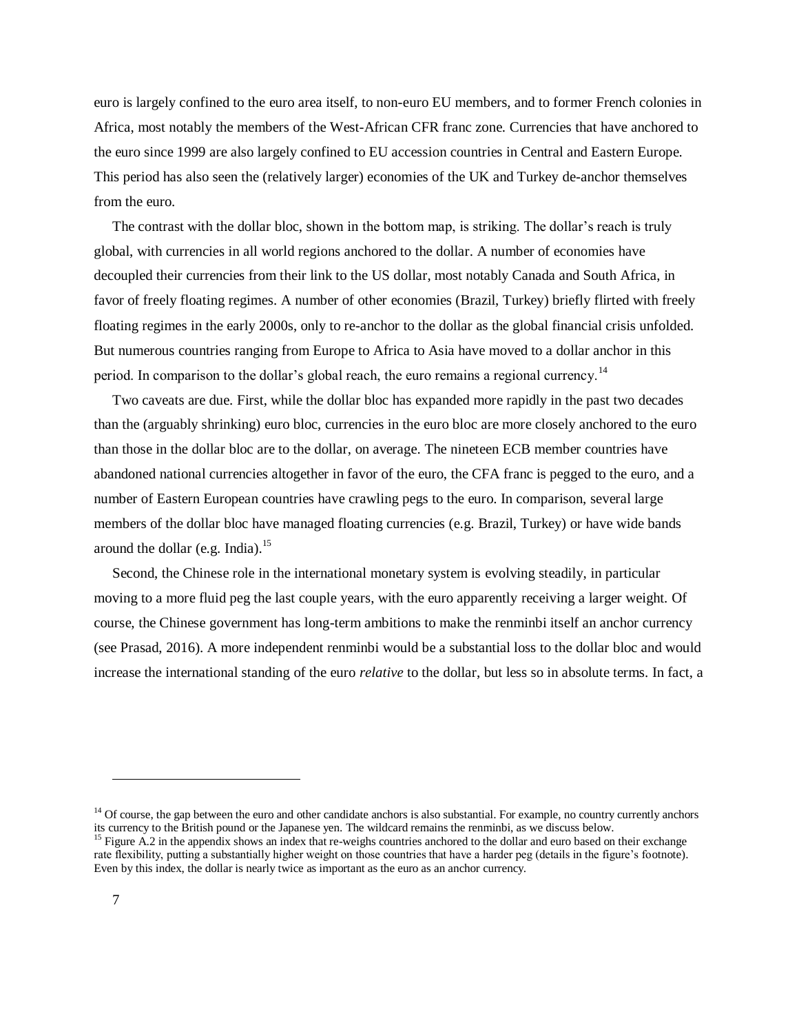euro is largely confined to the euro area itself, to non-euro EU members, and to former French colonies in Africa, most notably the members of the West-African CFR franc zone. Currencies that have anchored to the euro since 1999 are also largely confined to EU accession countries in Central and Eastern Europe. This period has also seen the (relatively larger) economies of the UK and Turkey de-anchor themselves from the euro.

The contrast with the dollar bloc, shown in the bottom map, is striking. The dollar's reach is truly global, with currencies in all world regions anchored to the dollar. A number of economies have decoupled their currencies from their link to the US dollar, most notably Canada and South Africa, in favor of freely floating regimes. A number of other economies (Brazil, Turkey) briefly flirted with freely floating regimes in the early 2000s, only to re-anchor to the dollar as the global financial crisis unfolded. But numerous countries ranging from Europe to Africa to Asia have moved to a dollar anchor in this period. In comparison to the dollar's global reach, the euro remains a regional currency.[14]

Two caveats are due. First, while the dollar bloc has expanded more rapidly in the past two decades than the (arguably shrinking) euro bloc, currencies in the euro bloc are more closely anchored to the euro than those in the dollar bloc are to the dollar, on average. The nineteen ECB member countries have abandoned national currencies altogether in favor of the euro, the CFA franc is pegged to the euro, and a number of Eastern European countries have crawling pegs to the euro. In comparison, several large members of the dollar bloc have managed floating currencies (e.g. Brazil, Turkey) or have wide bands around the dollar (e.g. India).[15]

Second, the Chinese role in the international monetary system is evolving steadily, in particular moving to a more fluid peg the last couple years, with the euro apparently receiving a larger weight. Of course, the Chinese government has long-term ambitions to make the renminbi itself an anchor currency (see Prasad, 2016). A more independent renminbi would be a substantial loss to the dollar bloc and would increase the international standing of the euro *relative* to the dollar, but less so in absolute terms. In fact, a

[14] Of course, the gap between the euro and other candidate anchors is also substantial. For example, no country currently anchors its currency to the British pound or the Japanese yen. The wildcard remains the renminbi, as we discuss below.

[15] Figure A.2 in the appendix shows an index that re-weighs countries anchored to the dollar and euro based on their exchange rate flexibility, putting a substantially higher weight on those countries that have a harder peg (details in the figure's footnote). Even by this index, the dollar is nearly twice as important as the euro as an anchor currency.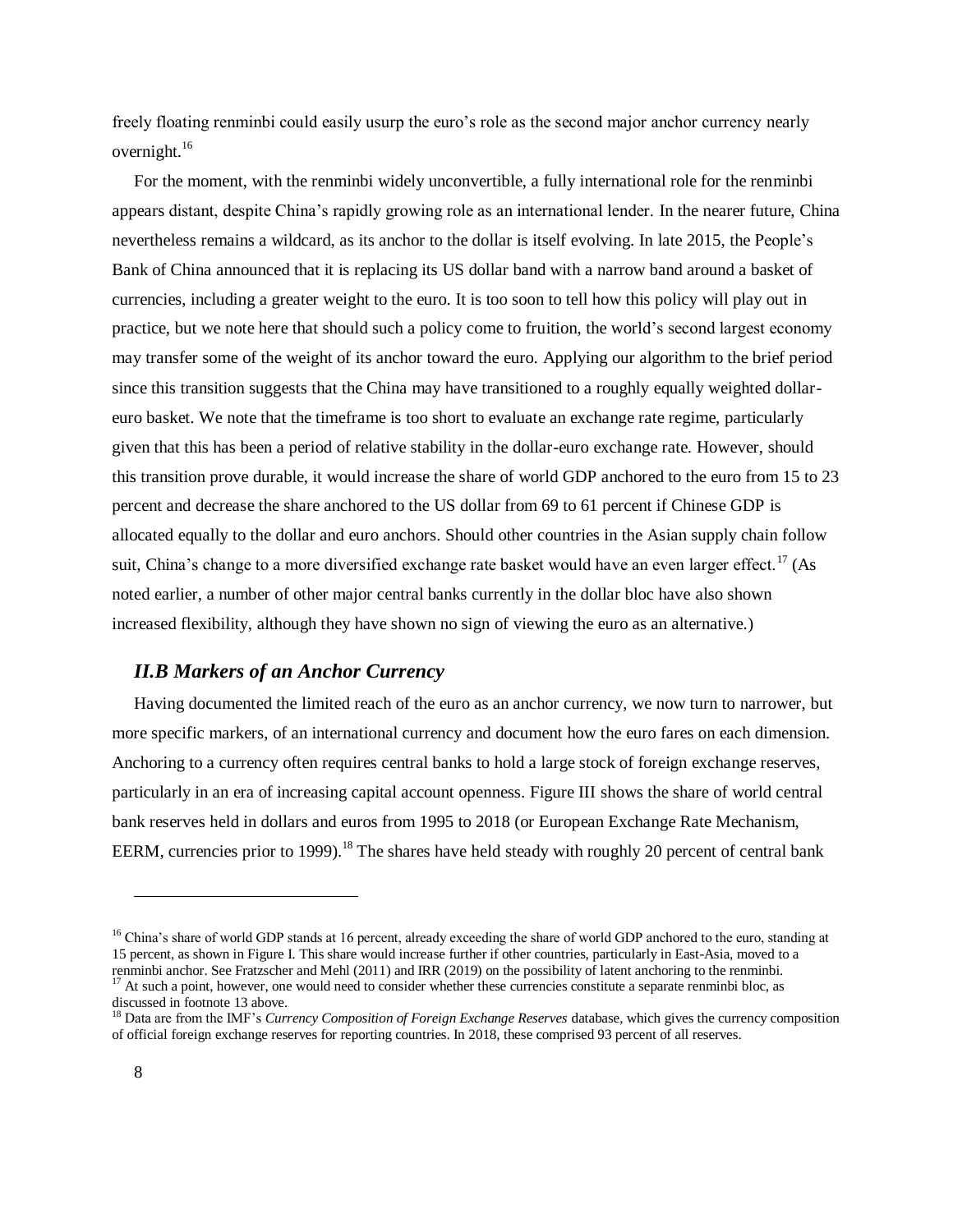freely floating renminbi could easily usurp the euro's role as the second major anchor currency nearly overnight.[16]

For the moment, with the renminbi widely unconvertible, a fully international role for the renminbi appears distant, despite China's rapidly growing role as an international lender. In the nearer future, China nevertheless remains a wildcard, as its anchor to the dollar is itself evolving. In late 2015, the People's Bank of China announced that it is replacing its US dollar band with a narrow band around a basket of currencies, including a greater weight to the euro. It is too soon to tell how this policy will play out in practice, but we note here that should such a policy come to fruition, the world's second largest economy may transfer some of the weight of its anchor toward the euro. Applying our algorithm to the brief period since this transition suggests that the China may have transitioned to a roughly equally weighted dollar-euro basket. We note that the timeframe is too short to evaluate an exchange rate regime, particularly given that this has been a period of relative stability in the dollar-euro exchange rate. However, should this transition prove durable, it would increase the share of world GDP anchored to the euro from 15 to 23 percent and decrease the share anchored to the US dollar from 69 to 61 percent if Chinese GDP is allocated equally to the dollar and euro anchors. Should other countries in the Asian supply chain follow suit, China's change to a more diversified exchange rate basket would have an even larger effect.[17] (As noted earlier, a number of other major central banks currently in the dollar bloc have also shown increased flexibility, although they have shown no sign of viewing the euro as an alternative.)

### *II.B Markers of an Anchor Currency*

Having documented the limited reach of the euro as an anchor currency, we now turn to narrower, but more specific markers, of an international currency and document how the euro fares on each dimension. Anchoring to a currency often requires central banks to hold a large stock of foreign exchange reserves, particularly in an era of increasing capital account openness. Figure III shows the share of world central bank reserves held in dollars and euros from 1995 to 2018 (or European Exchange Rate Mechanism, EERM, currencies prior to 1999).[18] The shares have held steady with roughly 20 percent of central bank

---

[16] China's share of world GDP stands at 16 percent, already exceeding the share of world GDP anchored to the euro, standing at 15 percent, as shown in Figure I. This share would increase further if other countries, particularly in East-Asia, moved to a renminbi anchor. See Fratzscher and Mehl (2011) and IRR (2019) on the possibility of latent anchoring to the renminbi.

[17] At such a point, however, one would need to consider whether these currencies constitute a separate renminbi bloc, as discussed in footnote 13 above.

[18] Data are from the IMF's *Currency Composition of Foreign Exchange Reserves* database, which gives the currency composition of official foreign exchange reserves for reporting countries. In 2018, these comprised 93 percent of all reserves.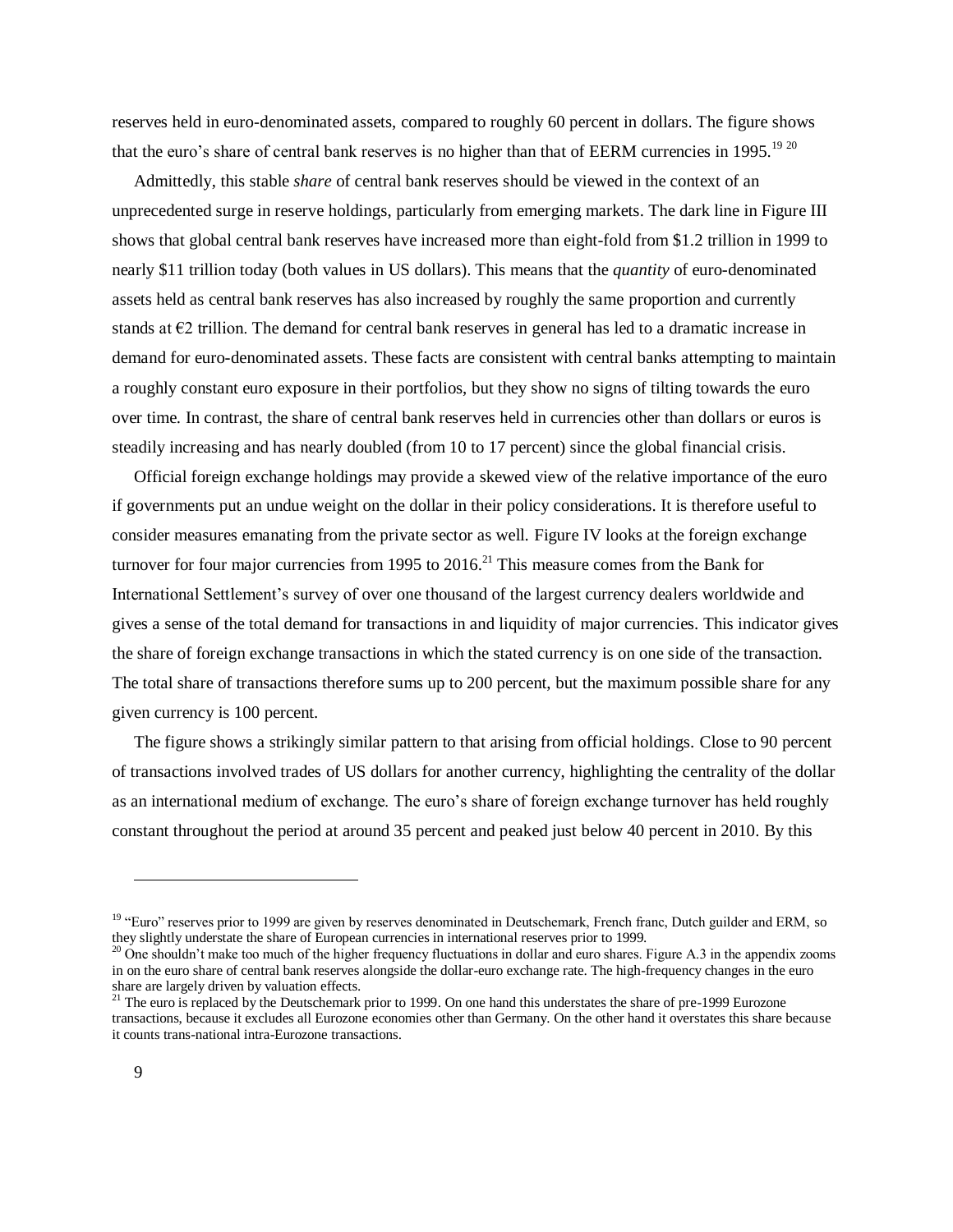reserves held in euro-denominated assets, compared to roughly 60 percent in dollars. The figure shows that the euro's share of central bank reserves is no higher than that of EERM currencies in 1995.[19] [20]

Admittedly, this stable *share* of central bank reserves should be viewed in the context of an unprecedented surge in reserve holdings, particularly from emerging markets. The dark line in Figure III shows that global central bank reserves have increased more than eight-fold from $1.2 trillion in 1999 to nearly $11 trillion today (both values in US dollars). This means that the *quantity* of euro-denominated assets held as central bank reserves has also increased by roughly the same proportion and currently stands at €2 trillion. The demand for central bank reserves in general has led to a dramatic increase in demand for euro-denominated assets. These facts are consistent with central banks attempting to maintain a roughly constant euro exposure in their portfolios, but they show no signs of tilting towards the euro over time. In contrast, the share of central bank reserves held in currencies other than dollars or euros is steadily increasing and has nearly doubled (from 10 to 17 percent) since the global financial crisis.

Official foreign exchange holdings may provide a skewed view of the relative importance of the euro if governments put an undue weight on the dollar in their policy considerations. It is therefore useful to consider measures emanating from the private sector as well. Figure IV looks at the foreign exchange turnover for four major currencies from 1995 to 2016.[21] This measure comes from the Bank for International Settlement's survey of over one thousand of the largest currency dealers worldwide and gives a sense of the total demand for transactions in and liquidity of major currencies. This indicator gives the share of foreign exchange transactions in which the stated currency is on one side of the transaction. The total share of transactions therefore sums up to 200 percent, but the maximum possible share for any given currency is 100 percent.

The figure shows a strikingly similar pattern to that arising from official holdings. Close to 90 percent of transactions involved trades of US dollars for another currency, highlighting the centrality of the dollar as an international medium of exchange. The euro's share of foreign exchange turnover has held roughly constant throughout the period at around 35 percent and peaked just below 40 percent in 2010. By this

---

[19] "Euro" reserves prior to 1999 are given by reserves denominated in Deutschemark, French franc, Dutch guilder and ERM, so they slightly understate the share of European currencies in international reserves prior to 1999.

[20] One shouldn't make too much of the higher frequency fluctuations in dollar and euro shares. Figure A.3 in the appendix zooms in on the euro share of central bank reserves alongside the dollar-euro exchange rate. The high-frequency changes in the euro share are largely driven by valuation effects.

[21] The euro is replaced by the Deutschemark prior to 1999. On one hand this understates the share of pre-1999 Eurozone transactions, because it excludes all Eurozone economies other than Germany. On the other hand it overstates this share because it counts trans-national intra-Eurozone transactions.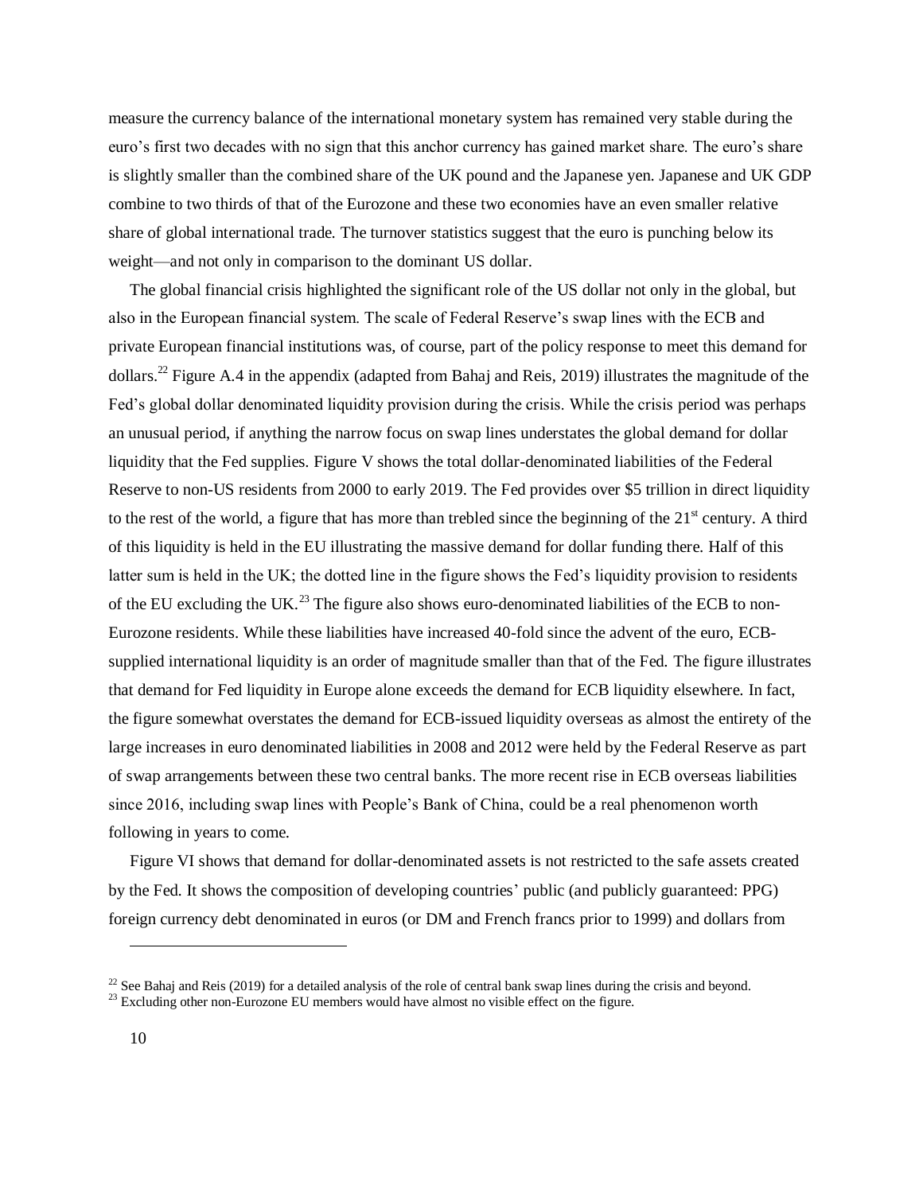measure the currency balance of the international monetary system has remained very stable during the euro's first two decades with no sign that this anchor currency has gained market share. The euro's share is slightly smaller than the combined share of the UK pound and the Japanese yen. Japanese and UK GDP combine to two thirds of that of the Eurozone and these two economies have an even smaller relative share of global international trade. The turnover statistics suggest that the euro is punching below its weight—and not only in comparison to the dominant US dollar.

The global financial crisis highlighted the significant role of the US dollar not only in the global, but also in the European financial system. The scale of Federal Reserve's swap lines with the ECB and private European financial institutions was, of course, part of the policy response to meet this demand for dollars.[22] Figure A.4 in the appendix (adapted from Bahaj and Reis, 2019) illustrates the magnitude of the Fed's global dollar denominated liquidity provision during the crisis. While the crisis period was perhaps an unusual period, if anything the narrow focus on swap lines understates the global demand for dollar liquidity that the Fed supplies. Figure V shows the total dollar-denominated liabilities of the Federal Reserve to non-US residents from 2000 to early 2019. The Fed provides over $5 trillion in direct liquidity to the rest of the world, a figure that has more than trebled since the beginning of the 21st century. A third of this liquidity is held in the EU illustrating the massive demand for dollar funding there. Half of this latter sum is held in the UK; the dotted line in the figure shows the Fed's liquidity provision to residents of the EU excluding the UK.[23] The figure also shows euro-denominated liabilities of the ECB to non-Eurozone residents. While these liabilities have increased 40-fold since the advent of the euro, ECB-supplied international liquidity is an order of magnitude smaller than that of the Fed. The figure illustrates that demand for Fed liquidity in Europe alone exceeds the demand for ECB liquidity elsewhere. In fact, the figure somewhat overstates the demand for ECB-issued liquidity overseas as almost the entirety of the large increases in euro denominated liabilities in 2008 and 2012 were held by the Federal Reserve as part of swap arrangements between these two central banks. The more recent rise in ECB overseas liabilities since 2016, including swap lines with People's Bank of China, could be a real phenomenon worth following in years to come.

Figure VI shows that demand for dollar-denominated assets is not restricted to the safe assets created by the Fed. It shows the composition of developing countries' public (and publicly guaranteed: PPG) foreign currency debt denominated in euros (or DM and French francs prior to 1999) and dollars from

[22] See Bahaj and Reis (2019) for a detailed analysis of the role of central bank swap lines during the crisis and beyond.

[23] Excluding other non-Eurozone EU members would have almost no visible effect on the figure.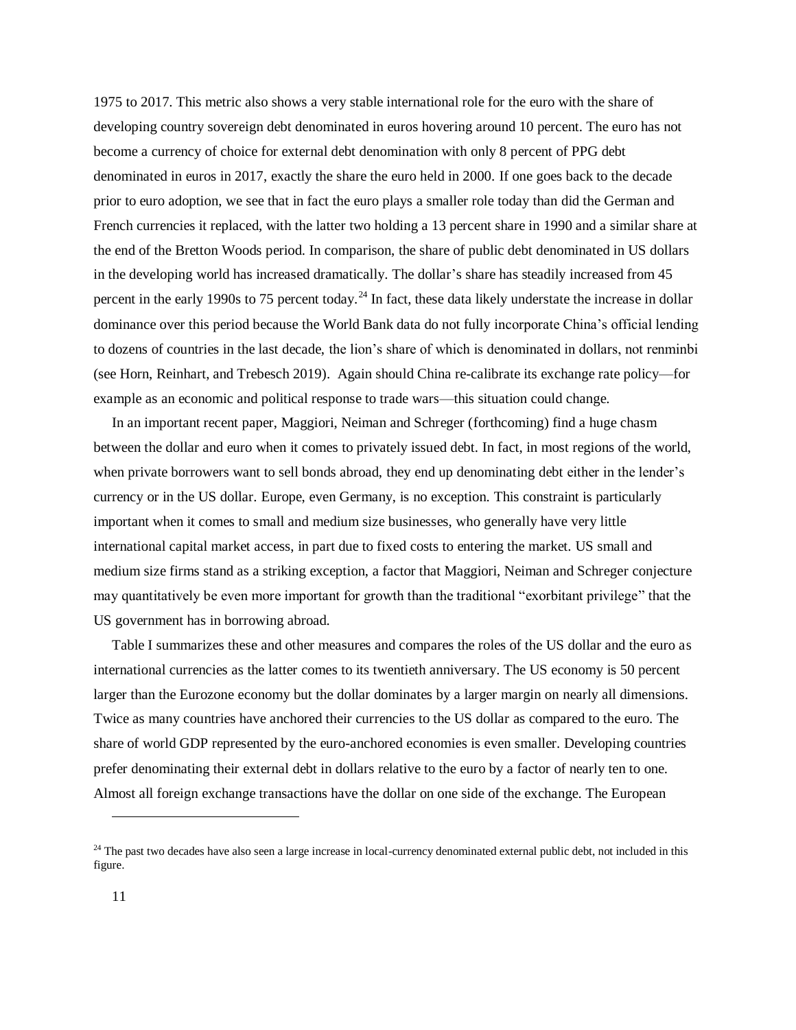1975 to 2017. This metric also shows a very stable international role for the euro with the share of developing country sovereign debt denominated in euros hovering around 10 percent. The euro has not become a currency of choice for external debt denomination with only 8 percent of PPG debt denominated in euros in 2017, exactly the share the euro held in 2000. If one goes back to the decade prior to euro adoption, we see that in fact the euro plays a smaller role today than did the German and French currencies it replaced, with the latter two holding a 13 percent share in 1990 and a similar share at the end of the Bretton Woods period. In comparison, the share of public debt denominated in US dollars in the developing world has increased dramatically. The dollar's share has steadily increased from 45 percent in the early 1990s to 75 percent today.[24] In fact, these data likely understate the increase in dollar dominance over this period because the World Bank data do not fully incorporate China's official lending to dozens of countries in the last decade, the lion's share of which is denominated in dollars, not renminbi (see Horn, Reinhart, and Trebesch 2019). Again should China re-calibrate its exchange rate policy—for example as an economic and political response to trade wars—this situation could change.

In an important recent paper, Maggiori, Neiman and Schreger (forthcoming) find a huge chasm between the dollar and euro when it comes to privately issued debt. In fact, in most regions of the world, when private borrowers want to sell bonds abroad, they end up denominating debt either in the lender's currency or in the US dollar. Europe, even Germany, is no exception. This constraint is particularly important when it comes to small and medium size businesses, who generally have very little international capital market access, in part due to fixed costs to entering the market. US small and medium size firms stand as a striking exception, a factor that Maggiori, Neiman and Schreger conjecture may quantitatively be even more important for growth than the traditional "exorbitant privilege" that the US government has in borrowing abroad.

Table I summarizes these and other measures and compares the roles of the US dollar and the euro as international currencies as the latter comes to its twentieth anniversary. The US economy is 50 percent larger than the Eurozone economy but the dollar dominates by a larger margin on nearly all dimensions. Twice as many countries have anchored their currencies to the US dollar as compared to the euro. The share of world GDP represented by the euro-anchored economies is even smaller. Developing countries prefer denominating their external debt in dollars relative to the euro by a factor of nearly ten to one. Almost all foreign exchange transactions have the dollar on one side of the exchange. The European

[24] The past two decades have also seen a large increase in local-currency denominated external public debt, not included in this figure.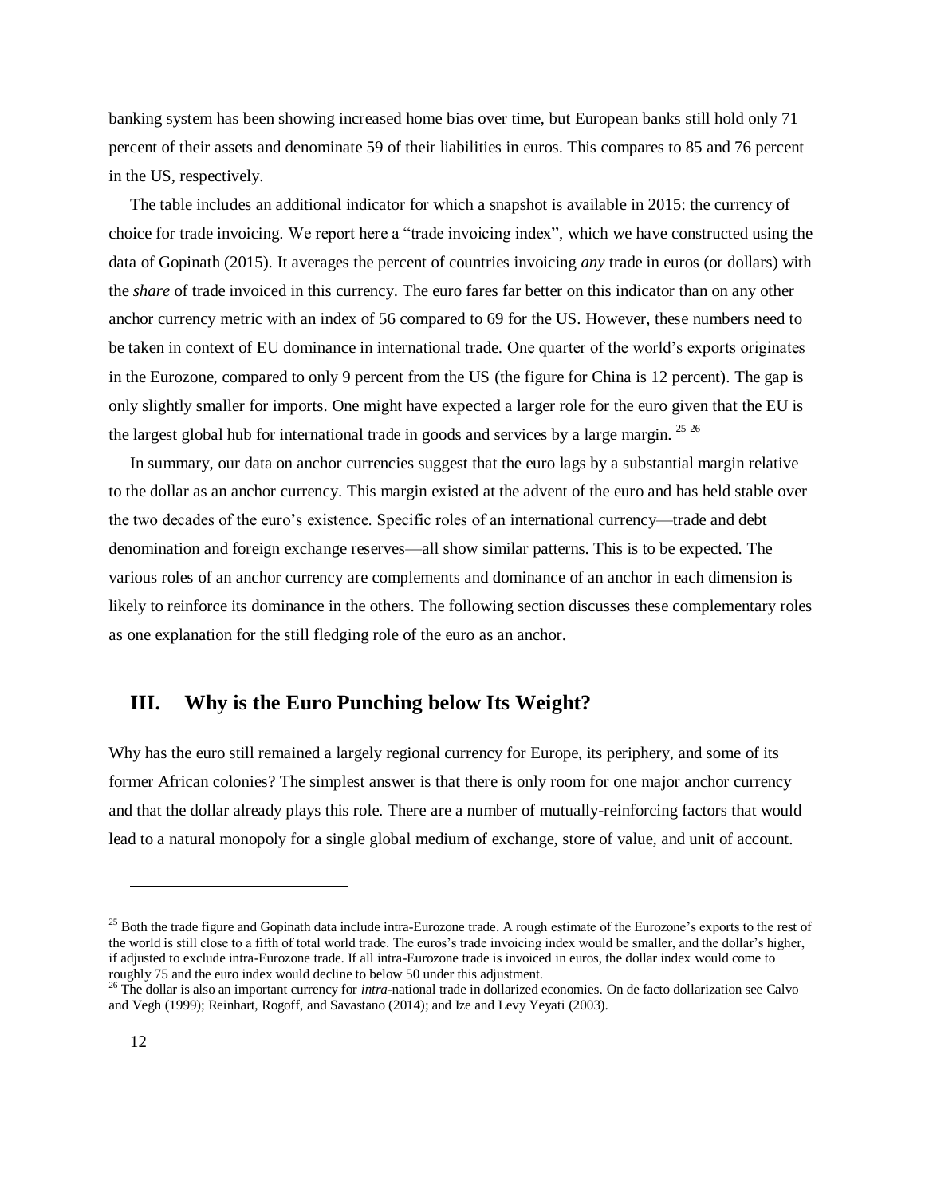banking system has been showing increased home bias over time, but European banks still hold only 71 percent of their assets and denominate 59 of their liabilities in euros. This compares to 85 and 76 percent in the US, respectively.

The table includes an additional indicator for which a snapshot is available in 2015: the currency of choice for trade invoicing. We report here a "trade invoicing index", which we have constructed using the data of Gopinath (2015). It averages the percent of countries invoicing *any* trade in euros (or dollars) with the *share* of trade invoiced in this currency. The euro fares far better on this indicator than on any other anchor currency metric with an index of 56 compared to 69 for the US. However, these numbers need to be taken in context of EU dominance in international trade. One quarter of the world's exports originates in the Eurozone, compared to only 9 percent from the US (the figure for China is 12 percent). The gap is only slightly smaller for imports. One might have expected a larger role for the euro given that the EU is the largest global hub for international trade in goods and services by a large margin. [25] [26]

In summary, our data on anchor currencies suggest that the euro lags by a substantial margin relative to the dollar as an anchor currency. This margin existed at the advent of the euro and has held stable over the two decades of the euro's existence. Specific roles of an international currency—trade and debt denomination and foreign exchange reserves—all show similar patterns. This is to be expected. The various roles of an anchor currency are complements and dominance of an anchor in each dimension is likely to reinforce its dominance in the others. The following section discusses these complementary roles as one explanation for the still fledging role of the euro as an anchor.

## III. Why is the Euro Punching below Its Weight?

Why has the euro still remained a largely regional currency for Europe, its periphery, and some of its former African colonies? The simplest answer is that there is only room for one major anchor currency and that the dollar already plays this role. There are a number of mutually-reinforcing factors that would lead to a natural monopoly for a single global medium of exchange, store of value, and unit of account.

---

[25] Both the trade figure and Gopinath data include intra-Eurozone trade. A rough estimate of the Eurozone's exports to the rest of the world is still close to a fifth of total world trade. The euros's trade invoicing index would be smaller, and the dollar's higher, if adjusted to exclude intra-Eurozone trade. If all intra-Eurozone trade is invoiced in euros, the dollar index would come to roughly 75 and the euro index would decline to below 50 under this adjustment.

[26] The dollar is also an important currency for *intra*-national trade in dollarized economies. On de facto dollarization see Calvo and Vegh (1999); Reinhart, Rogoff, and Savastano (2014); and Ize and Levy Yeyati (2003).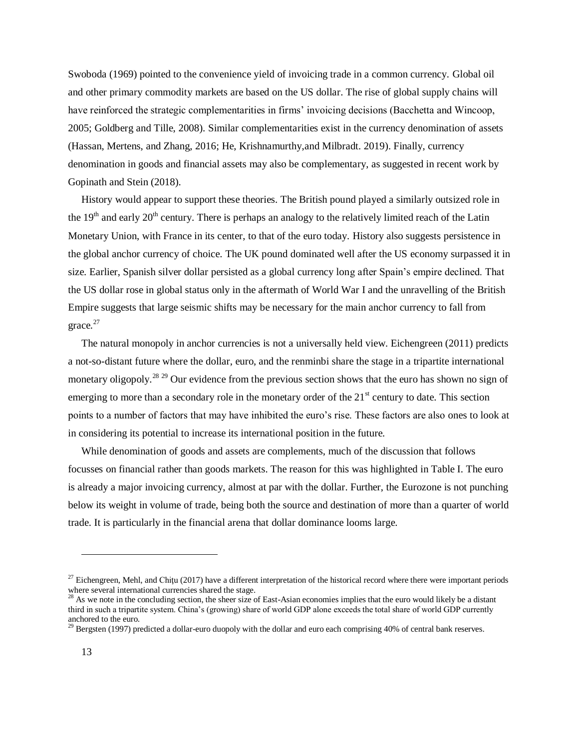Swoboda (1969) pointed to the convenience yield of invoicing trade in a common currency. Global oil and other primary commodity markets are based on the US dollar. The rise of global supply chains will have reinforced the strategic complementarities in firms' invoicing decisions (Bacchetta and Wincoop, 2005; Goldberg and Tille, 2008). Similar complementarities exist in the currency denomination of assets (Hassan, Mertens, and Zhang, 2016; He, Krishnamurthy,and Milbradt. 2019). Finally, currency denomination in goods and financial assets may also be complementary, as suggested in recent work by Gopinath and Stein (2018).

History would appear to support these theories. The British pound played a similarly outsized role in the 19th and early 20th century. There is perhaps an analogy to the relatively limited reach of the Latin Monetary Union, with France in its center, to that of the euro today. History also suggests persistence in the global anchor currency of choice. The UK pound dominated well after the US economy surpassed it in size. Earlier, Spanish silver dollar persisted as a global currency long after Spain's empire declined. That the US dollar rose in global status only in the aftermath of World War I and the unravelling of the British Empire suggests that large seismic shifts may be necessary for the main anchor currency to fall from grace.[27]

The natural monopoly in anchor currencies is not a universally held view. Eichengreen (2011) predicts a not-so-distant future where the dollar, euro, and the renminbi share the stage in a tripartite international monetary oligopoly.[28] [29] Our evidence from the previous section shows that the euro has shown no sign of emerging to more than a secondary role in the monetary order of the 21st century to date. This section points to a number of factors that may have inhibited the euro's rise. These factors are also ones to look at in considering its potential to increase its international position in the future.

While denomination of goods and assets are complements, much of the discussion that follows focusses on financial rather than goods markets. The reason for this was highlighted in Table I. The euro is already a major invoicing currency, almost at par with the dollar. Further, the Eurozone is not punching below its weight in volume of trade, being both the source and destination of more than a quarter of world trade. It is particularly in the financial arena that dollar dominance looms large.

---

[27] Eichengreen, Mehl, and Chițu (2017) have a different interpretation of the historical record where there were important periods where several international currencies shared the stage.

[28] As we note in the concluding section, the sheer size of East-Asian economies implies that the euro would likely be a distant third in such a tripartite system. China's (growing) share of world GDP alone exceeds the total share of world GDP currently anchored to the euro.

[29] Bergsten (1997) predicted a dollar-euro duopoly with the dollar and euro each comprising 40% of central bank reserves.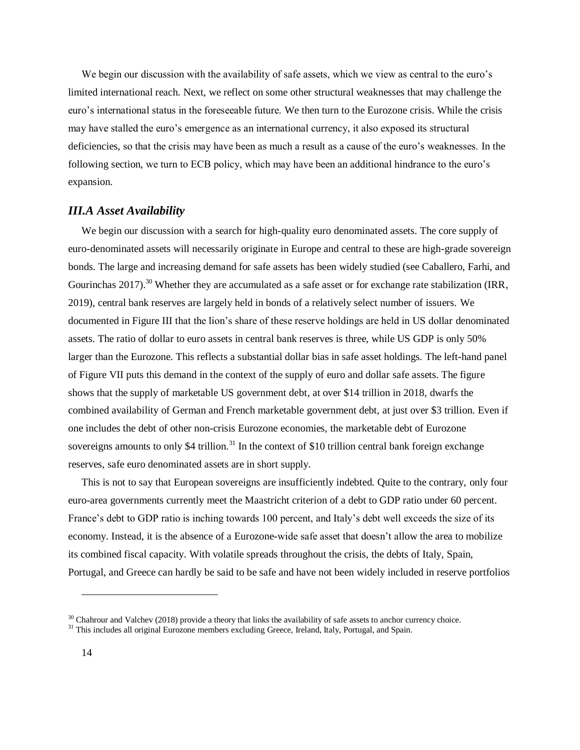We begin our discussion with the availability of safe assets, which we view as central to the euro's limited international reach. Next, we reflect on some other structural weaknesses that may challenge the euro's international status in the foreseeable future. We then turn to the Eurozone crisis. While the crisis may have stalled the euro's emergence as an international currency, it also exposed its structural deficiencies, so that the crisis may have been as much a result as a cause of the euro's weaknesses. In the following section, we turn to ECB policy, which may have been an additional hindrance to the euro's expansion.

### *III.A Asset Availability*

We begin our discussion with a search for high-quality euro denominated assets. The core supply of euro-denominated assets will necessarily originate in Europe and central to these are high-grade sovereign bonds. The large and increasing demand for safe assets has been widely studied (see Caballero, Farhi, and Gourinchas 2017).[30] Whether they are accumulated as a safe asset or for exchange rate stabilization (IRR, 2019), central bank reserves are largely held in bonds of a relatively select number of issuers. We documented in Figure III that the lion's share of these reserve holdings are held in US dollar denominated assets. The ratio of dollar to euro assets in central bank reserves is three, while US GDP is only 50% larger than the Eurozone. This reflects a substantial dollar bias in safe asset holdings. The left-hand panel of Figure VII puts this demand in the context of the supply of euro and dollar safe assets. The figure shows that the supply of marketable US government debt, at over $14 trillion in 2018, dwarfs the combined availability of German and French marketable government debt, at just over $3 trillion. Even if one includes the debt of other non-crisis Eurozone economies, the marketable debt of Eurozone sovereigns amounts to only $4 trillion.[31] In the context of $10 trillion central bank foreign exchange reserves, safe euro denominated assets are in short supply.

This is not to say that European sovereigns are insufficiently indebted. Quite to the contrary, only four euro-area governments currently meet the Maastricht criterion of a debt to GDP ratio under 60 percent. France's debt to GDP ratio is inching towards 100 percent, and Italy's debt well exceeds the size of its economy. Instead, it is the absence of a Eurozone-wide safe asset that doesn't allow the area to mobilize its combined fiscal capacity. With volatile spreads throughout the crisis, the debts of Italy, Spain, Portugal, and Greece can hardly be said to be safe and have not been widely included in reserve portfolios

---

[30] Chahrour and Valchev (2018) provide a theory that links the availability of safe assets to anchor currency choice.

[31] This includes all original Eurozone members excluding Greece, Ireland, Italy, Portugal, and Spain.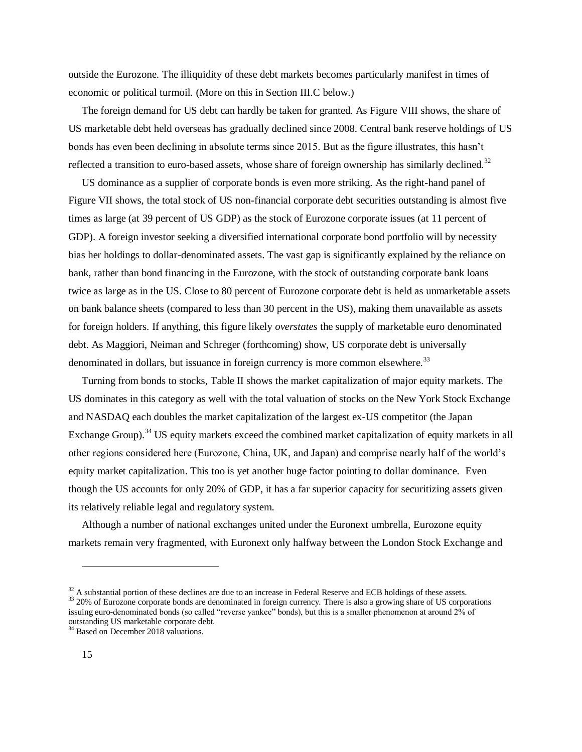outside the Eurozone. The illiquidity of these debt markets becomes particularly manifest in times of economic or political turmoil. (More on this in Section III.C below.)

The foreign demand for US debt can hardly be taken for granted. As Figure VIII shows, the share of US marketable debt held overseas has gradually declined since 2008. Central bank reserve holdings of US bonds has even been declining in absolute terms since 2015. But as the figure illustrates, this hasn't reflected a transition to euro-based assets, whose share of foreign ownership has similarly declined.[32]

US dominance as a supplier of corporate bonds is even more striking. As the right-hand panel of Figure VII shows, the total stock of US non-financial corporate debt securities outstanding is almost five times as large (at 39 percent of US GDP) as the stock of Eurozone corporate issues (at 11 percent of GDP). A foreign investor seeking a diversified international corporate bond portfolio will by necessity bias her holdings to dollar-denominated assets. The vast gap is significantly explained by the reliance on bank, rather than bond financing in the Eurozone, with the stock of outstanding corporate bank loans twice as large as in the US. Close to 80 percent of Eurozone corporate debt is held as unmarketable assets on bank balance sheets (compared to less than 30 percent in the US), making them unavailable as assets for foreign holders. If anything, this figure likely *overstates* the supply of marketable euro denominated debt. As Maggiori, Neiman and Schreger (forthcoming) show, US corporate debt is universally denominated in dollars, but issuance in foreign currency is more common elsewhere.[33]

Turning from bonds to stocks, Table II shows the market capitalization of major equity markets. The US dominates in this category as well with the total valuation of stocks on the New York Stock Exchange and NASDAQ each doubles the market capitalization of the largest ex-US competitor (the Japan Exchange Group).[34] US equity markets exceed the combined market capitalization of equity markets in all other regions considered here (Eurozone, China, UK, and Japan) and comprise nearly half of the world's equity market capitalization. This too is yet another huge factor pointing to dollar dominance. Even though the US accounts for only 20% of GDP, it has a far superior capacity for securitizing assets given its relatively reliable legal and regulatory system.

Although a number of national exchanges united under the Euronext umbrella, Eurozone equity markets remain very fragmented, with Euronext only halfway between the London Stock Exchange and

---

[32] A substantial portion of these declines are due to an increase in Federal Reserve and ECB holdings of these assets.

[33] 20% of Eurozone corporate bonds are denominated in foreign currency. There is also a growing share of US corporations issuing euro-denominated bonds (so called "reverse yankee" bonds), but this is a smaller phenomenon at around 2% of outstanding US marketable corporate debt.

[34] Based on December 2018 valuations.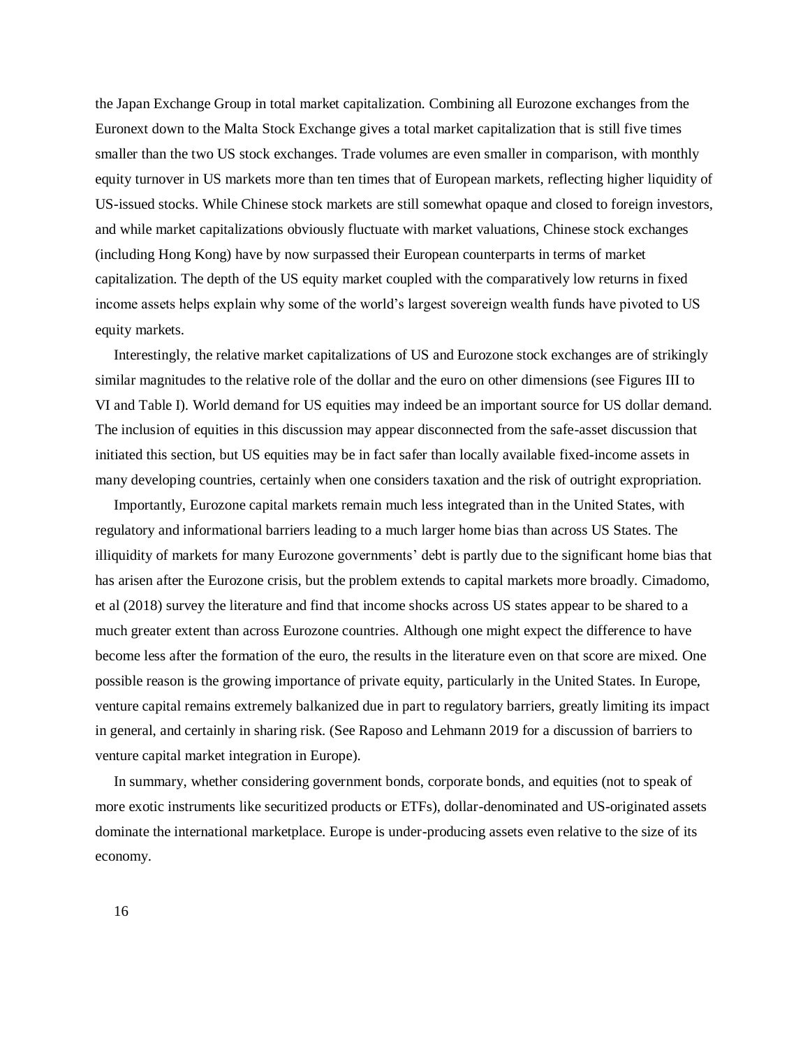the Japan Exchange Group in total market capitalization. Combining all Eurozone exchanges from the Euronext down to the Malta Stock Exchange gives a total market capitalization that is still five times smaller than the two US stock exchanges. Trade volumes are even smaller in comparison, with monthly equity turnover in US markets more than ten times that of European markets, reflecting higher liquidity of US-issued stocks. While Chinese stock markets are still somewhat opaque and closed to foreign investors, and while market capitalizations obviously fluctuate with market valuations, Chinese stock exchanges (including Hong Kong) have by now surpassed their European counterparts in terms of market capitalization. The depth of the US equity market coupled with the comparatively low returns in fixed income assets helps explain why some of the world's largest sovereign wealth funds have pivoted to US equity markets.

Interestingly, the relative market capitalizations of US and Eurozone stock exchanges are of strikingly similar magnitudes to the relative role of the dollar and the euro on other dimensions (see Figures III to VI and Table I). World demand for US equities may indeed be an important source for US dollar demand. The inclusion of equities in this discussion may appear disconnected from the safe-asset discussion that initiated this section, but US equities may be in fact safer than locally available fixed-income assets in many developing countries, certainly when one considers taxation and the risk of outright expropriation.

Importantly, Eurozone capital markets remain much less integrated than in the United States, with regulatory and informational barriers leading to a much larger home bias than across US States. The illiquidity of markets for many Eurozone governments' debt is partly due to the significant home bias that has arisen after the Eurozone crisis, but the problem extends to capital markets more broadly. Cimadomo, et al (2018) survey the literature and find that income shocks across US states appear to be shared to a much greater extent than across Eurozone countries. Although one might expect the difference to have become less after the formation of the euro, the results in the literature even on that score are mixed. One possible reason is the growing importance of private equity, particularly in the United States. In Europe, venture capital remains extremely balkanized due in part to regulatory barriers, greatly limiting its impact in general, and certainly in sharing risk. (See Raposo and Lehmann 2019 for a discussion of barriers to venture capital market integration in Europe).

In summary, whether considering government bonds, corporate bonds, and equities (not to speak of more exotic instruments like securitized products or ETFs), dollar-denominated and US-originated assets dominate the international marketplace. Europe is under-producing assets even relative to the size of its economy.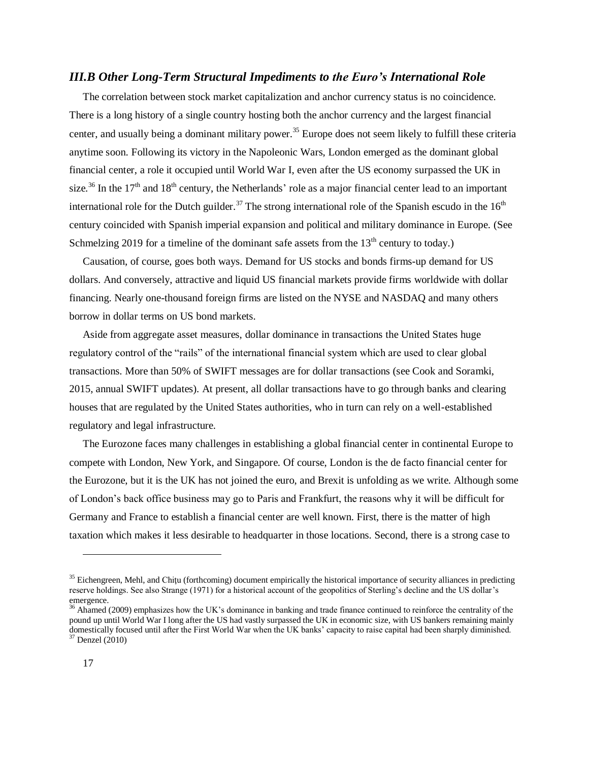### *III.B Other Long-Term Structural Impediments to the Euro's International Role*

The correlation between stock market capitalization and anchor currency status is no coincidence. There is a long history of a single country hosting both the anchor currency and the largest financial center, and usually being a dominant military power.[35] Europe does not seem likely to fulfill these criteria anytime soon. Following its victory in the Napoleonic Wars, London emerged as the dominant global financial center, a role it occupied until World War I, even after the US economy surpassed the UK in size.[36] In the 17th and 18th century, the Netherlands' role as a major financial center lead to an important international role for the Dutch guilder.[37] The strong international role of the Spanish escudo in the 16th century coincided with Spanish imperial expansion and political and military dominance in Europe. (See Schmelzing 2019 for a timeline of the dominant safe assets from the 13th century to today.)

Causation, of course, goes both ways. Demand for US stocks and bonds firms-up demand for US dollars. And conversely, attractive and liquid US financial markets provide firms worldwide with dollar financing. Nearly one-thousand foreign firms are listed on the NYSE and NASDAQ and many others borrow in dollar terms on US bond markets.

Aside from aggregate asset measures, dollar dominance in transactions the United States huge regulatory control of the "rails" of the international financial system which are used to clear global transactions. More than 50% of SWIFT messages are for dollar transactions (see Cook and Soramki, 2015, annual SWIFT updates). At present, all dollar transactions have to go through banks and clearing houses that are regulated by the United States authorities, who in turn can rely on a well-established regulatory and legal infrastructure.

The Eurozone faces many challenges in establishing a global financial center in continental Europe to compete with London, New York, and Singapore. Of course, London is the de facto financial center for the Eurozone, but it is the UK has not joined the euro, and Brexit is unfolding as we write. Although some of London's back office business may go to Paris and Frankfurt, the reasons why it will be difficult for Germany and France to establish a financial center are well known. First, there is the matter of high taxation which makes it less desirable to headquarter in those locations. Second, there is a strong case to

---

[35] Eichengreen, Mehl, and Chițu (forthcoming) document empirically the historical importance of security alliances in predicting reserve holdings. See also Strange (1971) for a historical account of the geopolitics of Sterling's decline and the US dollar's emergence.

[36] Ahamed (2009) emphasizes how the UK's dominance in banking and trade finance continued to reinforce the centrality of the pound up until World War I long after the US had vastly surpassed the UK in economic size, with US bankers remaining mainly domestically focused until after the First World War when the UK banks' capacity to raise capital had been sharply diminished.

[37] Denzel (2010)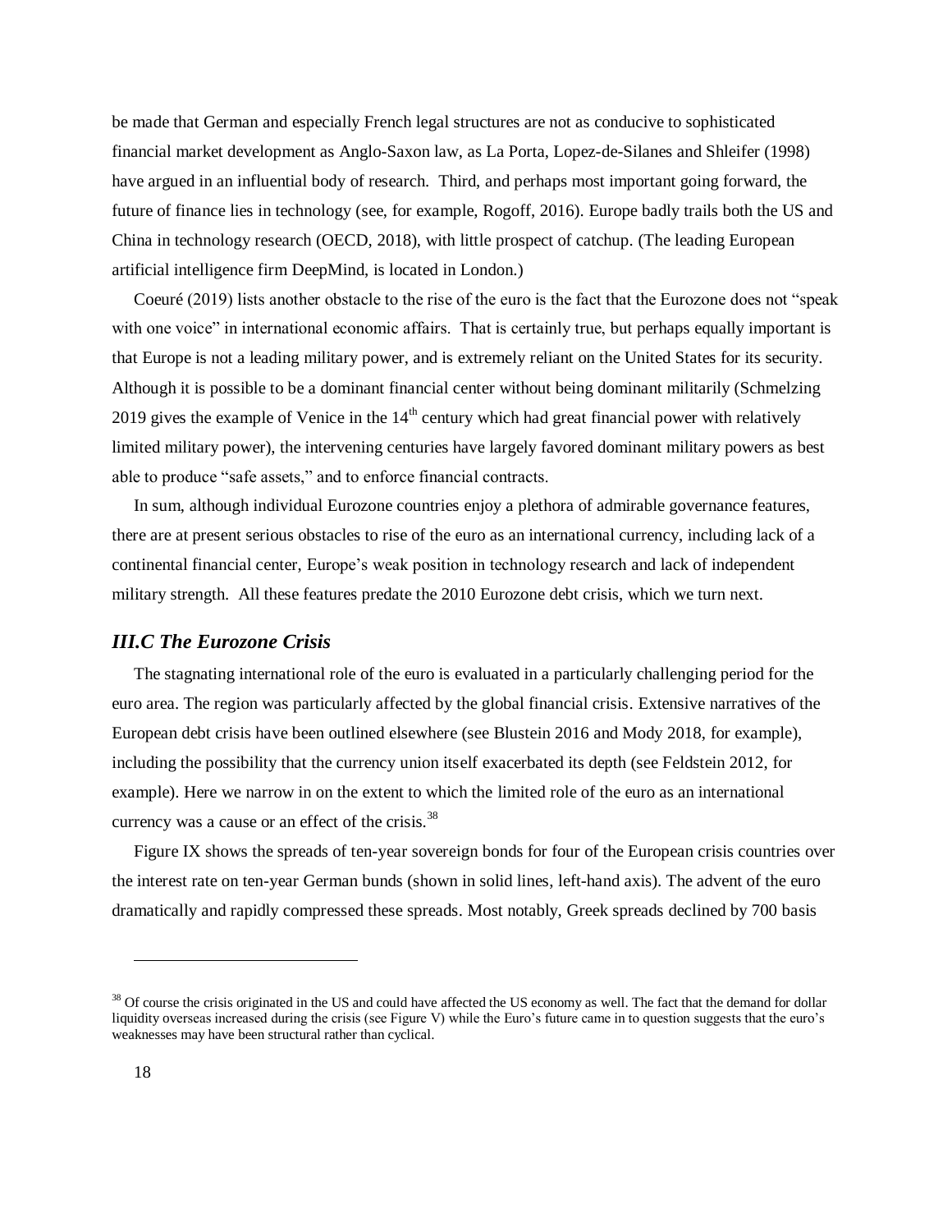be made that German and especially French legal structures are not as conducive to sophisticated financial market development as Anglo-Saxon law, as La Porta, Lopez-de-Silanes and Shleifer (1998) have argued in an influential body of research. Third, and perhaps most important going forward, the future of finance lies in technology (see, for example, Rogoff, 2016). Europe badly trails both the US and China in technology research (OECD, 2018), with little prospect of catchup. (The leading European artificial intelligence firm DeepMind, is located in London.)

Coeuré (2019) lists another obstacle to the rise of the euro is the fact that the Eurozone does not "speak with one voice" in international economic affairs. That is certainly true, but perhaps equally important is that Europe is not a leading military power, and is extremely reliant on the United States for its security. Although it is possible to be a dominant financial center without being dominant militarily (Schmelzing 2019 gives the example of Venice in the 14th century which had great financial power with relatively limited military power), the intervening centuries have largely favored dominant military powers as best able to produce "safe assets," and to enforce financial contracts.

In sum, although individual Eurozone countries enjoy a plethora of admirable governance features, there are at present serious obstacles to rise of the euro as an international currency, including lack of a continental financial center, Europe's weak position in technology research and lack of independent military strength. All these features predate the 2010 Eurozone debt crisis, which we turn next.

### *III.C The Eurozone Crisis*

The stagnating international role of the euro is evaluated in a particularly challenging period for the euro area. The region was particularly affected by the global financial crisis. Extensive narratives of the European debt crisis have been outlined elsewhere (see Blustein 2016 and Mody 2018, for example), including the possibility that the currency union itself exacerbated its depth (see Feldstein 2012, for example). Here we narrow in on the extent to which the limited role of the euro as an international currency was a cause or an effect of the crisis.[38]

Figure IX shows the spreads of ten-year sovereign bonds for four of the European crisis countries over the interest rate on ten-year German bunds (shown in solid lines, left-hand axis). The advent of the euro dramatically and rapidly compressed these spreads. Most notably, Greek spreads declined by 700 basis

[38] Of course the crisis originated in the US and could have affected the US economy as well. The fact that the demand for dollar liquidity overseas increased during the crisis (see Figure V) while the Euro's future came in to question suggests that the euro's weaknesses may have been structural rather than cyclical.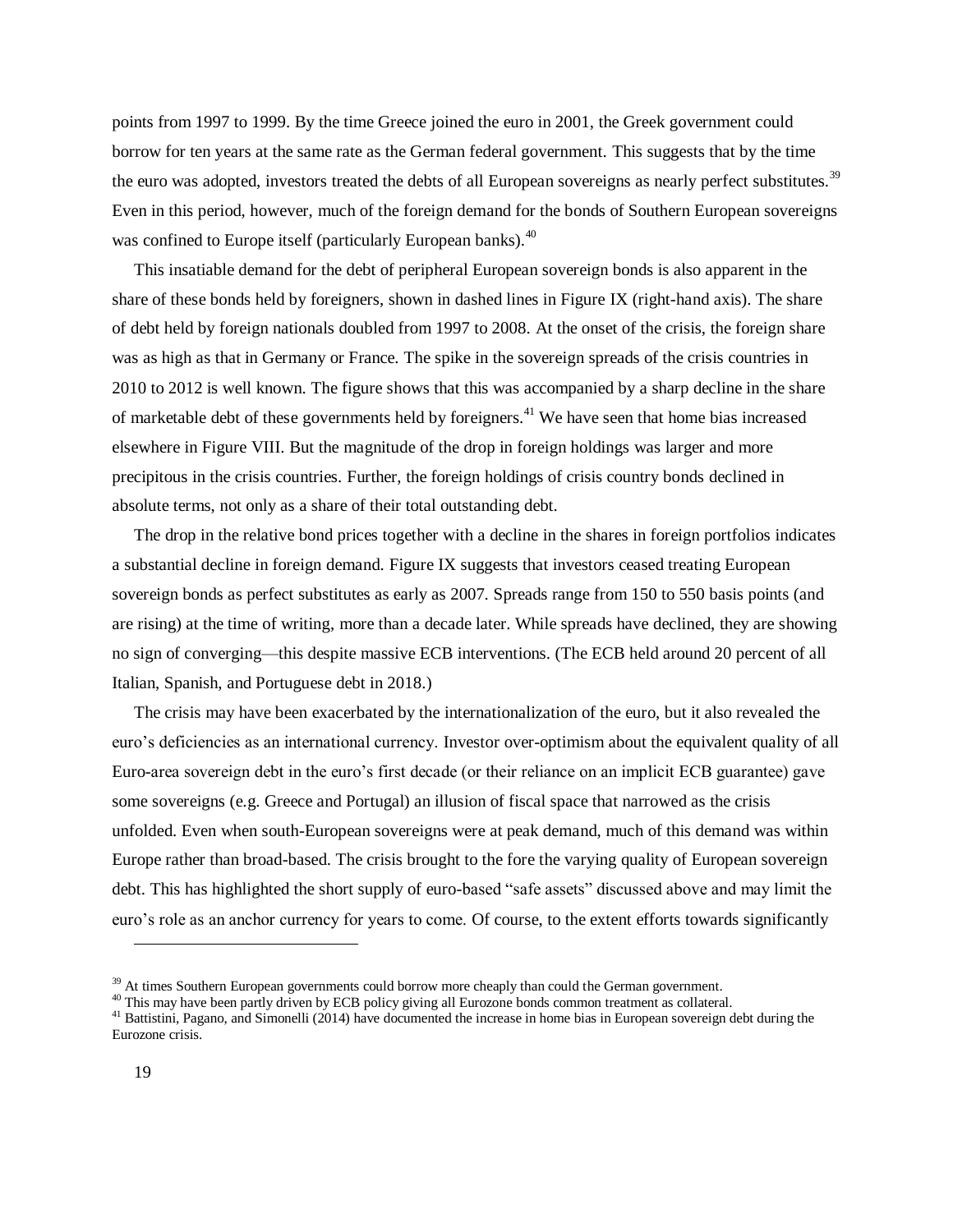points from 1997 to 1999. By the time Greece joined the euro in 2001, the Greek government could borrow for ten years at the same rate as the German federal government. This suggests that by the time the euro was adopted, investors treated the debts of all European sovereigns as nearly perfect substitutes.[39] Even in this period, however, much of the foreign demand for the bonds of Southern European sovereigns was confined to Europe itself (particularly European banks).[40]

This insatiable demand for the debt of peripheral European sovereign bonds is also apparent in the share of these bonds held by foreigners, shown in dashed lines in Figure IX (right-hand axis). The share of debt held by foreign nationals doubled from 1997 to 2008. At the onset of the crisis, the foreign share was as high as that in Germany or France. The spike in the sovereign spreads of the crisis countries in 2010 to 2012 is well known. The figure shows that this was accompanied by a sharp decline in the share of marketable debt of these governments held by foreigners.[41] We have seen that home bias increased elsewhere in Figure VIII. But the magnitude of the drop in foreign holdings was larger and more precipitous in the crisis countries. Further, the foreign holdings of crisis country bonds declined in absolute terms, not only as a share of their total outstanding debt.

The drop in the relative bond prices together with a decline in the shares in foreign portfolios indicates a substantial decline in foreign demand. Figure IX suggests that investors ceased treating European sovereign bonds as perfect substitutes as early as 2007. Spreads range from 150 to 550 basis points (and are rising) at the time of writing, more than a decade later. While spreads have declined, they are showing no sign of converging—this despite massive ECB interventions. (The ECB held around 20 percent of all Italian, Spanish, and Portuguese debt in 2018.)

The crisis may have been exacerbated by the internationalization of the euro, but it also revealed the euro's deficiencies as an international currency. Investor over-optimism about the equivalent quality of all Euro-area sovereign debt in the euro's first decade (or their reliance on an implicit ECB guarantee) gave some sovereigns (e.g. Greece and Portugal) an illusion of fiscal space that narrowed as the crisis unfolded. Even when south-European sovereigns were at peak demand, much of this demand was within Europe rather than broad-based. The crisis brought to the fore the varying quality of European sovereign debt. This has highlighted the short supply of euro-based "safe assets" discussed above and may limit the euro's role as an anchor currency for years to come. Of course, to the extent efforts towards significantly

[39] At times Southern European governments could borrow more cheaply than could the German government.

[40] This may have been partly driven by ECB policy giving all Eurozone bonds common treatment as collateral.

[41] Battistini, Pagano, and Simonelli (2014) have documented the increase in home bias in European sovereign debt during the Eurozone crisis.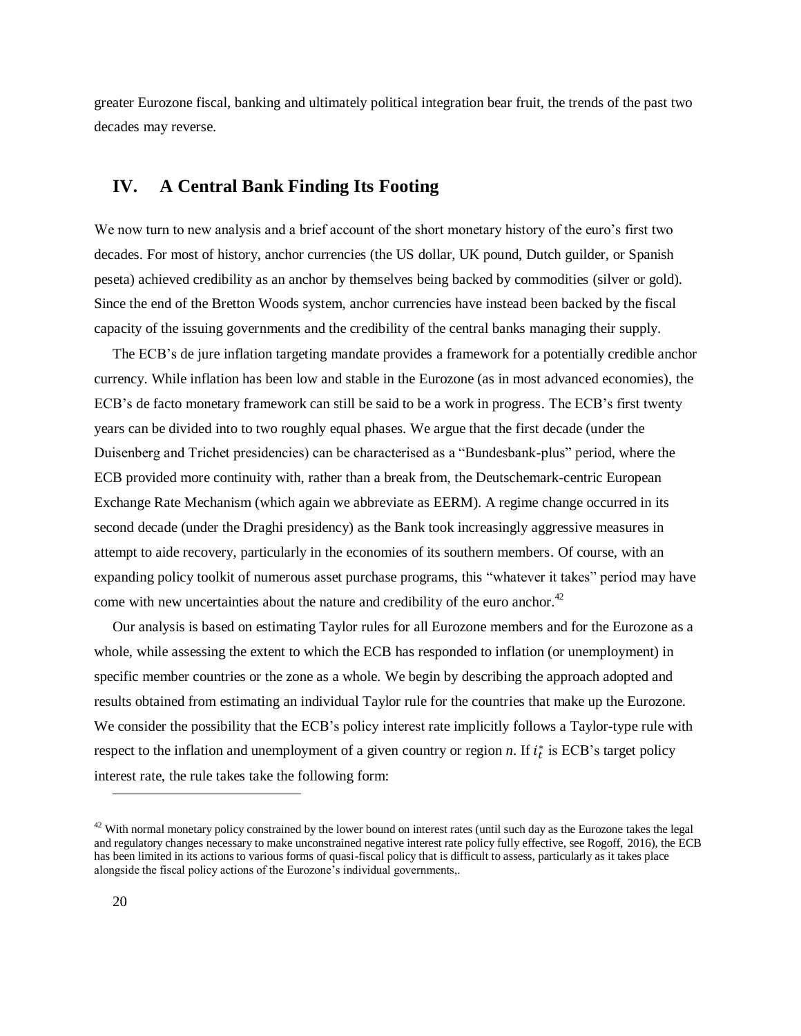greater Eurozone fiscal, banking and ultimately political integration bear fruit, the trends of the past two decades may reverse.

## IV. A Central Bank Finding Its Footing

We now turn to new analysis and a brief account of the short monetary history of the euro's first two decades. For most of history, anchor currencies (the US dollar, UK pound, Dutch guilder, or Spanish peseta) achieved credibility as an anchor by themselves being backed by commodities (silver or gold). Since the end of the Bretton Woods system, anchor currencies have instead been backed by the fiscal capacity of the issuing governments and the credibility of the central banks managing their supply.

The ECB's de jure inflation targeting mandate provides a framework for a potentially credible anchor currency. While inflation has been low and stable in the Eurozone (as in most advanced economies), the ECB's de facto monetary framework can still be said to be a work in progress. The ECB's first twenty years can be divided into to two roughly equal phases. We argue that the first decade (under the Duisenberg and Trichet presidencies) can be characterised as a "Bundesbank-plus" period, where the ECB provided more continuity with, rather than a break from, the Deutschemark-centric European Exchange Rate Mechanism (which again we abbreviate as EERM). A regime change occurred in its second decade (under the Draghi presidency) as the Bank took increasingly aggressive measures in attempt to aide recovery, particularly in the economies of its southern members. Of course, with an expanding policy toolkit of numerous asset purchase programs, this "whatever it takes" period may have come with new uncertainties about the nature and credibility of the euro anchor.[42]

Our analysis is based on estimating Taylor rules for all Eurozone members and for the Eurozone as a whole, while assessing the extent to which the ECB has responded to inflation (or unemployment) in specific member countries or the zone as a whole. We begin by describing the approach adopted and results obtained from estimating an individual Taylor rule for the countries that make up the Eurozone. We consider the possibility that the ECB's policy interest rate implicitly follows a Taylor-type rule with respect to the inflation and unemployment of a given country or region *n*. If $i_t^*$ is ECB's target policy interest rate, the rule takes take the following form:

---

[42] With normal monetary policy constrained by the lower bound on interest rates (until such day as the Eurozone takes the legal and regulatory changes necessary to make unconstrained negative interest rate policy fully effective, see Rogoff, 2016), the ECB has been limited in its actions to various forms of quasi-fiscal policy that is difficult to assess, particularly as it takes place alongside the fiscal policy actions of the Eurozone's individual governments,.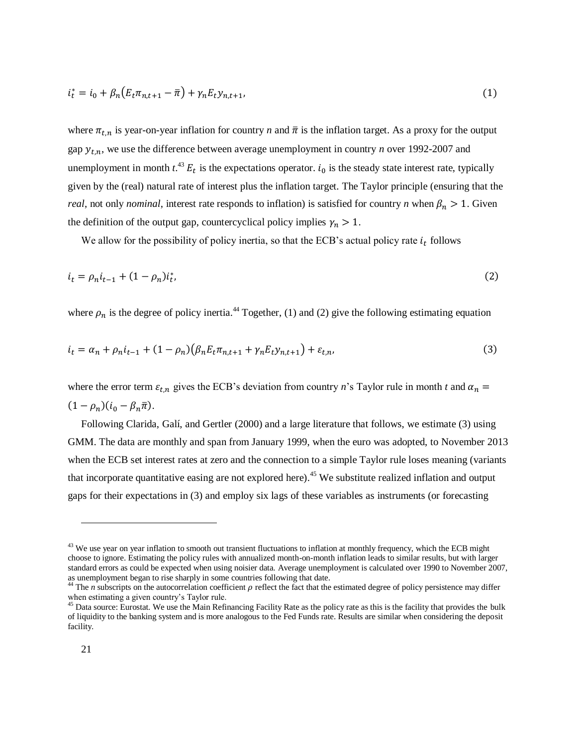$$i_t^* = i_0 + \beta_n\left(E_t\pi_{n,t+1} - \bar{\pi}\right) + \gamma_n E_t y_{n,t+1}, \tag{1}$$

where $\pi_{t,n}$ is year-on-year inflation for country *n* and $\bar{\pi}$ is the inflation target. As a proxy for the output gap $y_{t,n}$, we use the difference between average unemployment in country *n* over 1992-2007 and unemployment in month *t*.[43] $E_t$ is the expectations operator. $i_0$ is the steady state interest rate, typically given by the (real) natural rate of interest plus the inflation target. The Taylor principle (ensuring that the *real*, not only *nominal*, interest rate responds to inflation) is satisfied for country *n* when $\beta_n > 1$. Given the definition of the output gap, countercyclical policy implies $\gamma_n > 1$.

We allow for the possibility of policy inertia, so that the ECB's actual policy rate $i_t$ follows

$$i_t = \rho_n i_{t-1} + (1-\rho_n) i_t^*, \tag{2}$$

where $\rho_n$ is the degree of policy inertia.[44] Together, (1) and (2) give the following estimating equation

$$i_t = \alpha_n + \rho_n i_{t-1} + (1-\rho_n)\left(\beta_n E_t\pi_{n,t+1} + \gamma_n E_t y_{n,t+1}\right) + \varepsilon_{t,n}, \tag{3}$$

where the error term $\varepsilon_{t,n}$ gives the ECB's deviation from country *n*'s Taylor rule in month *t* and $\alpha_n = (1-\rho_n)(i_0 - \beta_n\bar{\pi})$.

Following Clarida, Galí, and Gertler (2000) and a large literature that follows, we estimate (3) using GMM. The data are monthly and span from January 1999, when the euro was adopted, to November 2013 when the ECB set interest rates at zero and the connection to a simple Taylor rule loses meaning (variants that incorporate quantitative easing are not explored here).[45] We substitute realized inflation and output gaps for their expectations in (3) and employ six lags of these variables as instruments (or forecasting

---

[43] We use year on year inflation to smooth out transient fluctuations to inflation at monthly frequency, which the ECB might choose to ignore. Estimating the policy rules with annualized month-on-month inflation leads to similar results, but with larger standard errors as could be expected when using noisier data. Average unemployment is calculated over 1990 to November 2007, as unemployment began to rise sharply in some countries following that date.

[44] The *n* subscripts on the autocorrelation coefficient $\rho$ reflect the fact that the estimated degree of policy persistence may differ when estimating a given country's Taylor rule.

[45] Data source: Eurostat. We use the Main Refinancing Facility Rate as the policy rate as this is the facility that provides the bulk of liquidity to the banking system and is more analogous to the Fed Funds rate. Results are similar when considering the deposit facility.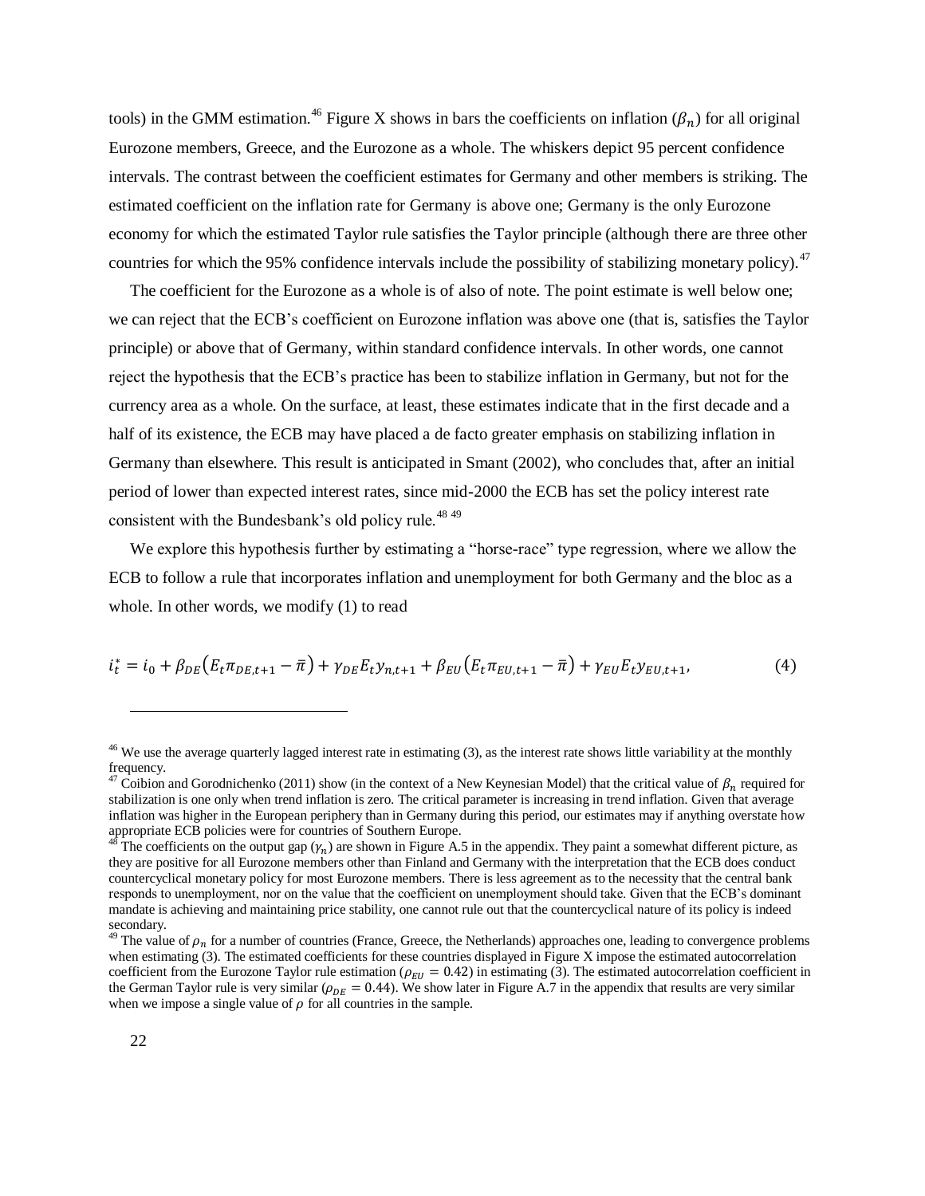tools) in the GMM estimation.[46] Figure X shows in bars the coefficients on inflation ($\beta_n$) for all original Eurozone members, Greece, and the Eurozone as a whole. The whiskers depict 95 percent confidence intervals. The contrast between the coefficient estimates for Germany and other members is striking. The estimated coefficient on the inflation rate for Germany is above one; Germany is the only Eurozone economy for which the estimated Taylor rule satisfies the Taylor principle (although there are three other countries for which the 95% confidence intervals include the possibility of stabilizing monetary policy).[47]

The coefficient for the Eurozone as a whole is of also of note. The point estimate is well below one; we can reject that the ECB's coefficient on Eurozone inflation was above one (that is, satisfies the Taylor principle) or above that of Germany, within standard confidence intervals. In other words, one cannot reject the hypothesis that the ECB's practice has been to stabilize inflation in Germany, but not for the currency area as a whole. On the surface, at least, these estimates indicate that in the first decade and a half of its existence, the ECB may have placed a de facto greater emphasis on stabilizing inflation in Germany than elsewhere. This result is anticipated in Smant (2002), who concludes that, after an initial period of lower than expected interest rates, since mid-2000 the ECB has set the policy interest rate consistent with the Bundesbank's old policy rule.[48] [49]

We explore this hypothesis further by estimating a "horse-race" type regression, where we allow the ECB to follow a rule that incorporates inflation and unemployment for both Germany and the bloc as a whole. In other words, we modify (1) to read

$$i_t^* = i_0 + \beta_{DE}\left(E_t\pi_{DE,t+1} - \bar{\pi}\right) + \gamma_{DE}E_t y_{n,t+1} + \beta_{EU}\left(E_t\pi_{EU,t+1} - \bar{\pi}\right) + \gamma_{EU}E_t y_{EU,t+1}, \tag{4}$$

---

[46] We use the average quarterly lagged interest rate in estimating (3), as the interest rate shows little variability at the monthly frequency.

[47] Coibion and Gorodnichenko (2011) show (in the context of a New Keynesian Model) that the critical value of $\beta_n$ required for stabilization is one only when trend inflation is zero. The critical parameter is increasing in trend inflation. Given that average inflation was higher in the European periphery than in Germany during this period, our estimates may if anything overstate how appropriate ECB policies were for countries of Southern Europe.

[48] The coefficients on the output gap ($\gamma_n$) are shown in Figure A.5 in the appendix. They paint a somewhat different picture, as they are positive for all Eurozone members other than Finland and Germany with the interpretation that the ECB does conduct countercyclical monetary policy for most Eurozone members. There is less agreement as to the necessity that the central bank responds to unemployment, nor on the value that the coefficient on unemployment should take. Given that the ECB's dominant mandate is achieving and maintaining price stability, one cannot rule out that the countercyclical nature of its policy is indeed secondary.

[49] The value of $\rho_n$ for a number of countries (France, Greece, the Netherlands) approaches one, leading to convergence problems when estimating (3). The estimated coefficients for these countries displayed in Figure X impose the estimated autocorrelation coefficient from the Eurozone Taylor rule estimation ($\rho_{EU} = 0.42$) in estimating (3). The estimated autocorrelation coefficient in the German Taylor rule is very similar ($\rho_{DE} = 0.44$). We show later in Figure A.7 in the appendix that results are very similar when we impose a single value of $\rho$ for all countries in the sample.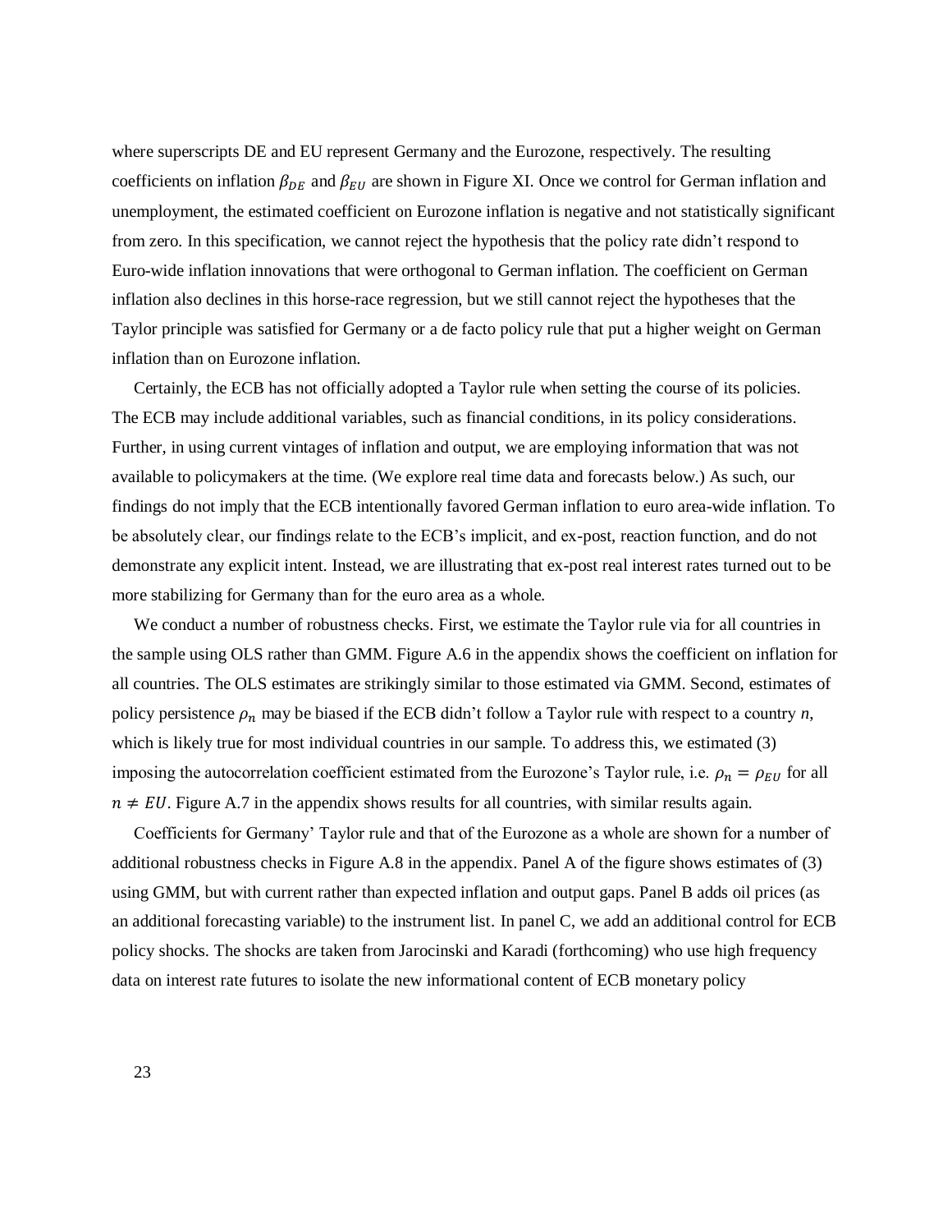where superscripts DE and EU represent Germany and the Eurozone, respectively. The resulting coefficients on inflation $\beta_{DE}$ and $\beta_{EU}$ are shown in Figure XI. Once we control for German inflation and unemployment, the estimated coefficient on Eurozone inflation is negative and not statistically significant from zero. In this specification, we cannot reject the hypothesis that the policy rate didn't respond to Euro-wide inflation innovations that were orthogonal to German inflation. The coefficient on German inflation also declines in this horse-race regression, but we still cannot reject the hypotheses that the Taylor principle was satisfied for Germany or a de facto policy rule that put a higher weight on German inflation than on Eurozone inflation.

Certainly, the ECB has not officially adopted a Taylor rule when setting the course of its policies. The ECB may include additional variables, such as financial conditions, in its policy considerations. Further, in using current vintages of inflation and output, we are employing information that was not available to policymakers at the time. (We explore real time data and forecasts below.) As such, our findings do not imply that the ECB intentionally favored German inflation to euro area-wide inflation. To be absolutely clear, our findings relate to the ECB's implicit, and ex-post, reaction function, and do not demonstrate any explicit intent. Instead, we are illustrating that ex-post real interest rates turned out to be more stabilizing for Germany than for the euro area as a whole.

We conduct a number of robustness checks. First, we estimate the Taylor rule via for all countries in the sample using OLS rather than GMM. Figure A.6 in the appendix shows the coefficient on inflation for all countries. The OLS estimates are strikingly similar to those estimated via GMM. Second, estimates of policy persistence $\rho_n$ may be biased if the ECB didn't follow a Taylor rule with respect to a country $n$, which is likely true for most individual countries in our sample. To address this, we estimated (3) imposing the autocorrelation coefficient estimated from the Eurozone's Taylor rule, i.e. $\rho_n = \rho_{EU}$ for all $n \neq EU$. Figure A.7 in the appendix shows results for all countries, with similar results again.

Coefficients for Germany' Taylor rule and that of the Eurozone as a whole are shown for a number of additional robustness checks in Figure A.8 in the appendix. Panel A of the figure shows estimates of (3) using GMM, but with current rather than expected inflation and output gaps. Panel B adds oil prices (as an additional forecasting variable) to the instrument list. In panel C, we add an additional control for ECB policy shocks. The shocks are taken from Jarocinski and Karadi (forthcoming) who use high frequency data on interest rate futures to isolate the new informational content of ECB monetary policy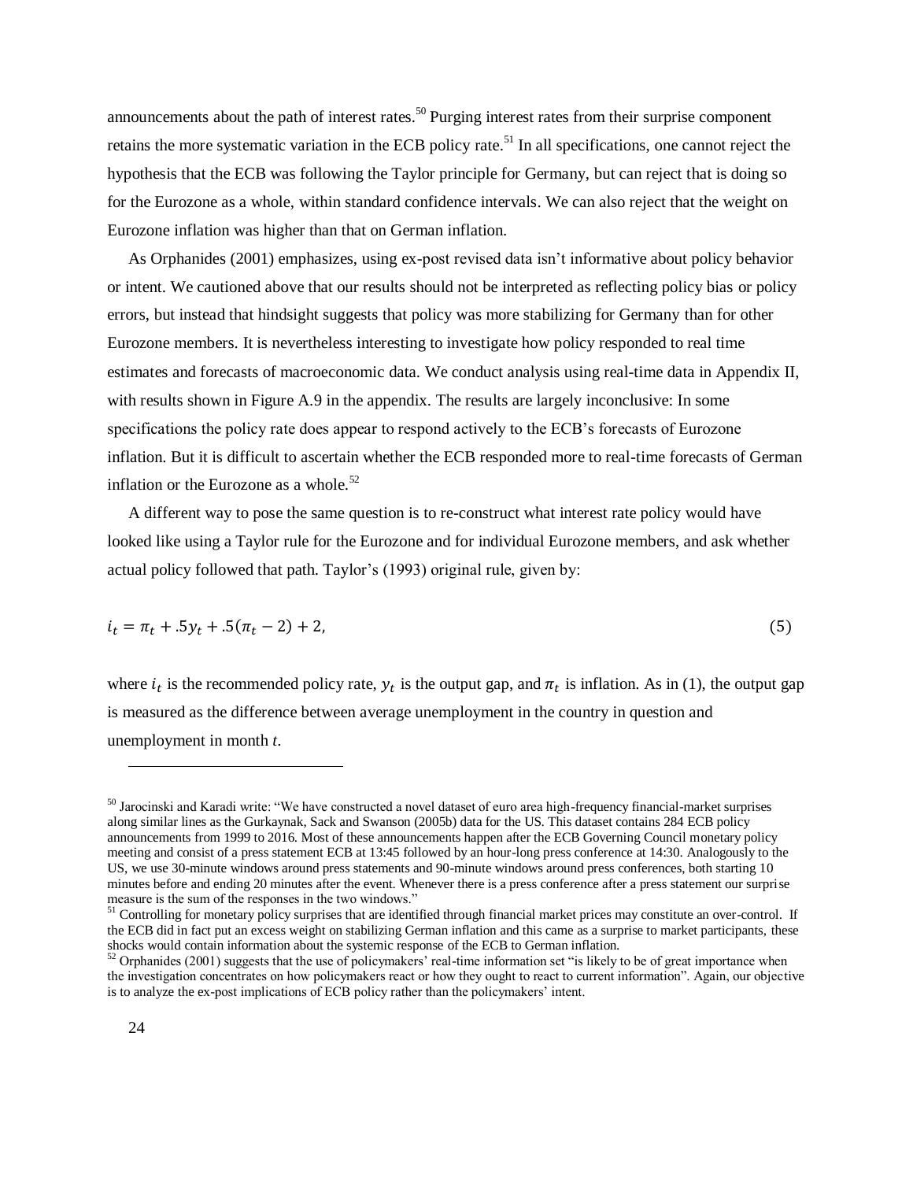announcements about the path of interest rates.[50] Purging interest rates from their surprise component retains the more systematic variation in the ECB policy rate.[51] In all specifications, one cannot reject the hypothesis that the ECB was following the Taylor principle for Germany, but can reject that is doing so for the Eurozone as a whole, within standard confidence intervals. We can also reject that the weight on Eurozone inflation was higher than that on German inflation.

As Orphanides (2001) emphasizes, using ex-post revised data isn't informative about policy behavior or intent. We cautioned above that our results should not be interpreted as reflecting policy bias or policy errors, but instead that hindsight suggests that policy was more stabilizing for Germany than for other Eurozone members. It is nevertheless interesting to investigate how policy responded to real time estimates and forecasts of macroeconomic data. We conduct analysis using real-time data in Appendix II, with results shown in Figure A.9 in the appendix. The results are largely inconclusive: In some specifications the policy rate does appear to respond actively to the ECB's forecasts of Eurozone inflation. But it is difficult to ascertain whether the ECB responded more to real-time forecasts of German inflation or the Eurozone as a whole.[52]

A different way to pose the same question is to re-construct what interest rate policy would have looked like using a Taylor rule for the Eurozone and for individual Eurozone members, and ask whether actual policy followed that path. Taylor's (1993) original rule, given by:

$$i_t = \pi_t + .5y_t + .5(\pi_t - 2) + 2, \tag{5}$$

where $i_t$ is the recommended policy rate, $y_t$ is the output gap, and $\pi_t$ is inflation. As in (1), the output gap is measured as the difference between average unemployment in the country in question and unemployment in month *t*.

---

[50] Jarocinski and Karadi write: "We have constructed a novel dataset of euro area high-frequency financial-market surprises along similar lines as the Gurkaynak, Sack and Swanson (2005b) data for the US. This dataset contains 284 ECB policy announcements from 1999 to 2016. Most of these announcements happen after the ECB Governing Council monetary policy meeting and consist of a press statement ECB at 13:45 followed by an hour-long press conference at 14:30. Analogously to the US, we use 30-minute windows around press statements and 90-minute windows around press conferences, both starting 10 minutes before and ending 20 minutes after the event. Whenever there is a press conference after a press statement our surprise measure is the sum of the responses in the two windows."

[51] Controlling for monetary policy surprises that are identified through financial market prices may constitute an over-control. If the ECB did in fact put an excess weight on stabilizing German inflation and this came as a surprise to market participants, these shocks would contain information about the systemic response of the ECB to German inflation.

[52] Orphanides (2001) suggests that the use of policymakers' real-time information set "is likely to be of great importance when the investigation concentrates on how policymakers react or how they ought to react to current information". Again, our objective is to analyze the ex-post implications of ECB policy rather than the policymakers' intent.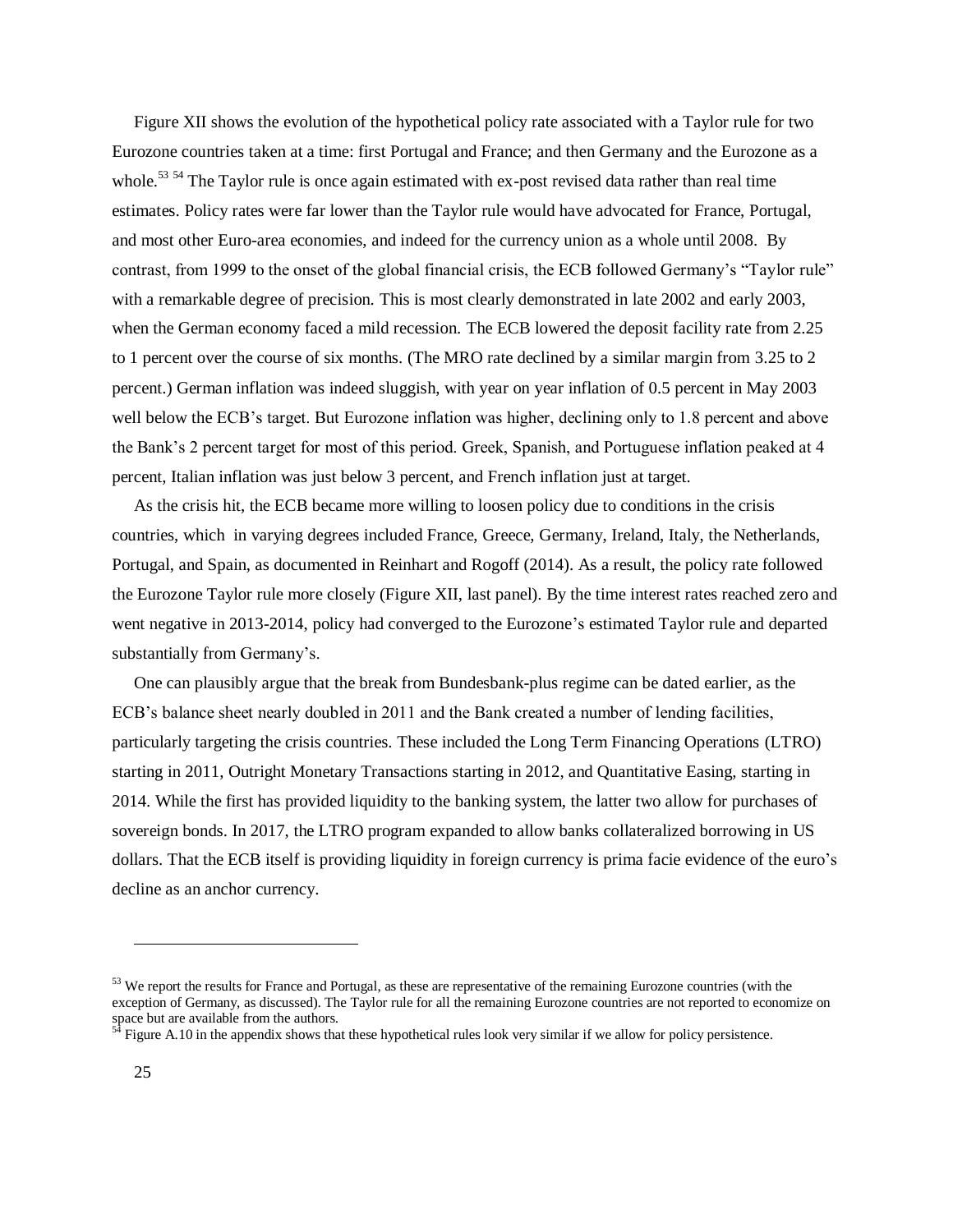Figure XII shows the evolution of the hypothetical policy rate associated with a Taylor rule for two Eurozone countries taken at a time: first Portugal and France; and then Germany and the Eurozone as a whole.[53] [54] The Taylor rule is once again estimated with ex-post revised data rather than real time estimates. Policy rates were far lower than the Taylor rule would have advocated for France, Portugal, and most other Euro-area economies, and indeed for the currency union as a whole until 2008. By contrast, from 1999 to the onset of the global financial crisis, the ECB followed Germany's "Taylor rule" with a remarkable degree of precision. This is most clearly demonstrated in late 2002 and early 2003, when the German economy faced a mild recession. The ECB lowered the deposit facility rate from 2.25 to 1 percent over the course of six months. (The MRO rate declined by a similar margin from 3.25 to 2 percent.) German inflation was indeed sluggish, with year on year inflation of 0.5 percent in May 2003 well below the ECB's target. But Eurozone inflation was higher, declining only to 1.8 percent and above the Bank's 2 percent target for most of this period. Greek, Spanish, and Portuguese inflation peaked at 4 percent, Italian inflation was just below 3 percent, and French inflation just at target.

As the crisis hit, the ECB became more willing to loosen policy due to conditions in the crisis countries, which in varying degrees included France, Greece, Germany, Ireland, Italy, the Netherlands, Portugal, and Spain, as documented in Reinhart and Rogoff (2014). As a result, the policy rate followed the Eurozone Taylor rule more closely (Figure XII, last panel). By the time interest rates reached zero and went negative in 2013-2014, policy had converged to the Eurozone's estimated Taylor rule and departed substantially from Germany's.

One can plausibly argue that the break from Bundesbank-plus regime can be dated earlier, as the ECB's balance sheet nearly doubled in 2011 and the Bank created a number of lending facilities, particularly targeting the crisis countries. These included the Long Term Financing Operations (LTRO) starting in 2011, Outright Monetary Transactions starting in 2012, and Quantitative Easing, starting in 2014. While the first has provided liquidity to the banking system, the latter two allow for purchases of sovereign bonds. In 2017, the LTRO program expanded to allow banks collateralized borrowing in US dollars. That the ECB itself is providing liquidity in foreign currency is prima facie evidence of the euro's decline as an anchor currency.

[53] We report the results for France and Portugal, as these are representative of the remaining Eurozone countries (with the exception of Germany, as discussed). The Taylor rule for all the remaining Eurozone countries are not reported to economize on space but are available from the authors.

[54] Figure A.10 in the appendix shows that these hypothetical rules look very similar if we allow for policy persistence.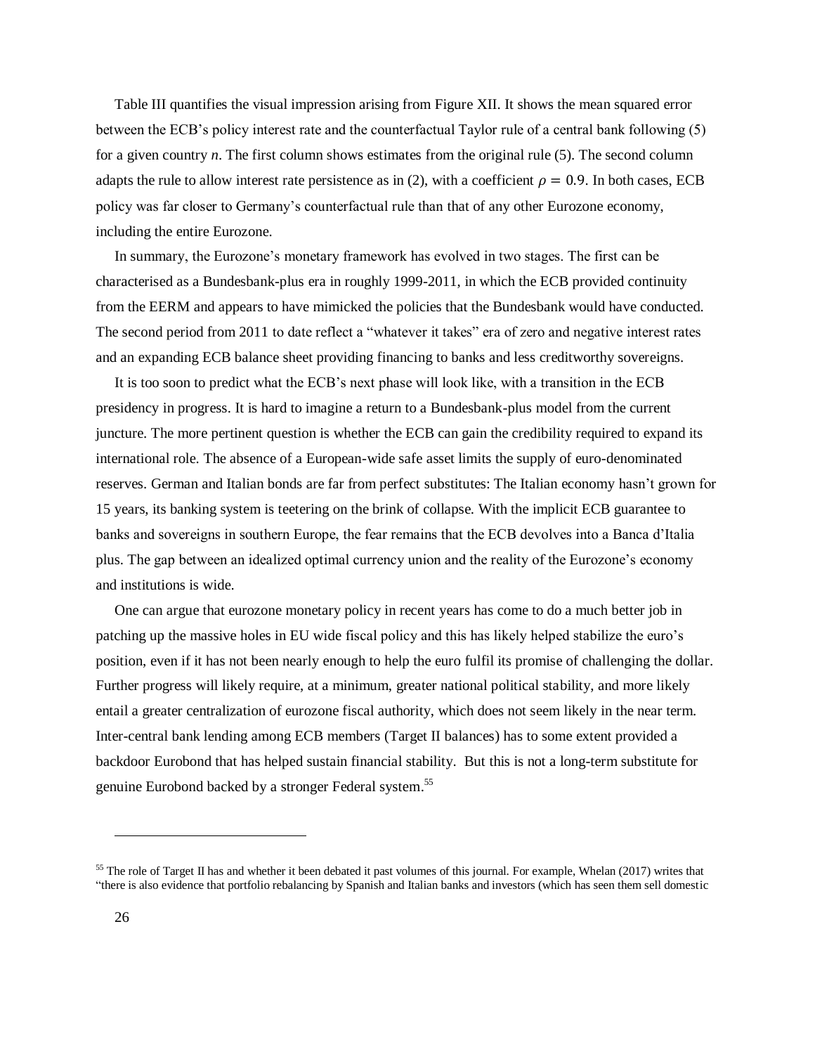Table III quantifies the visual impression arising from Figure XII. It shows the mean squared error between the ECB's policy interest rate and the counterfactual Taylor rule of a central bank following (5) for a given country $n$. The first column shows estimates from the original rule (5). The second column adapts the rule to allow interest rate persistence as in (2), with a coefficient $\rho = 0.9$. In both cases, ECB policy was far closer to Germany's counterfactual rule than that of any other Eurozone economy, including the entire Eurozone.

In summary, the Eurozone's monetary framework has evolved in two stages. The first can be characterised as a Bundesbank-plus era in roughly 1999-2011, in which the ECB provided continuity from the EERM and appears to have mimicked the policies that the Bundesbank would have conducted. The second period from 2011 to date reflect a "whatever it takes" era of zero and negative interest rates and an expanding ECB balance sheet providing financing to banks and less creditworthy sovereigns.

It is too soon to predict what the ECB's next phase will look like, with a transition in the ECB presidency in progress. It is hard to imagine a return to a Bundesbank-plus model from the current juncture. The more pertinent question is whether the ECB can gain the credibility required to expand its international role. The absence of a European-wide safe asset limits the supply of euro-denominated reserves. German and Italian bonds are far from perfect substitutes: The Italian economy hasn't grown for 15 years, its banking system is teetering on the brink of collapse. With the implicit ECB guarantee to banks and sovereigns in southern Europe, the fear remains that the ECB devolves into a Banca d'Italia plus. The gap between an idealized optimal currency union and the reality of the Eurozone's economy and institutions is wide.

One can argue that eurozone monetary policy in recent years has come to do a much better job in patching up the massive holes in EU wide fiscal policy and this has likely helped stabilize the euro's position, even if it has not been nearly enough to help the euro fulfil its promise of challenging the dollar. Further progress will likely require, at a minimum, greater national political stability, and more likely entail a greater centralization of eurozone fiscal authority, which does not seem likely in the near term. Inter-central bank lending among ECB members (Target II balances) has to some extent provided a backdoor Eurobond that has helped sustain financial stability. But this is not a long-term substitute for genuine Eurobond backed by a stronger Federal system.[55]

---

[55] The role of Target II has and whether it been debated it past volumes of this journal. For example, Whelan (2017) writes that "there is also evidence that portfolio rebalancing by Spanish and Italian banks and investors (which has seen them sell domestic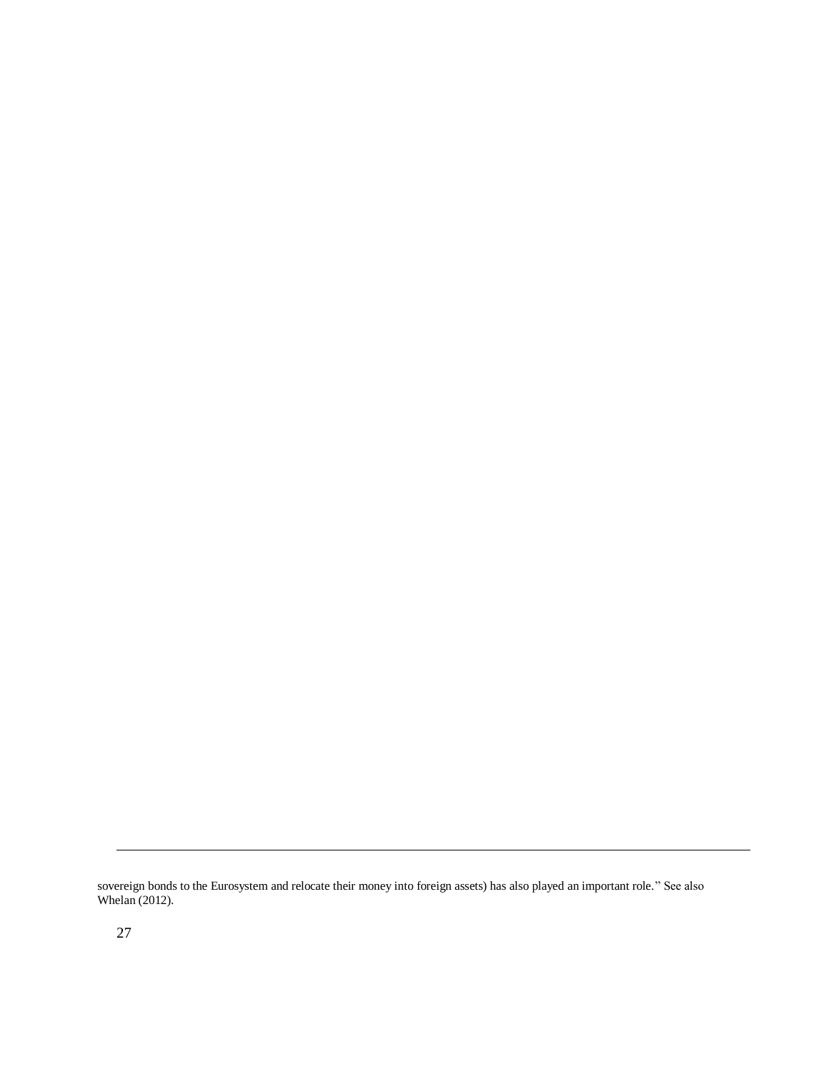sovereign bonds to the Eurosystem and relocate their money into foreign assets) has also played an important role." See also Whelan (2012).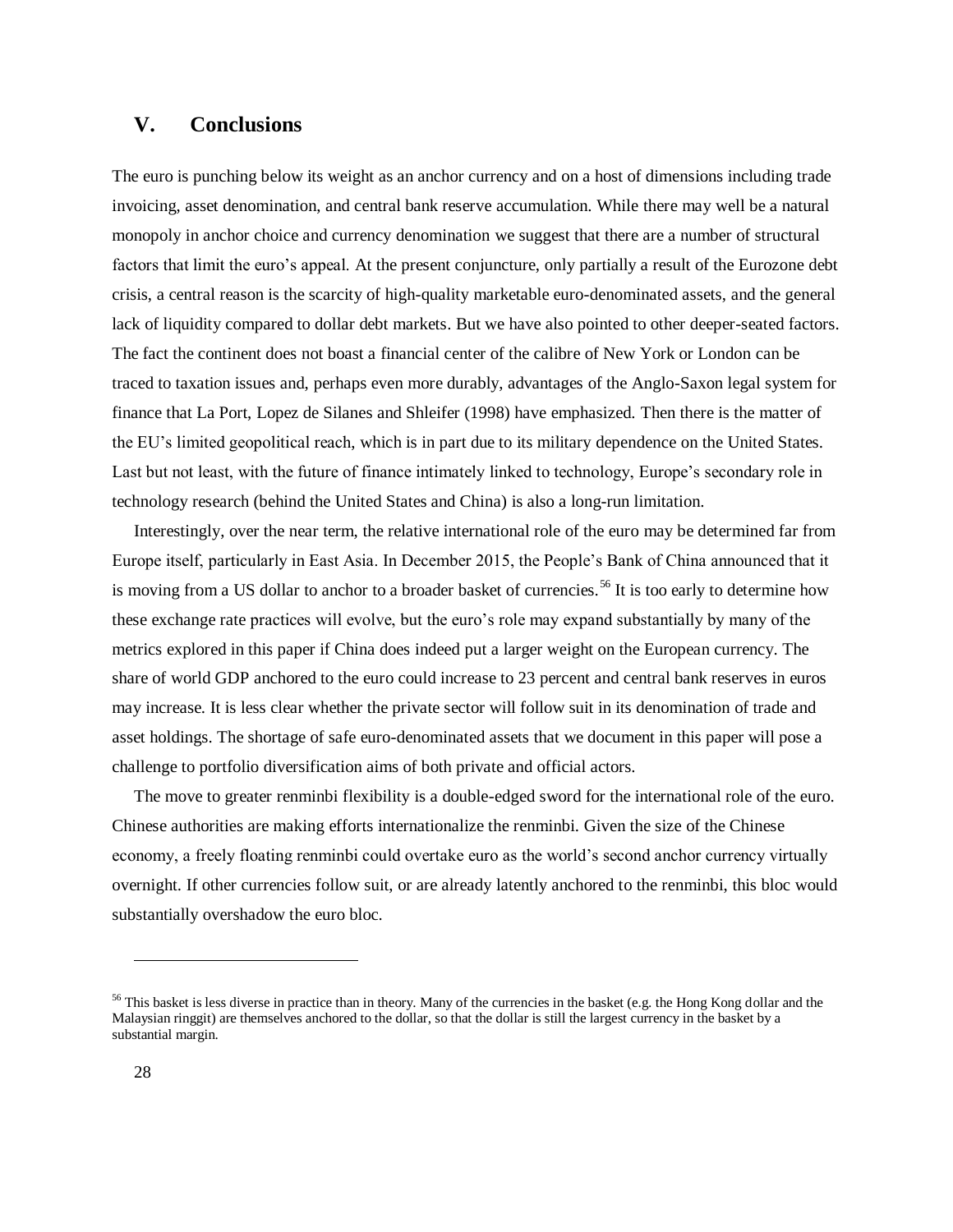## V. Conclusions

The euro is punching below its weight as an anchor currency and on a host of dimensions including trade invoicing, asset denomination, and central bank reserve accumulation. While there may well be a natural monopoly in anchor choice and currency denomination we suggest that there are a number of structural factors that limit the euro's appeal. At the present conjuncture, only partially a result of the Eurozone debt crisis, a central reason is the scarcity of high-quality marketable euro-denominated assets, and the general lack of liquidity compared to dollar debt markets. But we have also pointed to other deeper-seated factors. The fact the continent does not boast a financial center of the calibre of New York or London can be traced to taxation issues and, perhaps even more durably, advantages of the Anglo-Saxon legal system for finance that La Port, Lopez de Silanes and Shleifer (1998) have emphasized. Then there is the matter of the EU's limited geopolitical reach, which is in part due to its military dependence on the United States. Last but not least, with the future of finance intimately linked to technology, Europe's secondary role in technology research (behind the United States and China) is also a long-run limitation.

Interestingly, over the near term, the relative international role of the euro may be determined far from Europe itself, particularly in East Asia. In December 2015, the People's Bank of China announced that it is moving from a US dollar to anchor to a broader basket of currencies.[56] It is too early to determine how these exchange rate practices will evolve, but the euro's role may expand substantially by many of the metrics explored in this paper if China does indeed put a larger weight on the European currency. The share of world GDP anchored to the euro could increase to 23 percent and central bank reserves in euros may increase. It is less clear whether the private sector will follow suit in its denomination of trade and asset holdings. The shortage of safe euro-denominated assets that we document in this paper will pose a challenge to portfolio diversification aims of both private and official actors.

The move to greater renminbi flexibility is a double-edged sword for the international role of the euro. Chinese authorities are making efforts internationalize the renminbi. Given the size of the Chinese economy, a freely floating renminbi could overtake euro as the world's second anchor currency virtually overnight. If other currencies follow suit, or are already latently anchored to the renminbi, this bloc would substantially overshadow the euro bloc.

---

[56] This basket is less diverse in practice than in theory. Many of the currencies in the basket (e.g. the Hong Kong dollar and the Malaysian ringgit) are themselves anchored to the dollar, so that the dollar is still the largest currency in the basket by a substantial margin.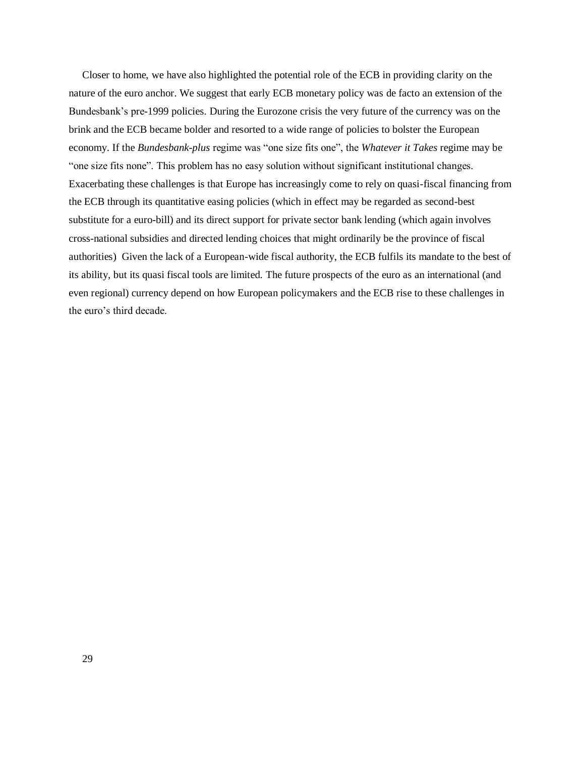Closer to home, we have also highlighted the potential role of the ECB in providing clarity on the nature of the euro anchor. We suggest that early ECB monetary policy was de facto an extension of the Bundesbank's pre-1999 policies. During the Eurozone crisis the very future of the currency was on the brink and the ECB became bolder and resorted to a wide range of policies to bolster the European economy. If the *Bundesbank-plus* regime was "one size fits one", the *Whatever it Takes* regime may be "one size fits none". This problem has no easy solution without significant institutional changes. Exacerbating these challenges is that Europe has increasingly come to rely on quasi-fiscal financing from the ECB through its quantitative easing policies (which in effect may be regarded as second-best substitute for a euro-bill) and its direct support for private sector bank lending (which again involves cross-national subsidies and directed lending choices that might ordinarily be the province of fiscal authorities)  Given the lack of a European-wide fiscal authority, the ECB fulfils its mandate to the best of its ability, but its quasi fiscal tools are limited. The future prospects of the euro as an international (and even regional) currency depend on how European policymakers and the ECB rise to these challenges in the euro's third decade.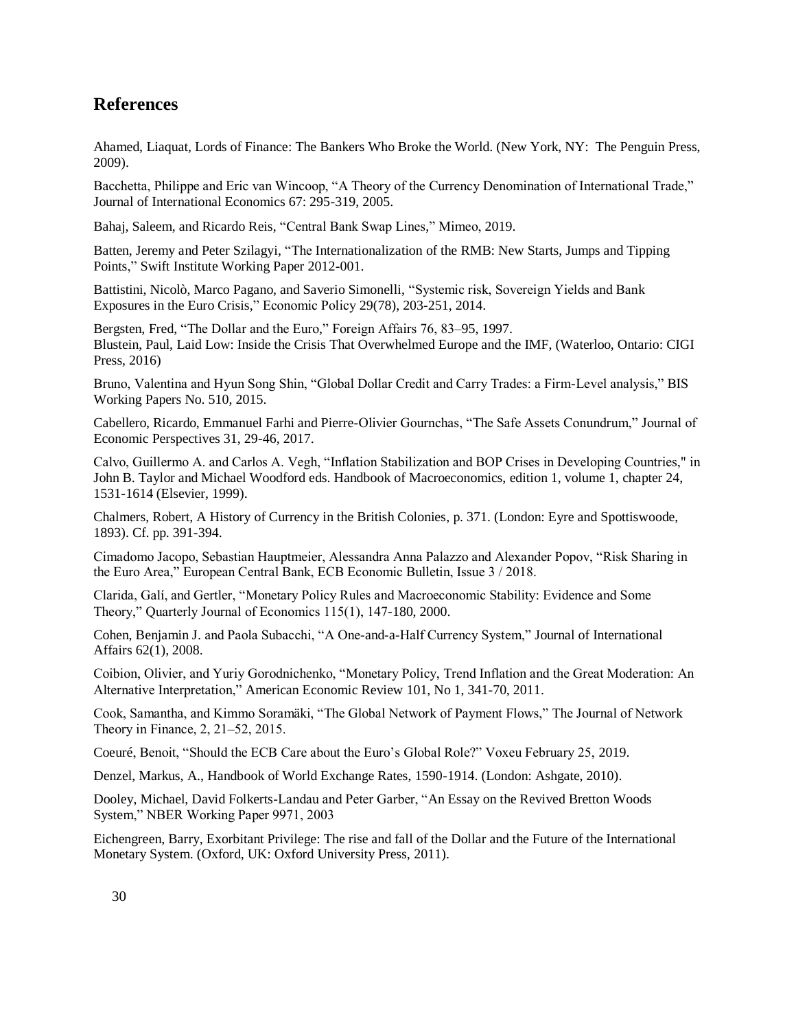## References

Ahamed, Liaquat, Lords of Finance: The Bankers Who Broke the World. (New York, NY: The Penguin Press, 2009).

Bacchetta, Philippe and Eric van Wincoop, "A Theory of the Currency Denomination of International Trade," Journal of International Economics 67: 295-319, 2005.

Bahaj, Saleem, and Ricardo Reis, "Central Bank Swap Lines," Mimeo, 2019.

Batten, Jeremy and Peter Szilagyi, "The Internationalization of the RMB: New Starts, Jumps and Tipping Points," Swift Institute Working Paper 2012-001.

Battistini, Nicolò, Marco Pagano, and Saverio Simonelli, "Systemic risk, Sovereign Yields and Bank Exposures in the Euro Crisis," Economic Policy 29(78), 203-251, 2014.

Bergsten, Fred, "The Dollar and the Euro," Foreign Affairs 76, 83–95, 1997.

Blustein, Paul, Laid Low: Inside the Crisis That Overwhelmed Europe and the IMF, (Waterloo, Ontario: CIGI Press, 2016)

Bruno, Valentina and Hyun Song Shin, "Global Dollar Credit and Carry Trades: a Firm-Level analysis," BIS Working Papers No. 510, 2015.

Cabellero, Ricardo, Emmanuel Farhi and Pierre-Olivier Gournchas, "The Safe Assets Conundrum," Journal of Economic Perspectives 31, 29-46, 2017.

Calvo, Guillermo A. and Carlos A. Vegh, "Inflation Stabilization and BOP Crises in Developing Countries," in John B. Taylor and Michael Woodford eds. Handbook of Macroeconomics, edition 1, volume 1, chapter 24, 1531-1614 (Elsevier, 1999).

Chalmers, Robert, A History of Currency in the British Colonies, p. 371. (London: Eyre and Spottiswoode, 1893). Cf. pp. 391-394.

Cimadomo Jacopo, Sebastian Hauptmeier, Alessandra Anna Palazzo and Alexander Popov, "Risk Sharing in the Euro Area," European Central Bank, ECB Economic Bulletin, Issue 3 / 2018.

Clarida, Galí, and Gertler, "Monetary Policy Rules and Macroeconomic Stability: Evidence and Some Theory," Quarterly Journal of Economics 115(1), 147-180, 2000.

Cohen, Benjamin J. and Paola Subacchi, "A One-and-a-Half Currency System," Journal of International Affairs 62(1), 2008.

Coibion, Olivier, and Yuriy Gorodnichenko, "Monetary Policy, Trend Inflation and the Great Moderation: An Alternative Interpretation," American Economic Review 101, No 1, 341-70, 2011.

Cook, Samantha, and Kimmo Soramäki, "The Global Network of Payment Flows," The Journal of Network Theory in Finance, 2, 21–52, 2015.

Coeuré, Benoit, "Should the ECB Care about the Euro's Global Role?" Voxeu February 25, 2019.

Denzel, Markus, A., Handbook of World Exchange Rates, 1590-1914. (London: Ashgate, 2010).

Dooley, Michael, David Folkerts-Landau and Peter Garber, "An Essay on the Revived Bretton Woods System," NBER Working Paper 9971, 2003

Eichengreen, Barry, Exorbitant Privilege: The rise and fall of the Dollar and the Future of the International Monetary System. (Oxford, UK: Oxford University Press, 2011).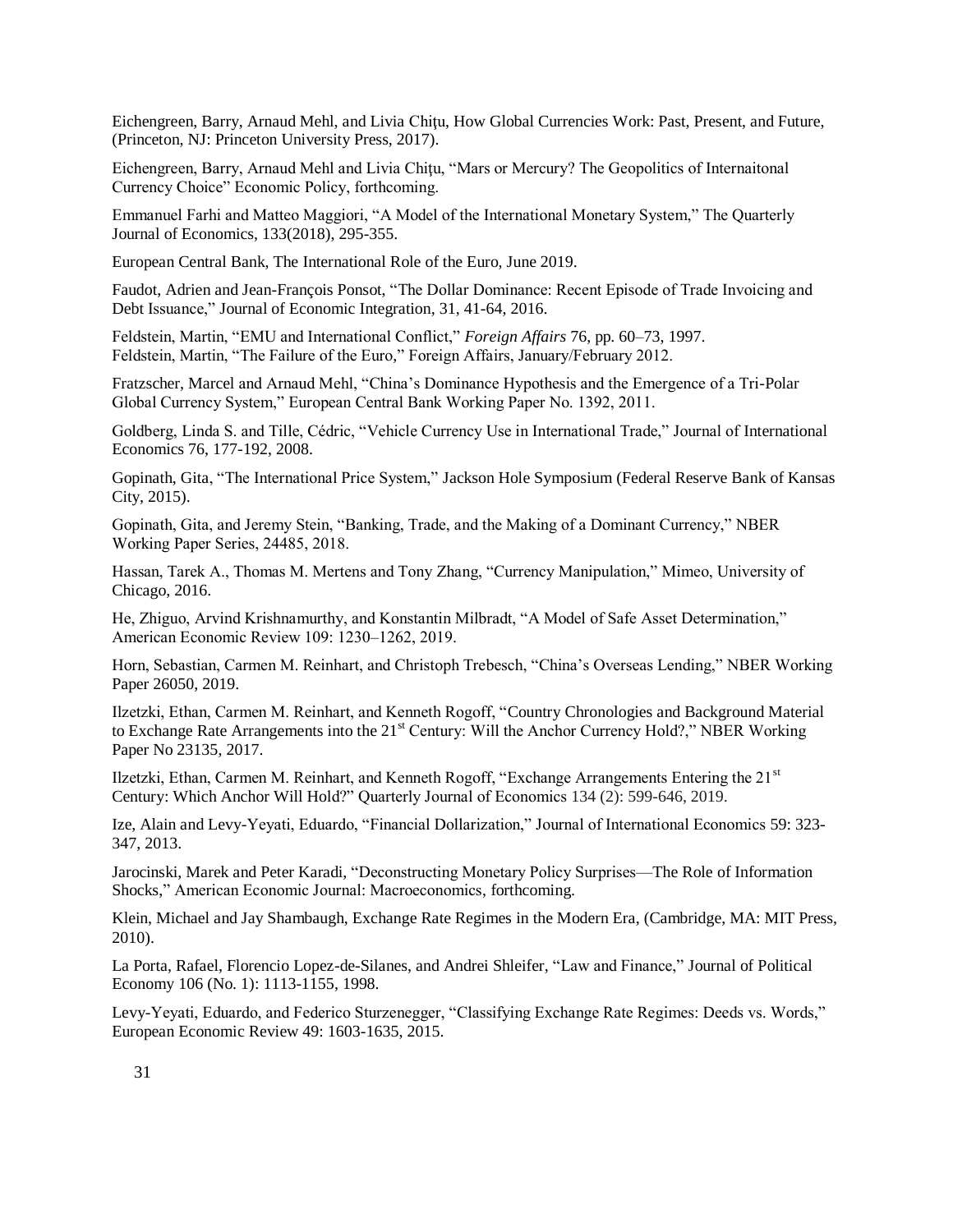Eichengreen, Barry, Arnaud Mehl, and Livia Chiţu, How Global Currencies Work: Past, Present, and Future, (Princeton, NJ: Princeton University Press, 2017).

Eichengreen, Barry, Arnaud Mehl and Livia Chiţu, "Mars or Mercury? The Geopolitics of Internaitonal Currency Choice" Economic Policy, forthcoming.

Emmanuel Farhi and Matteo Maggiori, "A Model of the International Monetary System," The Quarterly Journal of Economics, 133(2018), 295-355.

European Central Bank, The International Role of the Euro, June 2019.

Faudot, Adrien and Jean-François Ponsot, "The Dollar Dominance: Recent Episode of Trade Invoicing and Debt Issuance," Journal of Economic Integration, 31, 41-64, 2016.

Feldstein, Martin, "EMU and International Conflict," *Foreign Affairs* 76, pp. 60–73, 1997.

Feldstein, Martin, "The Failure of the Euro," Foreign Affairs, January/February 2012.

Fratzscher, Marcel and Arnaud Mehl, "China's Dominance Hypothesis and the Emergence of a Tri-Polar Global Currency System," European Central Bank Working Paper No. 1392, 2011.

Goldberg, Linda S. and Tille, Cédric, "Vehicle Currency Use in International Trade," Journal of International Economics 76, 177-192, 2008.

Gopinath, Gita, "The International Price System," Jackson Hole Symposium (Federal Reserve Bank of Kansas City, 2015).

Gopinath, Gita, and Jeremy Stein, "Banking, Trade, and the Making of a Dominant Currency," NBER Working Paper Series, 24485, 2018.

Hassan, Tarek A., Thomas M. Mertens and Tony Zhang, "Currency Manipulation," Mimeo, University of Chicago, 2016.

He, Zhiguo, Arvind Krishnamurthy, and Konstantin Milbradt, "A Model of Safe Asset Determination," American Economic Review 109: 1230–1262, 2019.

Horn, Sebastian, Carmen M. Reinhart, and Christoph Trebesch, "China's Overseas Lending," NBER Working Paper 26050, 2019.

Ilzetzki, Ethan, Carmen M. Reinhart, and Kenneth Rogoff, "Country Chronologies and Background Material to Exchange Rate Arrangements into the 21st Century: Will the Anchor Currency Hold?," NBER Working Paper No 23135, 2017.

Ilzetzki, Ethan, Carmen M. Reinhart, and Kenneth Rogoff, "Exchange Arrangements Entering the 21st Century: Which Anchor Will Hold?" Quarterly Journal of Economics 134 (2): 599-646, 2019.

Ize, Alain and Levy-Yeyati, Eduardo, "Financial Dollarization," Journal of International Economics 59: 323-347, 2013.

Jarocinski, Marek and Peter Karadi, "Deconstructing Monetary Policy Surprises—The Role of Information Shocks," American Economic Journal: Macroeconomics, forthcoming.

Klein, Michael and Jay Shambaugh, Exchange Rate Regimes in the Modern Era, (Cambridge, MA: MIT Press, 2010).

La Porta, Rafael, Florencio Lopez-de-Silanes, and Andrei Shleifer, "Law and Finance," Journal of Political Economy 106 (No. 1): 1113-1155, 1998.

Levy-Yeyati, Eduardo, and Federico Sturzenegger, "Classifying Exchange Rate Regimes: Deeds vs. Words," European Economic Review 49: 1603-1635, 2015.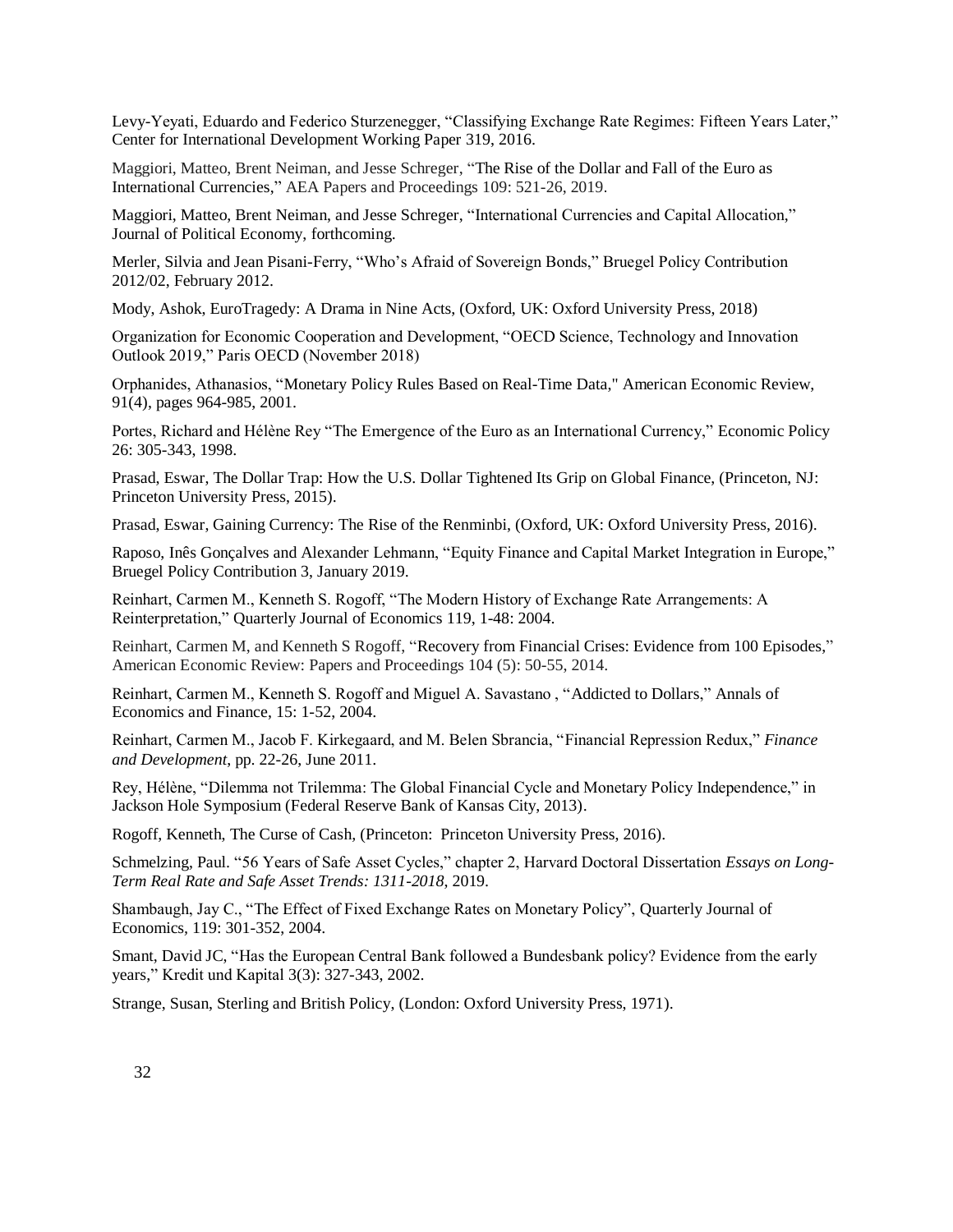Levy-Yeyati, Eduardo and Federico Sturzenegger, "Classifying Exchange Rate Regimes: Fifteen Years Later," Center for International Development Working Paper 319, 2016.

Maggiori, Matteo, Brent Neiman, and Jesse Schreger, "The Rise of the Dollar and Fall of the Euro as International Currencies," AEA Papers and Proceedings 109: 521-26, 2019.

Maggiori, Matteo, Brent Neiman, and Jesse Schreger, "International Currencies and Capital Allocation," Journal of Political Economy, forthcoming.

Merler, Silvia and Jean Pisani-Ferry, "Who's Afraid of Sovereign Bonds," Bruegel Policy Contribution 2012/02, February 2012.

Mody, Ashok, EuroTragedy: A Drama in Nine Acts, (Oxford, UK: Oxford University Press, 2018)

Organization for Economic Cooperation and Development, "OECD Science, Technology and Innovation Outlook 2019," Paris OECD (November 2018)

Orphanides, Athanasios, "Monetary Policy Rules Based on Real-Time Data," American Economic Review, 91(4), pages 964-985, 2001.

Portes, Richard and Hélène Rey "The Emergence of the Euro as an International Currency," Economic Policy 26: 305-343, 1998.

Prasad, Eswar, The Dollar Trap: How the U.S. Dollar Tightened Its Grip on Global Finance, (Princeton, NJ: Princeton University Press, 2015).

Prasad, Eswar, Gaining Currency: The Rise of the Renminbi, (Oxford, UK: Oxford University Press, 2016).

Raposo, Inês Gonçalves and Alexander Lehmann, "Equity Finance and Capital Market Integration in Europe," Bruegel Policy Contribution 3, January 2019.

Reinhart, Carmen M., Kenneth S. Rogoff, "The Modern History of Exchange Rate Arrangements: A Reinterpretation," Quarterly Journal of Economics 119, 1-48: 2004.

Reinhart, Carmen M, and Kenneth S Rogoff, "Recovery from Financial Crises: Evidence from 100 Episodes," American Economic Review: Papers and Proceedings 104 (5): 50-55, 2014.

Reinhart, Carmen M., Kenneth S. Rogoff and Miguel A. Savastano , "Addicted to Dollars," Annals of Economics and Finance, 15: 1-52, 2004.

Reinhart, Carmen M., Jacob F. Kirkegaard, and M. Belen Sbrancia, "Financial Repression Redux," *Finance and Development*, pp. 22-26, June 2011.

Rey, Hélène, "Dilemma not Trilemma: The Global Financial Cycle and Monetary Policy Independence," in Jackson Hole Symposium (Federal Reserve Bank of Kansas City, 2013).

Rogoff, Kenneth, The Curse of Cash, (Princeton: Princeton University Press, 2016).

Schmelzing, Paul. "56 Years of Safe Asset Cycles," chapter 2, Harvard Doctoral Dissertation *Essays on Long-Term Real Rate and Safe Asset Trends: 1311-2018*, 2019.

Shambaugh, Jay C., "The Effect of Fixed Exchange Rates on Monetary Policy", Quarterly Journal of Economics, 119: 301-352, 2004.

Smant, David JC, "Has the European Central Bank followed a Bundesbank policy? Evidence from the early years," Kredit und Kapital 3(3): 327-343, 2002.

Strange, Susan, Sterling and British Policy, (London: Oxford University Press, 1971).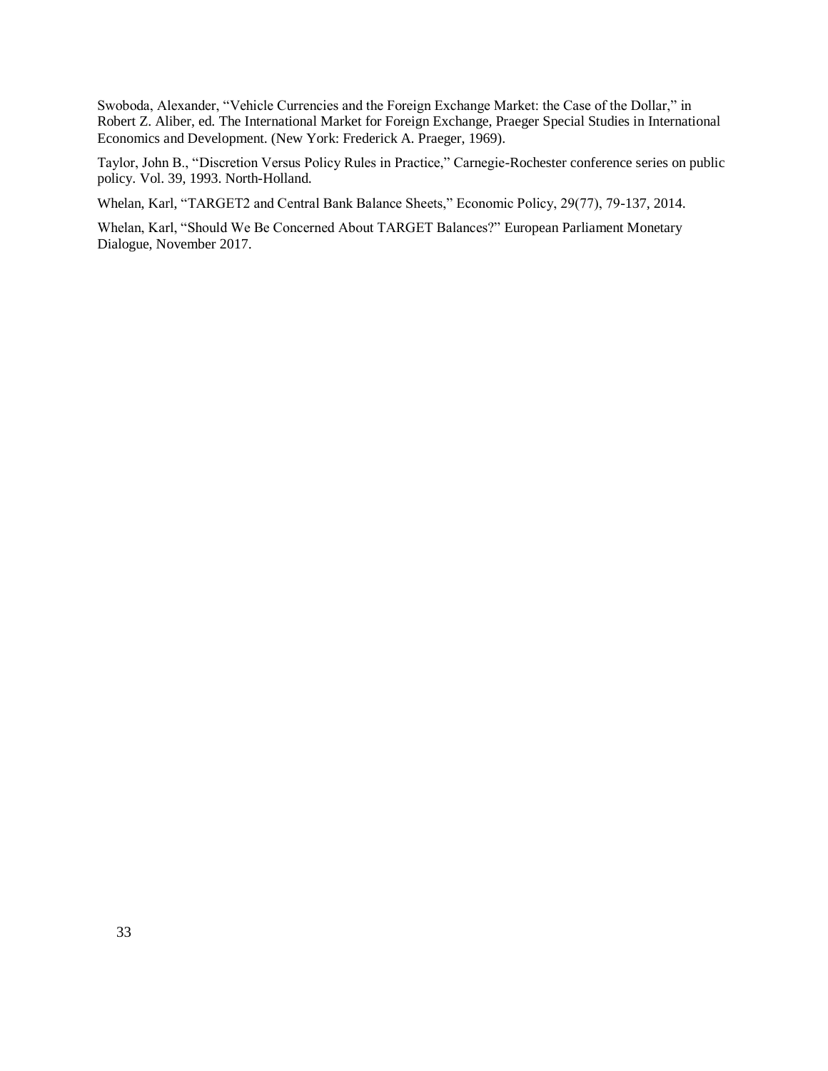Swoboda, Alexander, “Vehicle Currencies and the Foreign Exchange Market: the Case of the Dollar,” in Robert Z. Aliber, ed. The International Market for Foreign Exchange, Praeger Special Studies in International Economics and Development. (New York: Frederick A. Praeger, 1969).

Taylor, John B., “Discretion Versus Policy Rules in Practice,” Carnegie-Rochester conference series on public policy. Vol. 39, 1993. North-Holland.

Whelan, Karl, “TARGET2 and Central Bank Balance Sheets,” Economic Policy, 29(77), 79-137, 2014.

Whelan, Karl, “Should We Be Concerned About TARGET Balances?” European Parliament Monetary Dialogue, November 2017.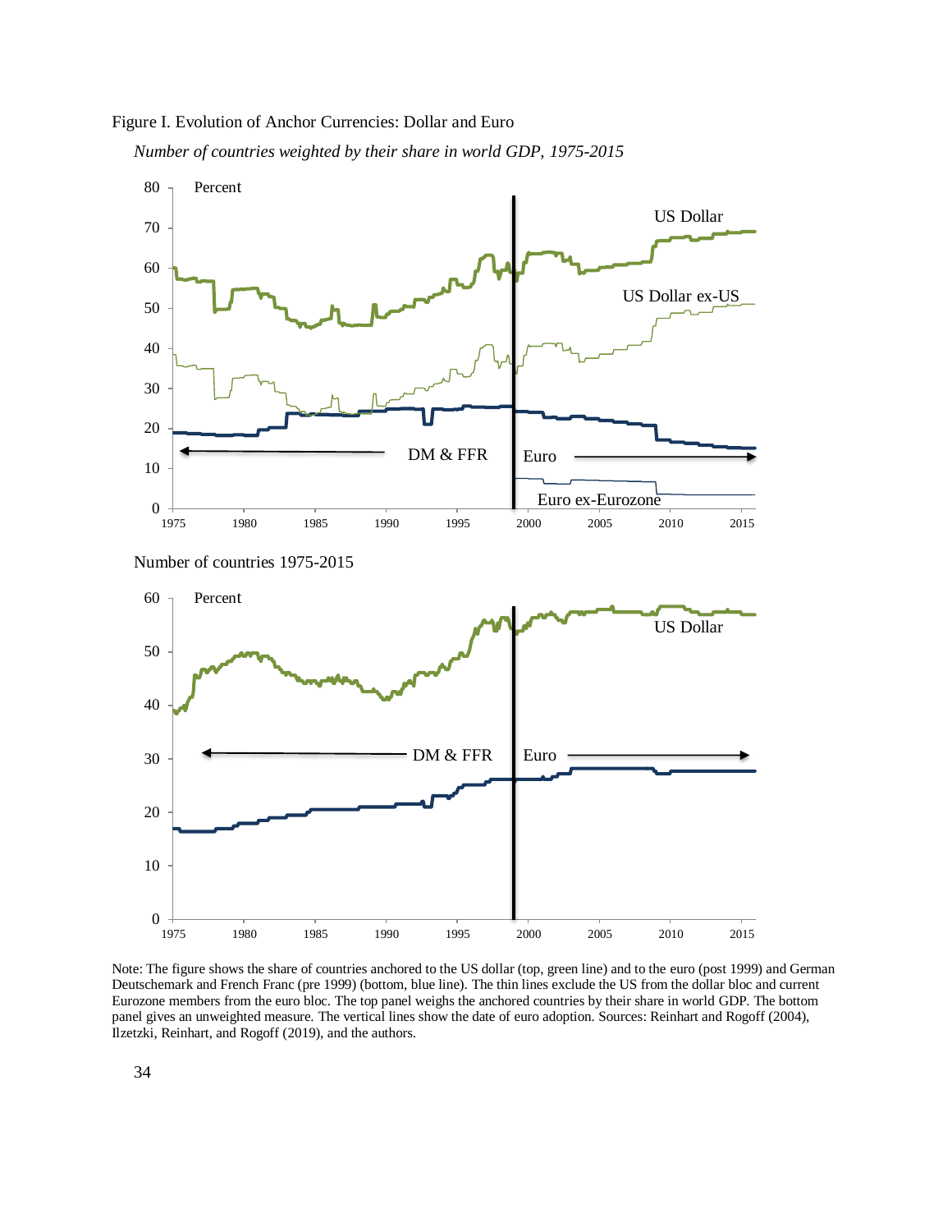Figure I. Evolution of Anchor Currencies: Dollar and Euro

*Number of countries weighted by their share in world GDP, 1975-2015*

80
Percent
70
60
50
40
30
20
10
0
1975
1980
1985
1990
1995
2000
2005
2010
2015

US Dollar
US Dollar ex-US
DM & FFR
Euro
Euro ex-Eurozone

Number of countries 1975-2015

60
Percent
50
40
30
20
10
0
1975
1980
1985
1990
1995
2000
2005
2010
2015

US Dollar
DM & FFR
Euro

Note: The figure shows the share of countries anchored to the US dollar (top, green line) and to the euro (post 1999) and German Deutschemark and French Franc (pre 1999) (bottom, blue line). The thin lines exclude the US from the dollar bloc and current Eurozone members from the euro bloc. The top panel weighs the anchored countries by their share in world GDP. The bottom panel gives an unweighted measure. The vertical lines show the date of euro adoption. Sources: Reinhart and Rogoff (2004), Ilzetzki, Reinhart, and Rogoff (2019), and the authors.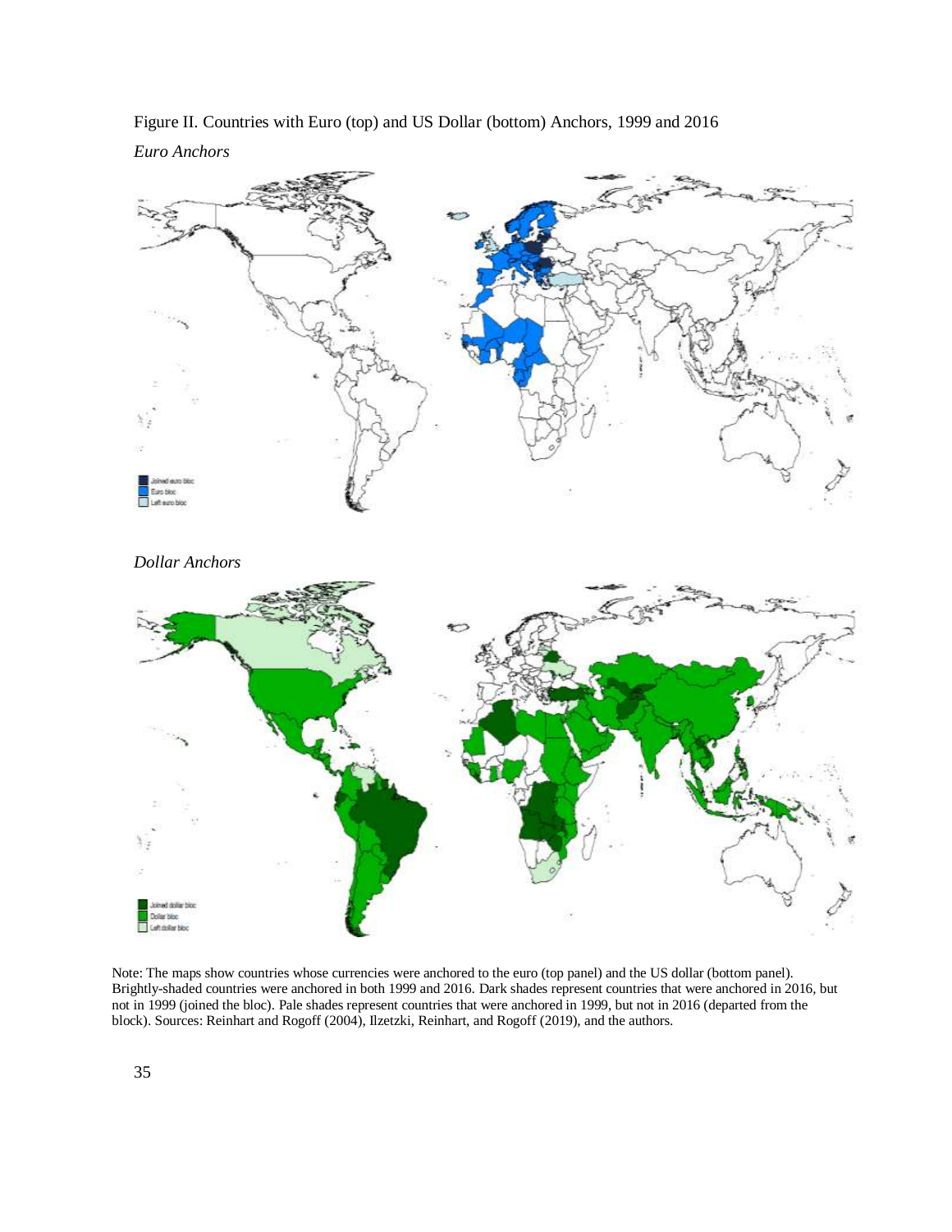Figure II. Countries with Euro (top) and US Dollar (bottom) Anchors, 1999 and 2016

*Euro Anchors*

*Dollar Anchors*

Note: The maps show countries whose currencies were anchored to the euro (top panel) and the US dollar (bottom panel). Brightly-shaded countries were anchored in both 1999 and 2016. Dark shades represent countries that were anchored in 2016, but not in 1999 (joined the bloc). Pale shades represent countries that were anchored in 1999, but not in 2016 (departed from the block). Sources: Reinhart and Rogoff (2004), Ilzetzki, Reinhart, and Rogoff (2019), and the authors.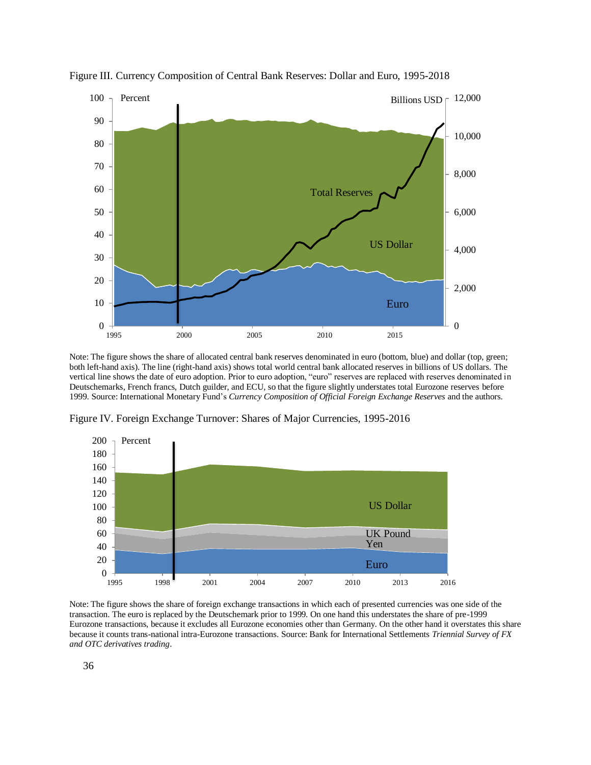Figure III. Currency Composition of Central Bank Reserves: Dollar and Euro, 1995-2018

Percent

Billions USD

100
90
80
70
60
50
40
30
20
10
0

12,000
10,000
8,000
6,000
4,000
2,000
0

1995
2000
2005
2010
2015

Total Reserves

US Dollar

Euro

Note: The figure shows the share of allocated central bank reserves denominated in euro (bottom, blue) and dollar (top, green; both left-hand axis). The line (right-hand axis) shows total world central bank allocated reserves in billions of US dollars. The vertical line shows the date of euro adoption. Prior to euro adoption, "euro" reserves are replaced with reserves denominated in Deutschemarks, French francs, Dutch guilder, and ECU, so that the figure slightly understates total Eurozone reserves before 1999. Source: International Monetary Fund's *Currency Composition of Official Foreign Exchange Reserves* and the authors.

Figure IV. Foreign Exchange Turnover: Shares of Major Currencies, 1995-2016

Percent

200
180
160
140
120
100
80
60
40
20
0

1995
1998
2001
2004
2007
2010
2013
2016

US Dollar

UK Pound

Yen

Euro

Note: The figure shows the share of foreign exchange transactions in which each of presented currencies was one side of the transaction. The euro is replaced by the Deutschemark prior to 1999. On one hand this understates the share of pre-1999 Eurozone transactions, because it excludes all Eurozone economies other than Germany. On the other hand it overstates this share because it counts trans-national intra-Eurozone transactions. Source: Bank for International Settlements *Triennial Survey of FX and OTC derivatives trading*.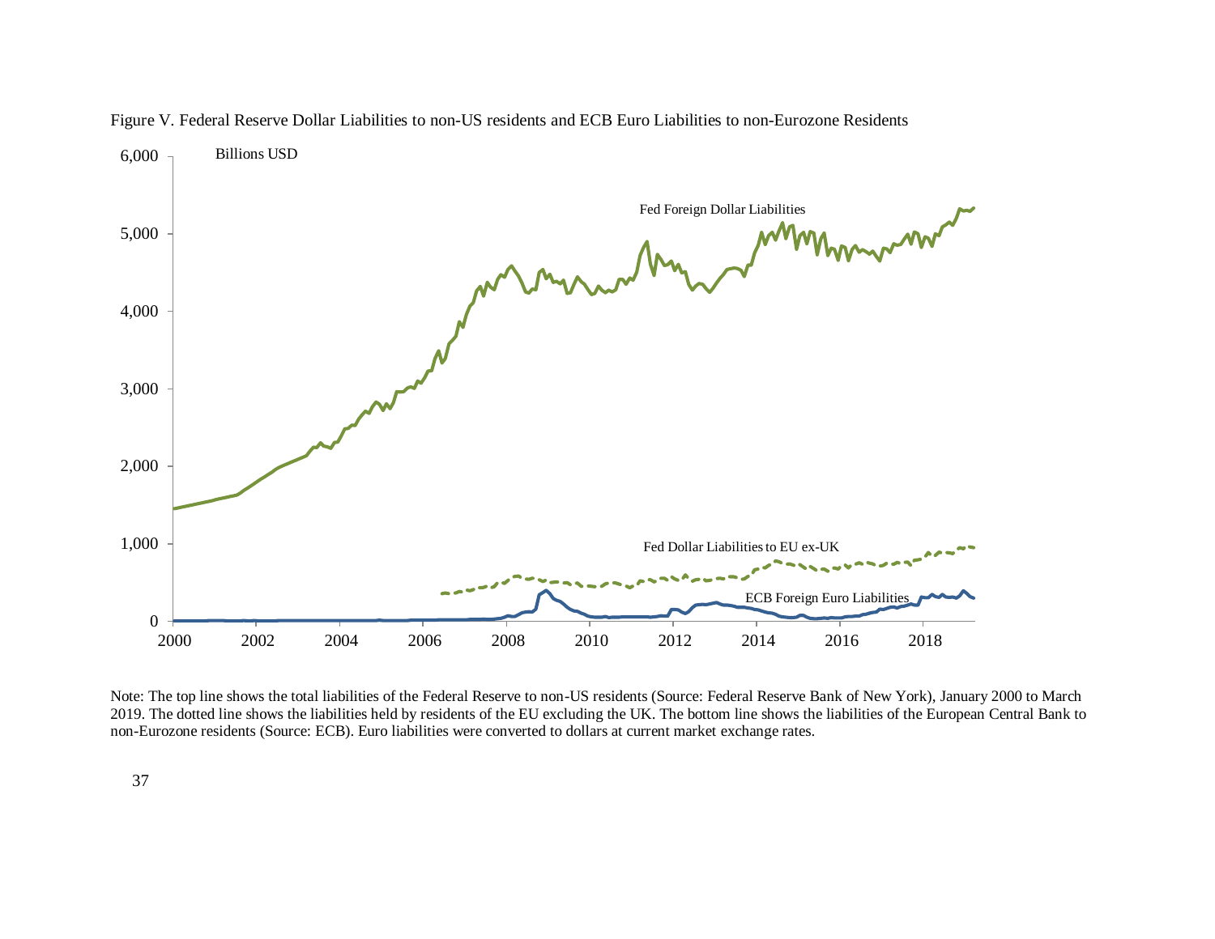Figure V. Federal Reserve Dollar Liabilities to non-US residents and ECB Euro Liabilities to non-Eurozone Residents

Billions USD

6,000
5,000
4,000
3,000
2,000
1,000
0

2000
2002
2004
2006
2008
2010
2012
2014
2016
2018

Fed Foreign Dollar Liabilities

Fed Dollar Liabilities to EU ex-UK

ECB Foreign Euro Liabilities

Note: The top line shows the total liabilities of the Federal Reserve to non-US residents (Source: Federal Reserve Bank of New York), January 2000 to March 2019. The dotted line shows the liabilities held by residents of the EU excluding the UK. The bottom line shows the liabilities of the European Central Bank to non-Eurozone residents (Source: ECB). Euro liabilities were converted to dollars at current market exchange rates.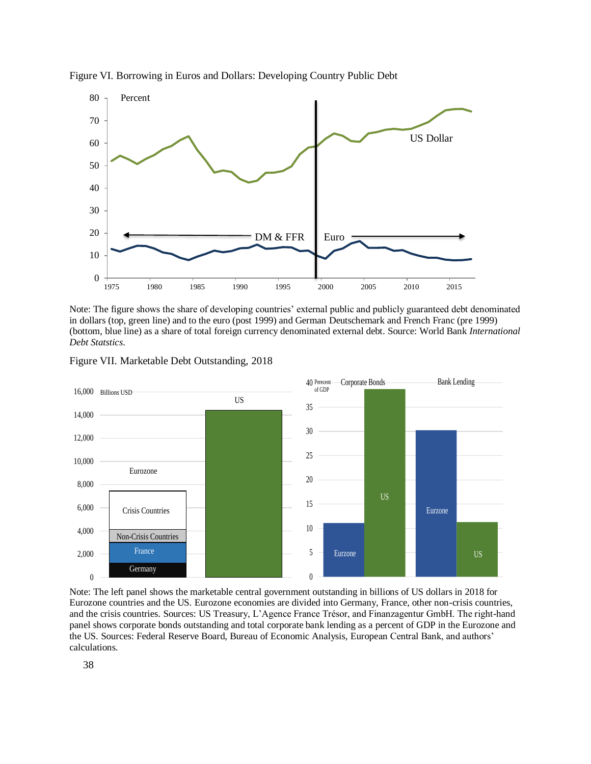Figure VI. Borrowing in Euros and Dollars: Developing Country Public Debt

Percent

80
70
60
50
40
30
20
10
0

1975 1980 1985 1990 1995 2000 2005 2010 2015

US Dollar

DM & FFR

Euro

Note: The figure shows the share of developing countries' external public and publicly guaranteed debt denominated in dollars (top, green line) and to the euro (post 1999) and German Deutschemark and French Franc (pre 1999) (bottom, blue line) as a share of total foreign currency denominated external debt. Source: World Bank *International Debt Statstics*.

Figure VII. Marketable Debt Outstanding, 2018

Billions USD

16,000
14,000
12,000
10,000
8,000
6,000
4,000
2,000
0

Eurozone

Crisis Countries

Non-Crisis Countries

France

Germany

US

Percent of GDP

40
35
30
25
20
15
10
5
0

Corporate Bonds

Bank Lending

Eurzone

US

Eurzone

US

Note: The left panel shows the marketable central government outstanding in billions of US dollars in 2018 for Eurozone countries and the US. Eurozone economies are divided into Germany, France, other non-crisis countries, and the crisis countries. Sources: US Treasury, L'Agence France Trésor, and Finanzagentur GmbH. The right-hand panel shows corporate bonds outstanding and total corporate bank lending as a percent of GDP in the Eurozone and the US. Sources: Federal Reserve Board, Bureau of Economic Analysis, European Central Bank, and authors' calculations.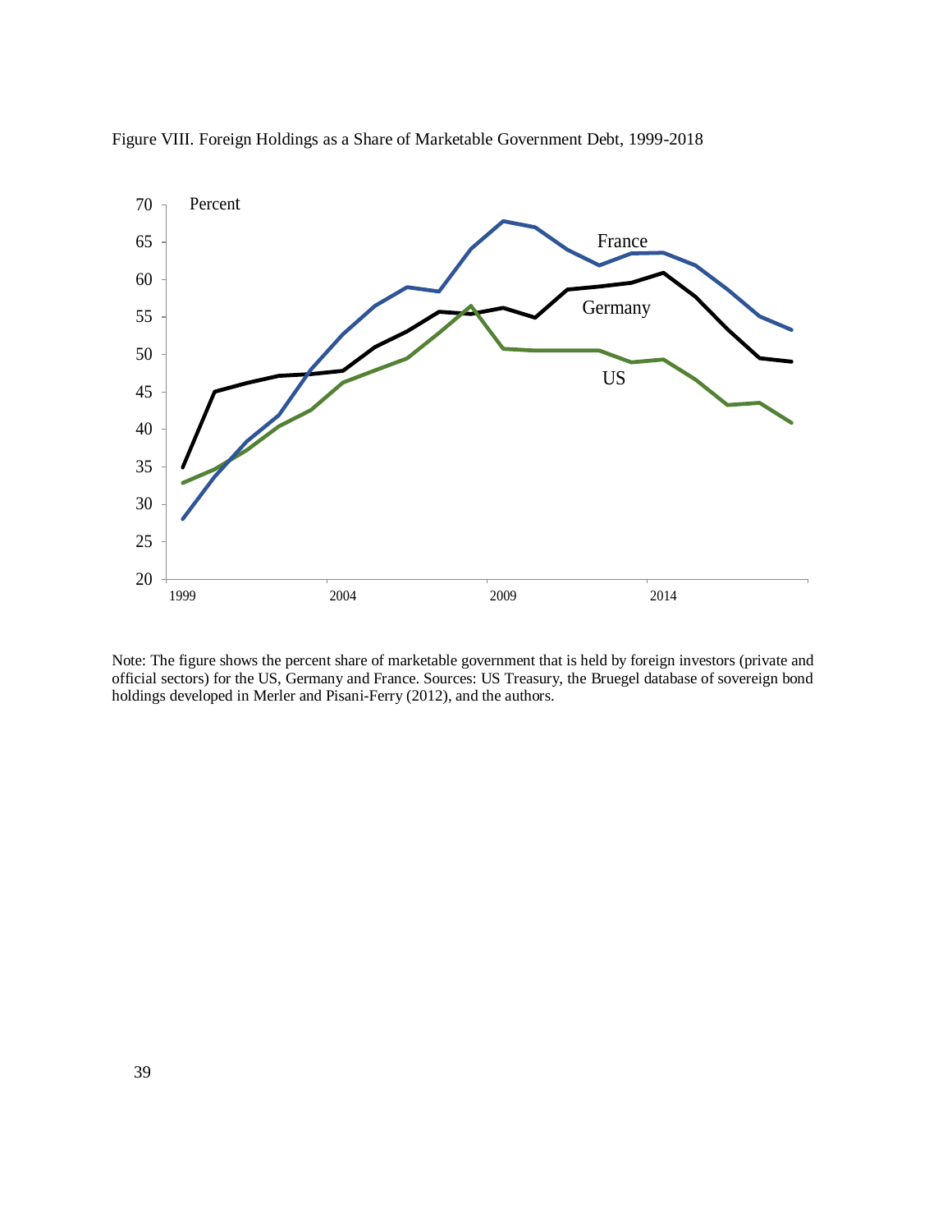Figure VIII. Foreign Holdings as a Share of Marketable Government Debt, 1999-2018

Percent

70
65
60
55
50
45
40
35
30
25
20

1999
2004
2009
2014

France
Germany
US

Note: The figure shows the percent share of marketable government that is held by foreign investors (private and official sectors) for the US, Germany and France. Sources: US Treasury, the Bruegel database of sovereign bond holdings developed in Merler and Pisani-Ferry (2012), and the authors.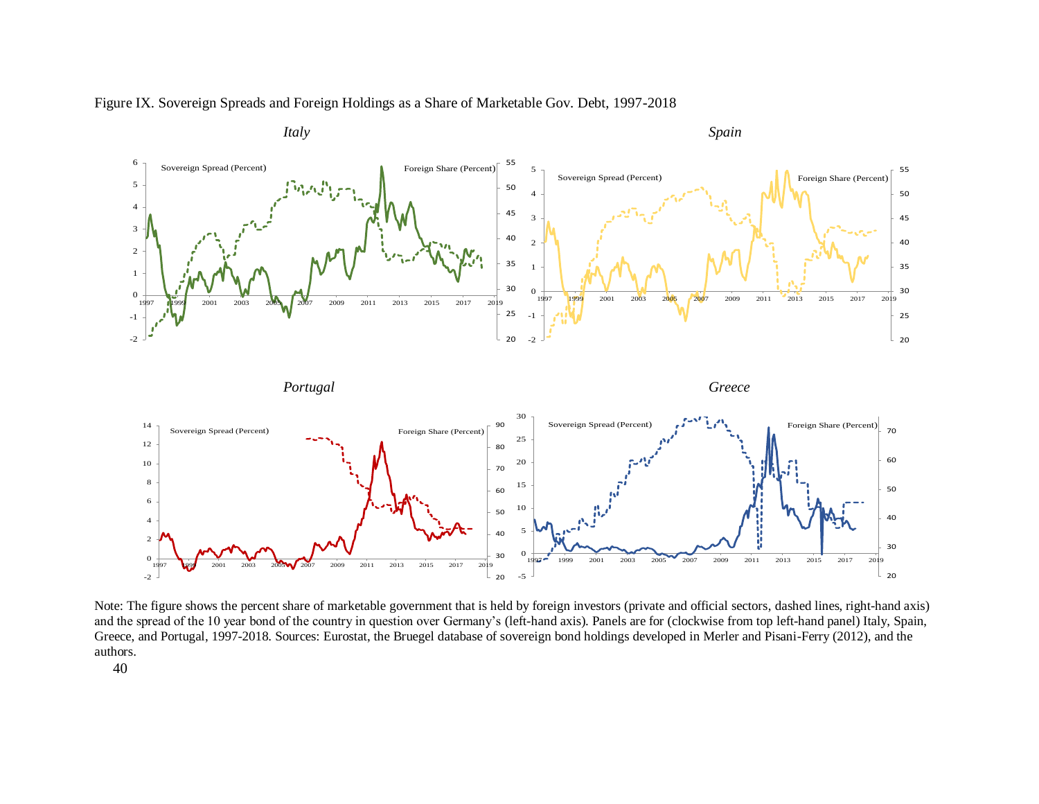Figure IX. Sovereign Spreads and Foreign Holdings as a Share of Marketable Gov. Debt, 1997-2018

*Italy*

Sovereign Spread (Percent)

Foreign Share (Percent)

6
5
4
3
2
1
0
-1
-2

55
50
45
40
35
30
25
20

1997 1999 2001 2003 2005 2007 2009 2011 2013 2015 2017 2019

*Spain*

Sovereign Spread (Percent)

Foreign Share (Percent)

5
4
3
2
1
0
-1
-2

55
50
45
40
35
30
25
20

1997 1999 2001 2003 2005 2007 2009 2011 2013 2015 2017 2019

*Portugal*

Sovereign Spread (Percent)

Foreign Share (Percent)

14
12
10
8
6
4
2
0
-2

90
80
70
60
50
40
30
20

1997 1999 2001 2003 2005 2007 2009 2011 2013 2015 2017 2019

*Greece*

Sovereign Spread (Percent)

Foreign Share (Percent)

30
25
20
15
10
5
0
-5

70
60
50
40
30
20

1997 1999 2001 2003 2005 2007 2009 2011 2013 2015 2017 2019

Note: The figure shows the percent share of marketable government that is held by foreign investors (private and official sectors, dashed lines, right-hand axis) and the spread of the 10 year bond of the country in question over Germany's (left-hand axis). Panels are for (clockwise from top left-hand panel) Italy, Spain, Greece, and Portugal, 1997-2018. Sources: Eurostat, the Bruegel database of sovereign bond holdings developed in Merler and Pisani-Ferry (2012), and the authors.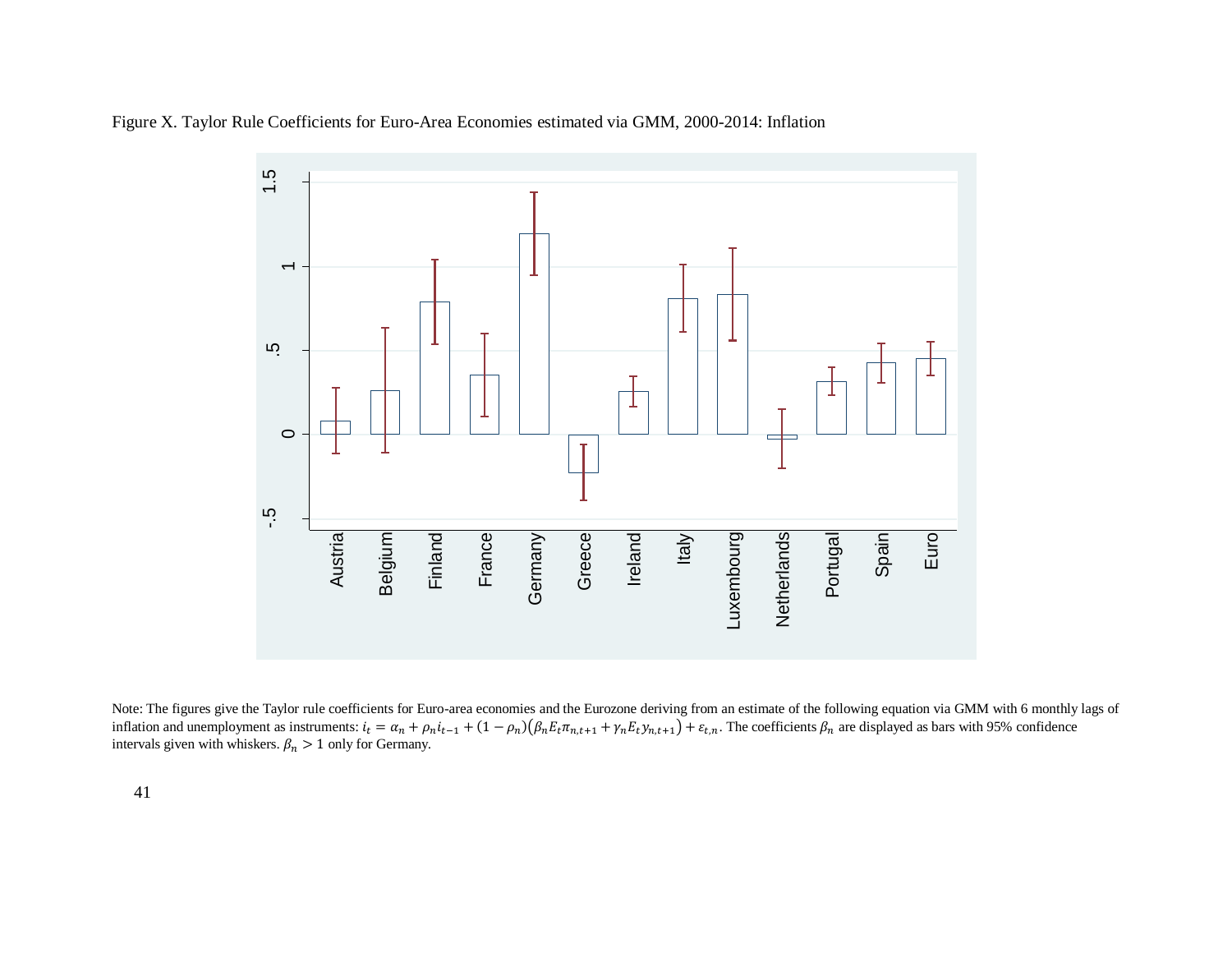Figure X. Taylor Rule Coefficients for Euro-Area Economies estimated via GMM, 2000-2014: Inflation

1.5
1
.5
0
-.5

Austria
Belgium
Finland
France
Germany
Greece
Ireland
Italy
Luxembourg
Netherlands
Portugal
Spain
Euro

Note: The figures give the Taylor rule coefficients for Euro-area economies and the Eurozone deriving from an estimate of the following equation via GMM with 6 monthly lags of inflation and unemployment as instruments: $i_t = \alpha_n + \rho_n i_{t-1} + (1 - \rho_n)(\beta_n E_t \pi_{n,t+1} + \gamma_n E_t y_{n,t+1}) + \varepsilon_{t,n}$. The coefficients $\beta_n$ are displayed as bars with 95% confidence intervals given with whiskers. $\beta_n > 1$ only for Germany.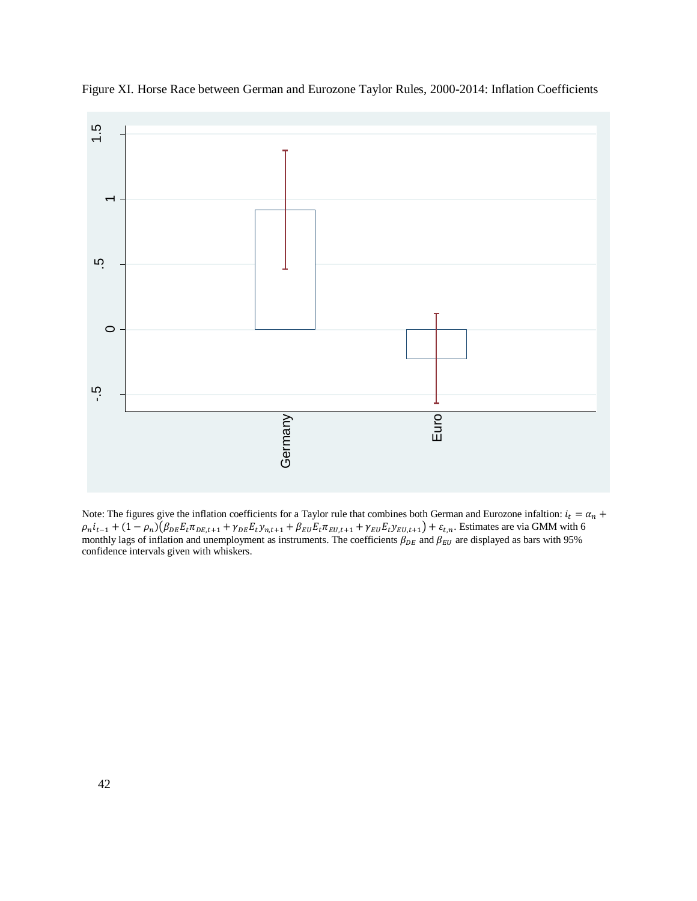Figure XI. Horse Race between German and Eurozone Taylor Rules, 2000-2014: Inflation Coefficients

1.5
1
.5
0
-.5

Germany
Euro

Note: The figures give the inflation coefficients for a Taylor rule that combines both German and Eurozone infaltion: $i_t = \alpha_n + \rho_n i_{t-1} + (1-\rho_n)\left(\beta_{DE} E_t \pi_{DE,t+1} + \gamma_{DE} E_t y_{n,t+1} + \beta_{EU} E_t \pi_{EU,t+1} + \gamma_{EU} E_t y_{EU,t+1}\right) + \varepsilon_{t,n}$. Estimates are via GMM with 6 monthly lags of inflation and unemployment as instruments. The coefficients $\beta_{DE}$ and $\beta_{EU}$ are displayed as bars with 95% confidence intervals given with whiskers.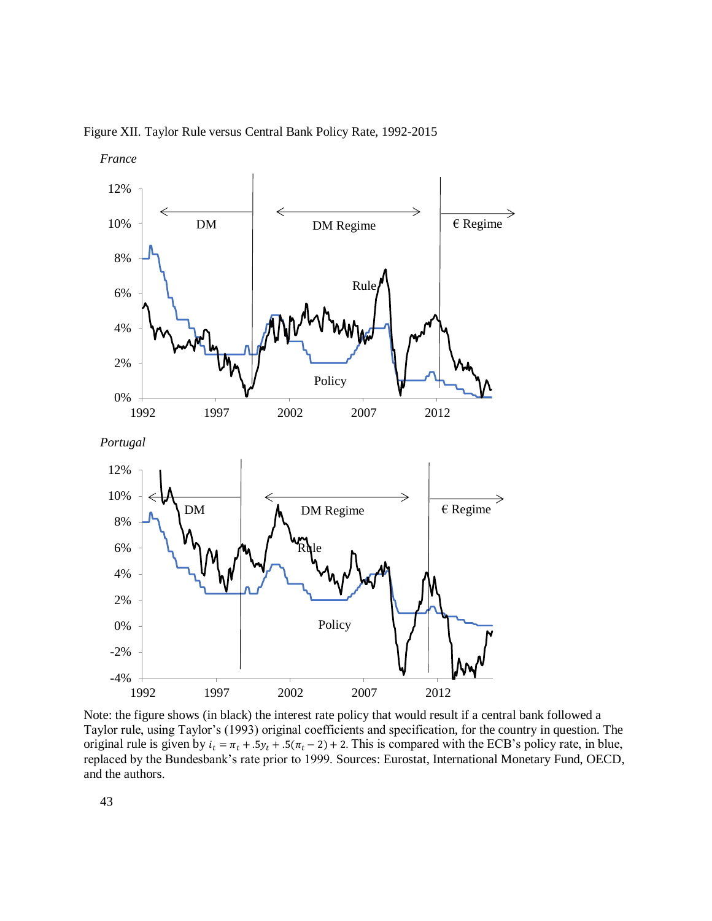Figure XII. Taylor Rule versus Central Bank Policy Rate, 1992-2015

*France*

12%
10%
8%
6%
4%
2%
0%
1992
1997
2002
2007
2012
DM
DM Regime
€ Regime
Rule
Policy

*Portugal*

12%
10%
8%
6%
4%
2%
0%
-2%
-4%
1992
1997
2002
2007
2012
DM
DM Regime
€ Regime
Rule
Policy

Note: the figure shows (in black) the interest rate policy that would result if a central bank followed a Taylor rule, using Taylor's (1993) original coefficients and specification, for the country in question. The original rule is given by $i_t = \pi_t + .5y_t + .5(\pi_t - 2) + 2$. This is compared with the ECB's policy rate, in blue, replaced by the Bundesbank's rate prior to 1999. Sources: Eurostat, International Monetary Fund, OECD, and the authors.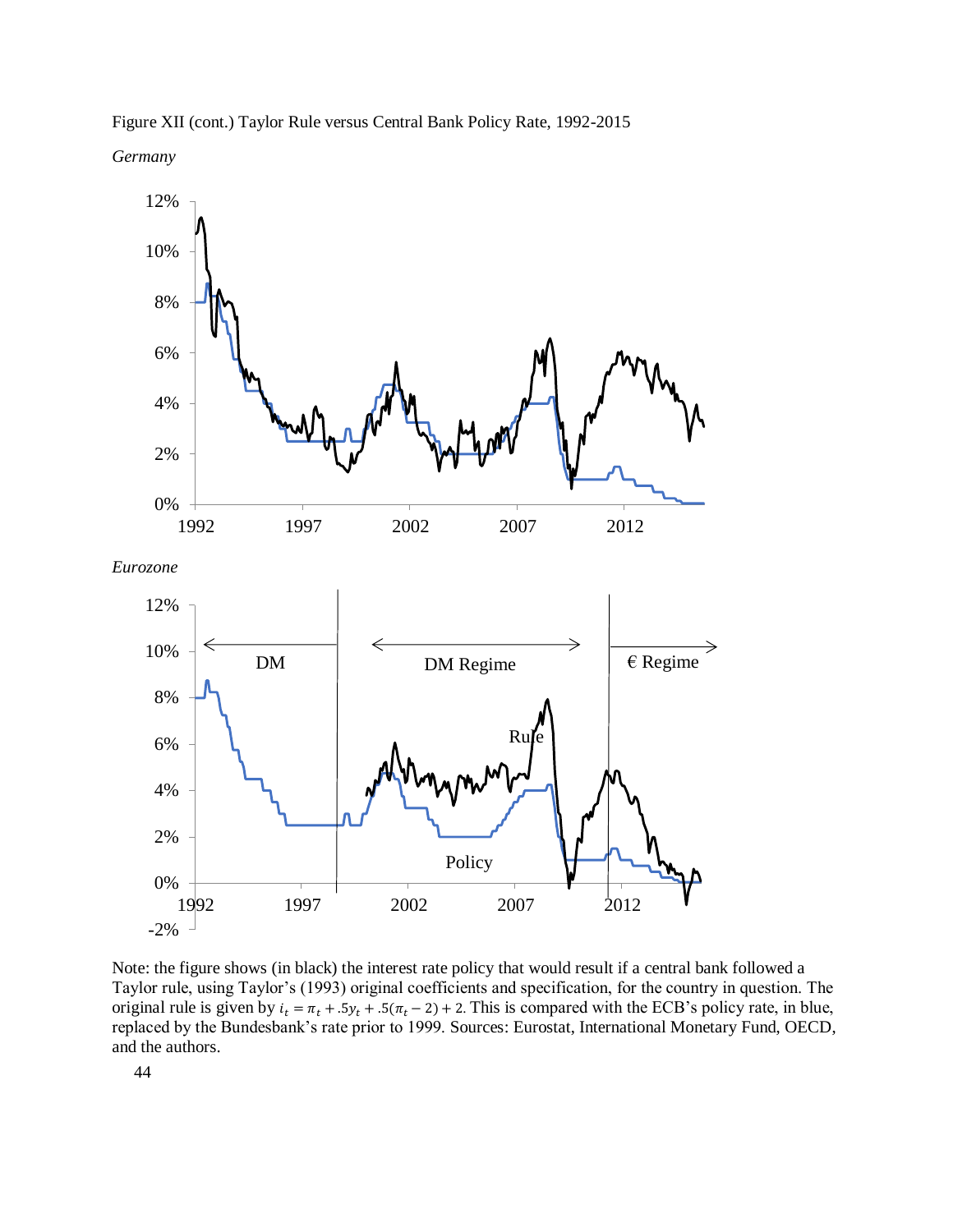Figure XII (cont.) Taylor Rule versus Central Bank Policy Rate, 1992-2015

*Germany*

12%
10%
8%
6%
4%
2%
0%
1992
1997
2002
2007
2012

*Eurozone*

DM
DM Regime
€ Regime
Rule
Policy
12%
10%
8%
6%
4%
2%
0%
-2%
1992
1997
2002
2007
2012

Note: the figure shows (in black) the interest rate policy that would result if a central bank followed a Taylor rule, using Taylor's (1993) original coefficients and specification, for the country in question. The original rule is given by $i_t = \pi_t + .5y_t + .5(\pi_t - 2) + 2$. This is compared with the ECB's policy rate, in blue, replaced by the Bundesbank's rate prior to 1999. Sources: Eurostat, International Monetary Fund, OECD, and the authors.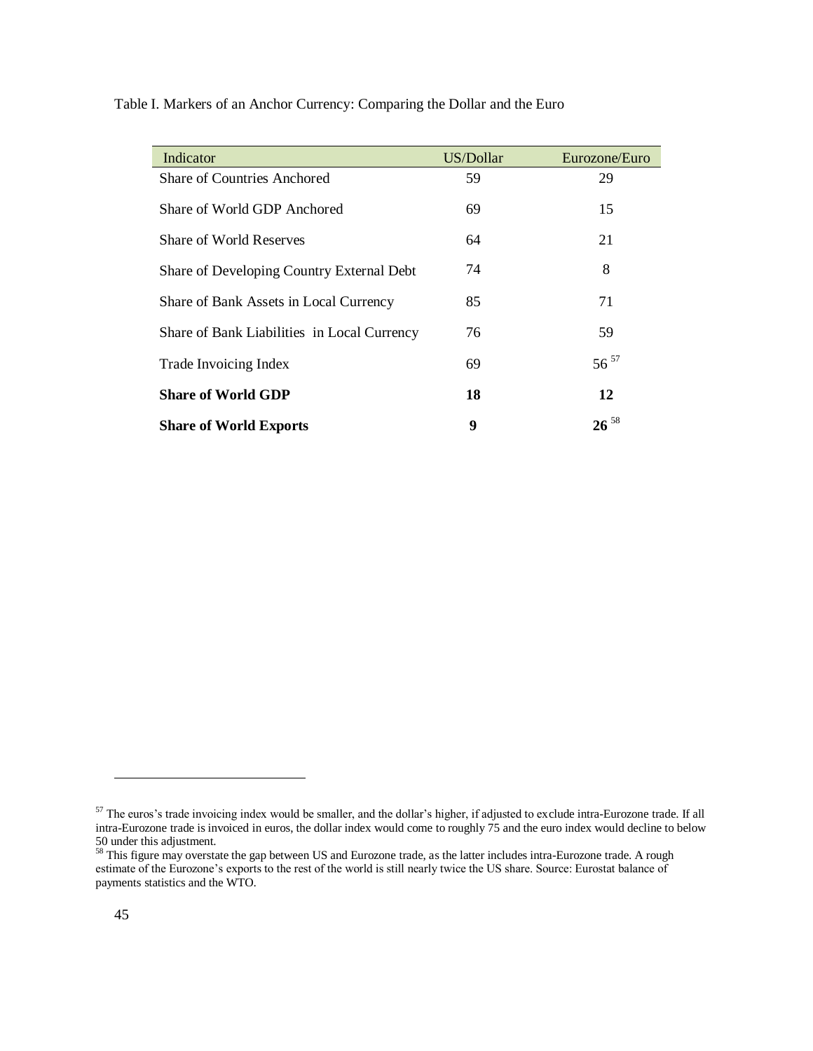Table I. Markers of an Anchor Currency: Comparing the Dollar and the Euro

| Indicator | US/Dollar | Eurozone/Euro |
|---|---|---|
| Share of Countries Anchored | 59 | 29 |
| Share of World GDP Anchored | 69 | 15 |
| Share of World Reserves | 64 | 21 |
| Share of Developing Country External Debt | 74 | 8 |
| Share of Bank Assets in Local Currency | 85 | 71 |
| Share of Bank Liabilities in Local Currency | 76 | 59 |
| Trade Invoicing Index | 69 | 56 [57] |
| **Share of World GDP** | **18** | **12** |
| **Share of World Exports** | **9** | **26** [58] |

---

[57] The euros's trade invoicing index would be smaller, and the dollar's higher, if adjusted to exclude intra-Eurozone trade. If all intra-Eurozone trade is invoiced in euros, the dollar index would come to roughly 75 and the euro index would decline to below 50 under this adjustment.

[58] This figure may overstate the gap between US and Eurozone trade, as the latter includes intra-Eurozone trade. A rough estimate of the Eurozone's exports to the rest of the world is still nearly twice the US share. Source: Eurostat balance of payments statistics and the WTO.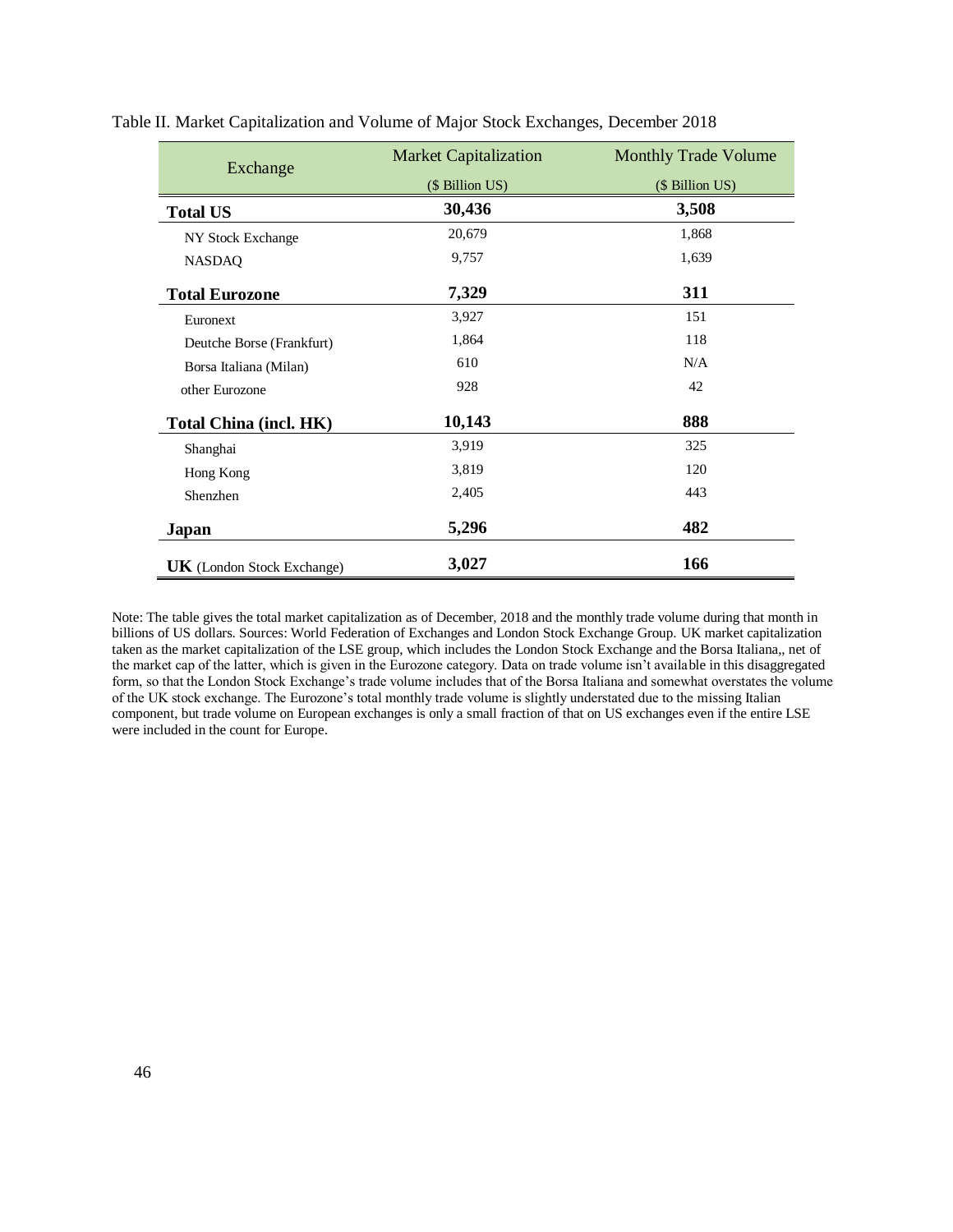Table II. Market Capitalization and Volume of Major Stock Exchanges, December 2018

| Exchange | Market Capitalization ($ Billion US) | Monthly Trade Volume ($ Billion US) |
|---|---|---|
| **Total US** | **30,436** | **3,508** |
| NY Stock Exchange | 20,679 | 1,868 |
| NASDAQ | 9,757 | 1,639 |
| **Total Eurozone** | **7,329** | **311** |
| Euronext | 3,927 | 151 |
| Deutche Borse (Frankfurt) | 1,864 | 118 |
| Borsa Italiana (Milan) | 610 | N/A |
| other Eurozone | 928 | 42 |
| **Total China (incl. HK)** | **10,143** | **888** |
| Shanghai | 3,919 | 325 |
| Hong Kong | 3,819 | 120 |
| Shenzhen | 2,405 | 443 |
| **Japan** | **5,296** | **482** |
| **UK** (London Stock Exchange) | **3,027** | **166** |

Note: The table gives the total market capitalization as of December, 2018 and the monthly trade volume during that month in billions of US dollars. Sources: World Federation of Exchanges and London Stock Exchange Group. UK market capitalization taken as the market capitalization of the LSE group, which includes the London Stock Exchange and the Borsa Italiana,, net of the market cap of the latter, which is given in the Eurozone category. Data on trade volume isn't available in this disaggregated form, so that the London Stock Exchange's trade volume includes that of the Borsa Italiana and somewhat overstates the volume of the UK stock exchange. The Eurozone's total monthly trade volume is slightly understated due to the missing Italian component, but trade volume on European exchanges is only a small fraction of that on US exchanges even if the entire LSE were included in the count for Europe.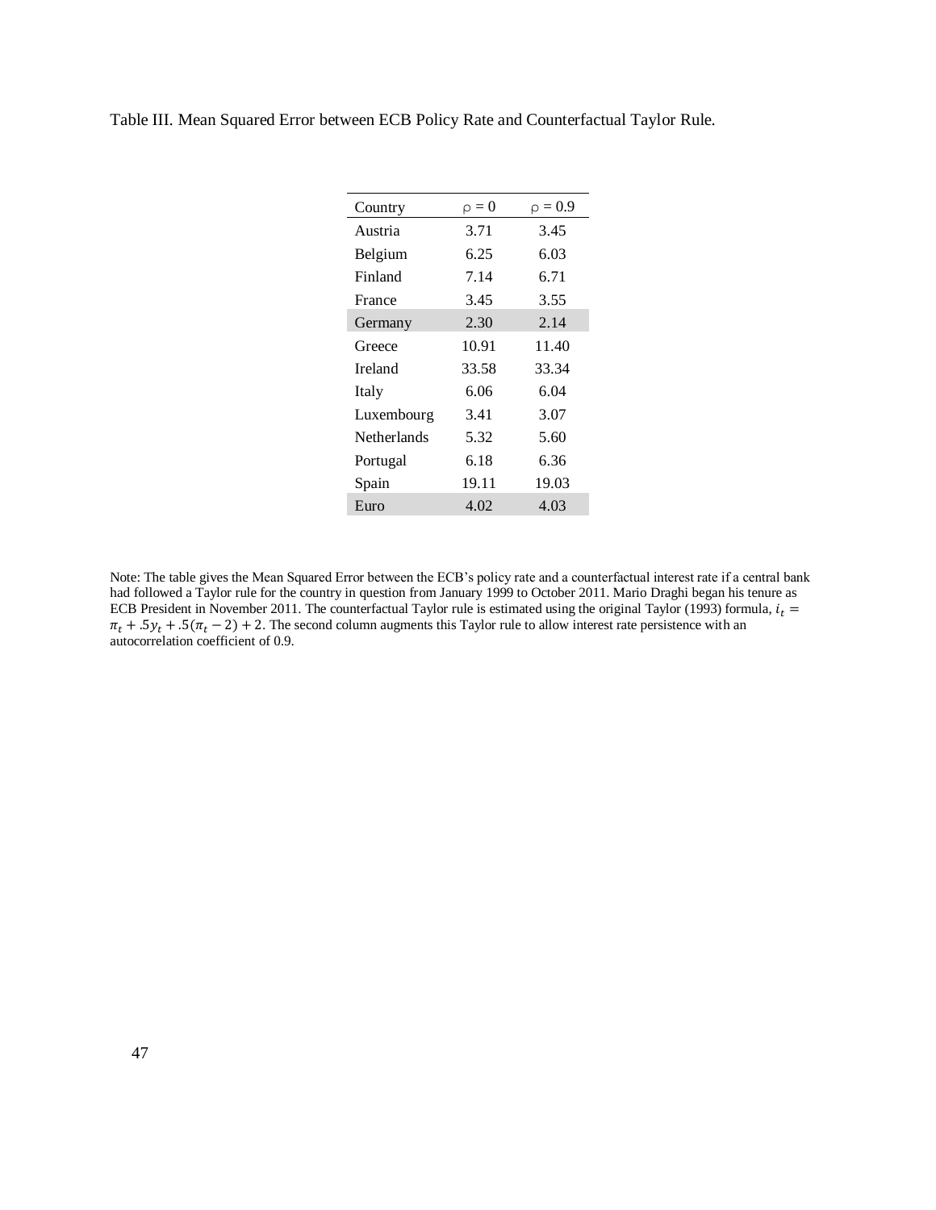Table III. Mean Squared Error between ECB Policy Rate and Counterfactual Taylor Rule.

| Country | $\rho = 0$ | $\rho = 0.9$ |
|---|---|---|
| Austria | 3.71 | 3.45 |
| Belgium | 6.25 | 6.03 |
| Finland | 7.14 | 6.71 |
| France | 3.45 | 3.55 |
| Germany | 2.30 | 2.14 |
| Greece | 10.91 | 11.40 |
| Ireland | 33.58 | 33.34 |
| Italy | 6.06 | 6.04 |
| Luxembourg | 3.41 | 3.07 |
| Netherlands | 5.32 | 5.60 |
| Portugal | 6.18 | 6.36 |
| Spain | 19.11 | 19.03 |
| Euro | 4.02 | 4.03 |

Note: The table gives the Mean Squared Error between the ECB's policy rate and a counterfactual interest rate if a central bank had followed a Taylor rule for the country in question from January 1999 to October 2011. Mario Draghi began his tenure as ECB President in November 2011. The counterfactual Taylor rule is estimated using the original Taylor (1993) formula, $i_t = \pi_t + .5y_t + .5(\pi_t - 2) + 2$. The second column augments this Taylor rule to allow interest rate persistence with an autocorrelation coefficient of 0.9.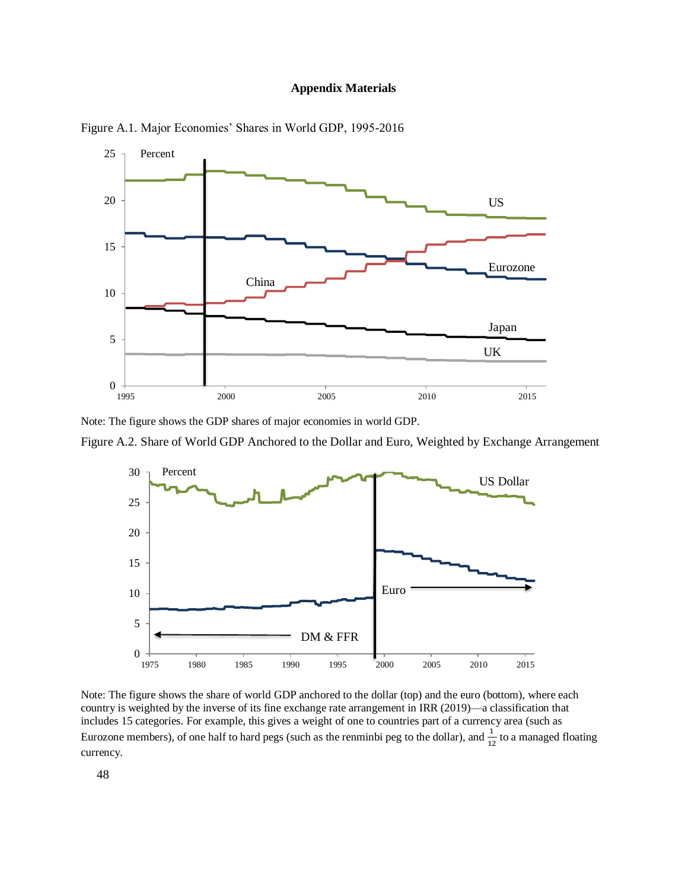**Appendix Materials**

Figure A.1. Major Economies' Shares in World GDP, 1995-2016

25
Percent
20
15
10
5
0
1995
2000
2005
2010
2015
US
Eurozone
China
Japan
UK

Note: The figure shows the GDP shares of major economies in world GDP.

Figure A.2. Share of World GDP Anchored to the Dollar and Euro, Weighted by Exchange Arrangement

30
Percent
25
20
15
10
5
0
1975
1980
1985
1990
1995
2000
2005
2010
2015
US Dollar
Euro
DM & FFR

Note: The figure shows the share of world GDP anchored to the dollar (top) and the euro (bottom), where each country is weighted by the inverse of its fine exchange rate arrangement in IRR (2019)—a classification that includes 15 categories. For example, this gives a weight of one to countries part of a currency area (such as Eurozone members), of one half to hard pegs (such as the renminbi peg to the dollar), and $\frac{1}{12}$ to a managed floating currency.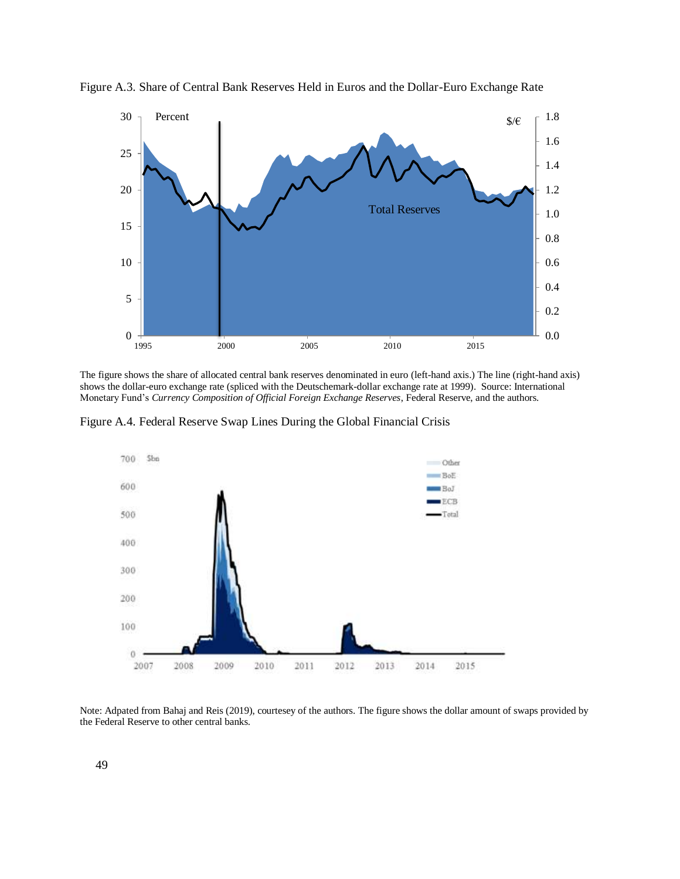Figure A.3. Share of Central Bank Reserves Held in Euros and the Dollar-Euro Exchange Rate

Percent

$/€

Total Reserves

30
25
20
15
10
5
0

1.8
1.6
1.4
1.2
1.0
0.8
0.6
0.4
0.2
0.0

1995 2000 2005 2010 2015

The figure shows the share of allocated central bank reserves denominated in euro (left-hand axis.) The line (right-hand axis) shows the dollar-euro exchange rate (spliced with the Deutschemark-dollar exchange rate at 1999). Source: International Monetary Fund's *Currency Composition of Official Foreign Exchange Reserves*, Federal Reserve, and the authors.

Figure A.4. Federal Reserve Swap Lines During the Global Financial Crisis

$bn

700
600
500
400
300
200
100
0

2007 2008 2009 2010 2011 2012 2013 2014 2015

Other
BoE
BoJ
ECB
Total

Note: Adpated from Bahaj and Reis (2019), courtesey of the authors. The figure shows the dollar amount of swaps provided by the Federal Reserve to other central banks.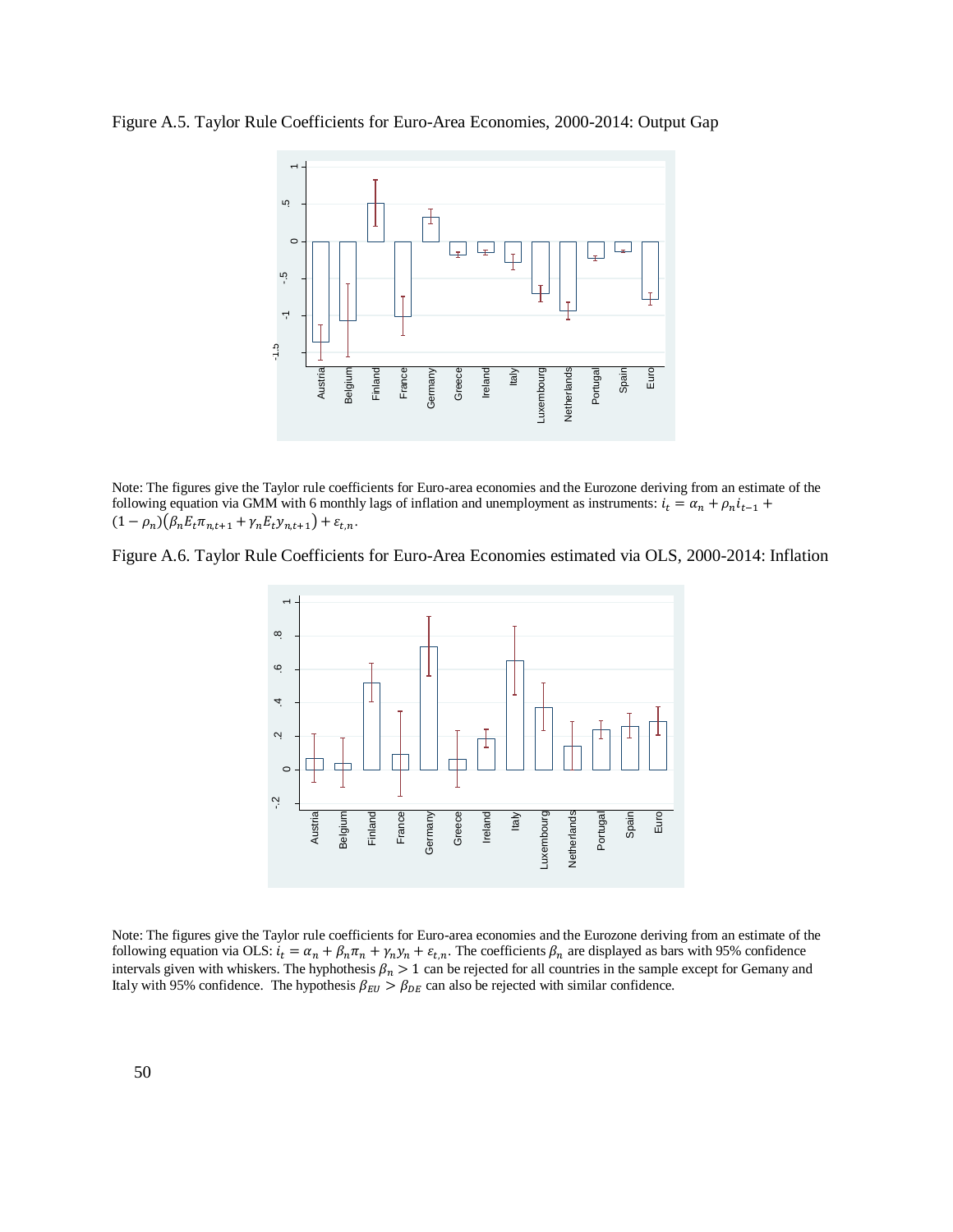Figure A.5. Taylor Rule Coefficients for Euro-Area Economies, 2000-2014: Output Gap

1
.5
0
-.5
-1
-1.5

Austria
Belgium
Finland
France
Germany
Greece
Ireland
Italy
Luxembourg
Netherlands
Portugal
Spain
Euro

Note: The figures give the Taylor rule coefficients for Euro-area economies and the Eurozone deriving from an estimate of the following equation via GMM with 6 monthly lags of inflation and unemployment as instruments: $i_t = \alpha_n + \rho_n i_{t-1} + (1-\rho_n)(\beta_n E_t \pi_{n,t+1} + \gamma_n E_t y_{n,t+1}) + \varepsilon_{t,n}$.

Figure A.6. Taylor Rule Coefficients for Euro-Area Economies estimated via OLS, 2000-2014: Inflation

1
.8
.6
.4
.2
0
-.2

Austria
Belgium
Finland
France
Germany
Greece
Ireland
Italy
Luxembourg
Netherlands
Portugal
Spain
Euro

Note: The figures give the Taylor rule coefficients for Euro-area economies and the Eurozone deriving from an estimate of the following equation via OLS: $i_t = \alpha_n + \beta_n \pi_n + \gamma_n y_n + \varepsilon_{t,n}$. The coefficients $\beta_n$ are displayed as bars with 95% confidence intervals given with whiskers. The hyphothesis $\beta_n > 1$ can be rejected for all countries in the sample except for Gemany and Italy with 95% confidence. The hypothesis $\beta_{EU} > \beta_{DE}$ can also be rejected with similar confidence.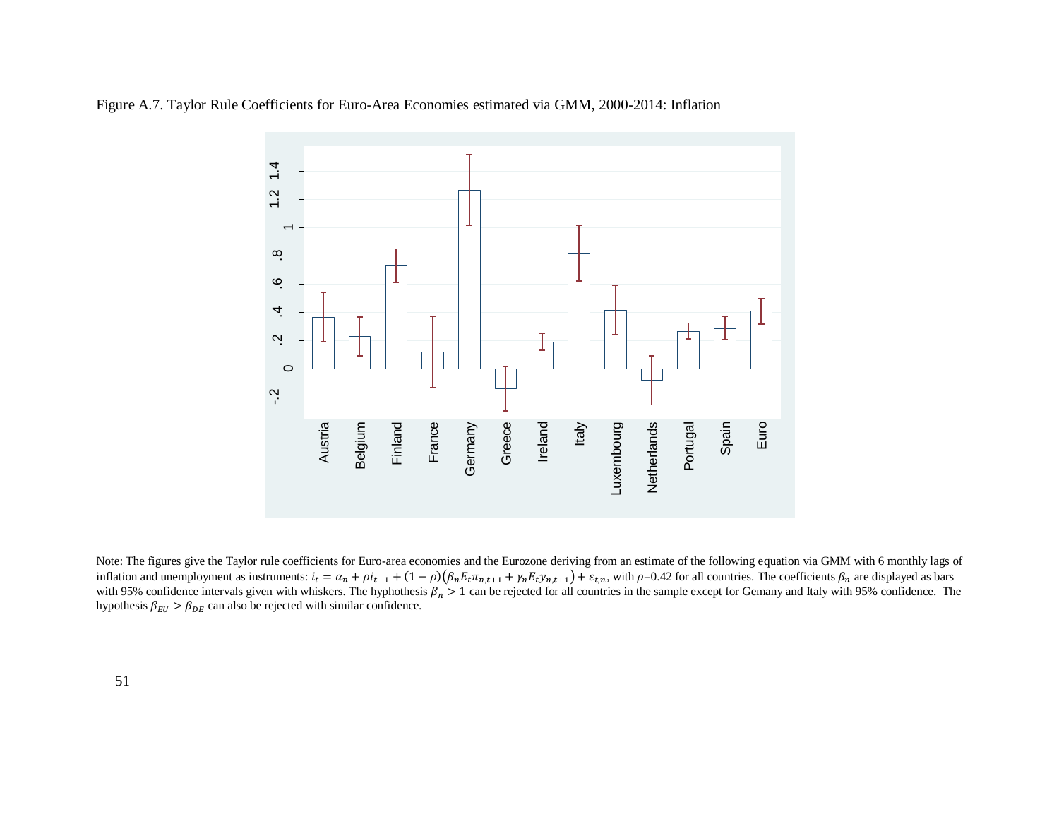Figure A.7. Taylor Rule Coefficients for Euro-Area Economies estimated via GMM, 2000-2014: Inflation

-.2
0
.2
.4
.6
.8
1
1.2
1.4

Austria
Belgium
Finland
France
Germany
Greece
Ireland
Italy
Luxembourg
Netherlands
Portugal
Spain
Euro

Note: The figures give the Taylor rule coefficients for Euro-area economies and the Eurozone deriving from an estimate of the following equation via GMM with 6 monthly lags of inflation and unemployment as instruments: $i_t = \alpha_n + \rho i_{t-1} + (1-\rho)(\beta_n E_t \pi_{n,t+1} + \gamma_n E_t y_{n,t+1}) + \varepsilon_{t,n}$, with $\rho$=0.42 for all countries. The coefficients $\beta_n$ are displayed as bars with 95% confidence intervals given with whiskers. The hyphothesis $\beta_n > 1$ can be rejected for all countries in the sample except for Gemany and Italy with 95% confidence. The hypothesis $\beta_{EU} > \beta_{DE}$ can also be rejected with similar confidence.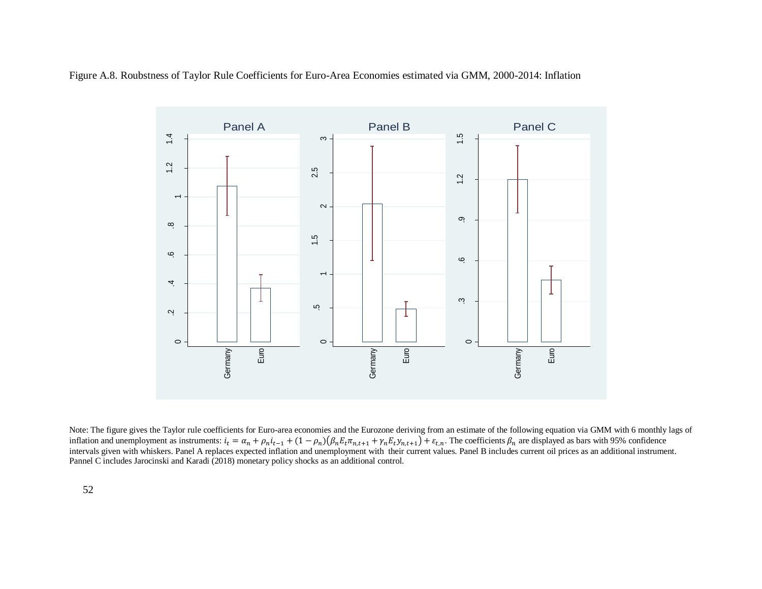Figure A.8. Roubstness of Taylor Rule Coefficients for Euro-Area Economies estimated via GMM, 2000-2014: Inflation

Panel A

1.4
1.2
1
.8
.6
.4
.2
0

Germany
Euro

Panel B

3
2.5
2
1.5
1
.5
0

Germany
Euro

Panel C

1.5
1.2
.9
.6
.3
0

Germany
Euro

Note: The figure gives the Taylor rule coefficients for Euro-area economies and the Eurozone deriving from an estimate of the following equation via GMM with 6 monthly lags of inflation and unemployment as instruments: $i_t = \alpha_n + \rho_n i_{t-1} + (1 - \rho_n)(\beta_n E_t \pi_{n,t+1} + \gamma_n E_t y_{n,t+1}) + \varepsilon_{t,n}$. The coefficients $\beta_n$ are displayed as bars with 95% confidence intervals given with whiskers. Panel A replaces expected inflation and unemployment with their current values. Panel B includes current oil prices as an additional instrument. Pannel C includes Jarocinski and Karadi (2018) monetary policy shocks as an additional control.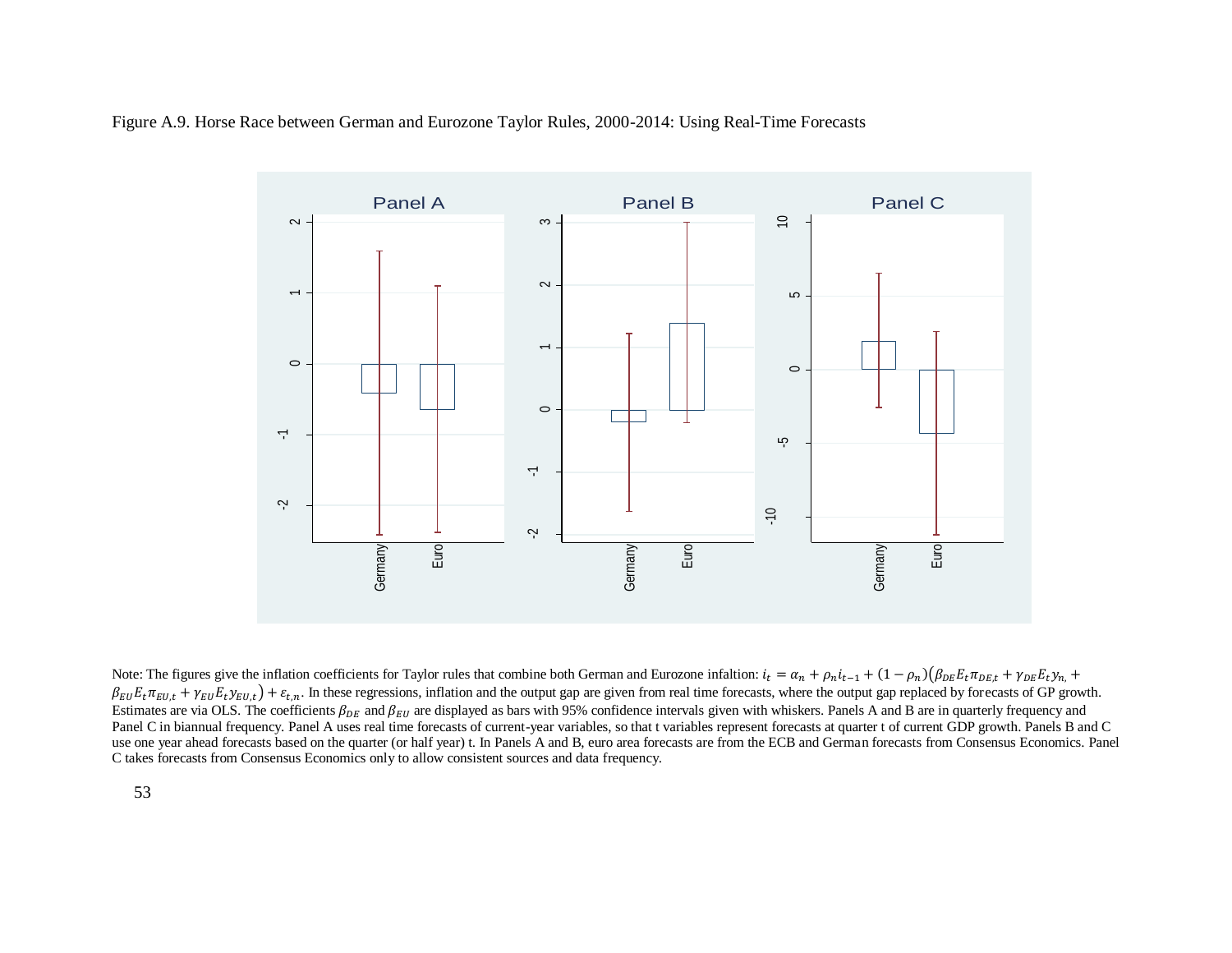Figure A.9. Horse Race between German and Eurozone Taylor Rules, 2000-2014: Using Real-Time Forecasts

Panel A

2
1
0
-1
-2

Germany
Euro

Panel B

3
2
1
0
-1
-2

Germany
Euro

Panel C

10
5
0
-5
-10

Germany
Euro

Note: The figures give the inflation coefficients for Taylor rules that combine both German and Eurozone infaltion: $i_t = \alpha_n + \rho_n i_{t-1} + (1-\rho_n)(\beta_{DE} E_t \pi_{DE,t} + \gamma_{DE} E_t y_{n,} + \beta_{EU} E_t \pi_{EU,t} + \gamma_{EU} E_t y_{EU,t}) + \varepsilon_{t,n}$. In these regressions, inflation and the output gap are given from real time forecasts, where the output gap replaced by forecasts of GP growth. Estimates are via OLS. The coefficients $\beta_{DE}$ and $\beta_{EU}$ are displayed as bars with 95% confidence intervals given with whiskers. Panels A and B are in quarterly frequency and Panel C in biannual frequency. Panel A uses real time forecasts of current-year variables, so that t variables represent forecasts at quarter t of current GDP growth. Panels B and C use one year ahead forecasts based on the quarter (or half year) t. In Panels A and B, euro area forecasts are from the ECB and German forecasts from Consensus Economics. Panel C takes forecasts from Consensus Economics only to allow consistent sources and data frequency.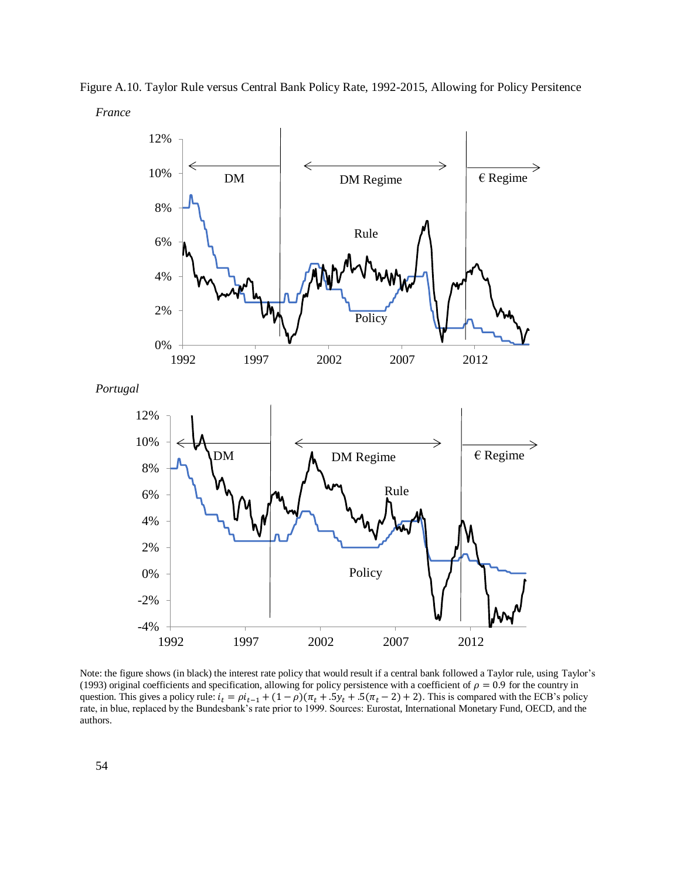Figure A.10. Taylor Rule versus Central Bank Policy Rate, 1992-2015, Allowing for Policy Persitence

*France*

12%
10%
8%
6%
4%
2%
0%
1992
1997
2002
2007
2012
DM
DM Regime
€ Regime
Rule
Policy

*Portugal*

12%
10%
8%
6%
4%
2%
0%
-2%
-4%
1992
1997
2002
2007
2012
DM
DM Regime
€ Regime
Rule
Policy

Note: the figure shows (in black) the interest rate policy that would result if a central bank followed a Taylor rule, using Taylor's (1993) original coefficients and specification, allowing for policy persistence with a coefficient of $\rho = 0.9$ for the country in question. This gives a policy rule: $i_t = \rho i_{t-1} + (1-\rho)(\pi_t + .5y_t + .5(\pi_t - 2) + 2)$. This is compared with the ECB's policy rate, in blue, replaced by the Bundesbank's rate prior to 1999. Sources: Eurostat, International Monetary Fund, OECD, and the authors.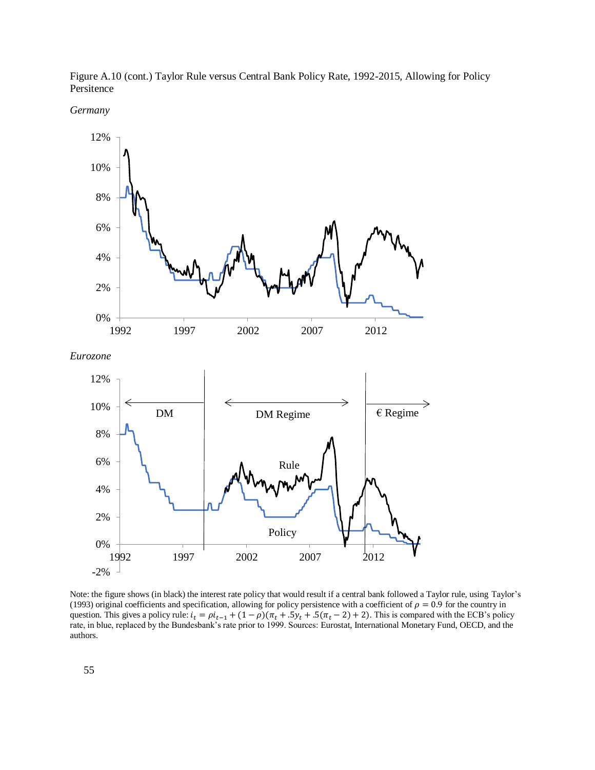Figure A.10 (cont.) Taylor Rule versus Central Bank Policy Rate, 1992-2015, Allowing for Policy Persitence

*Germany*

12%
10%
8%
6%
4%
2%
0%
1992
1997
2002
2007
2012

*Eurozone*

12%
10%
8%
6%
4%
2%
0%
-2%
1992
1997
2002
2007
2012

DM
DM Regime
€ Regime
Rule
Policy

Note: the figure shows (in black) the interest rate policy that would result if a central bank followed a Taylor rule, using Taylor's (1993) original coefficients and specification, allowing for policy persistence with a coefficient of $\rho = 0.9$ for the country in question. This gives a policy rule: $i_t = \rho i_{t-1} + (1 - \rho)(\pi_t + .5y_t + .5(\pi_t - 2) + 2)$. This is compared with the ECB's policy rate, in blue, replaced by the Bundesbank's rate prior to 1999. Sources: Eurostat, International Monetary Fund, OECD, and the authors.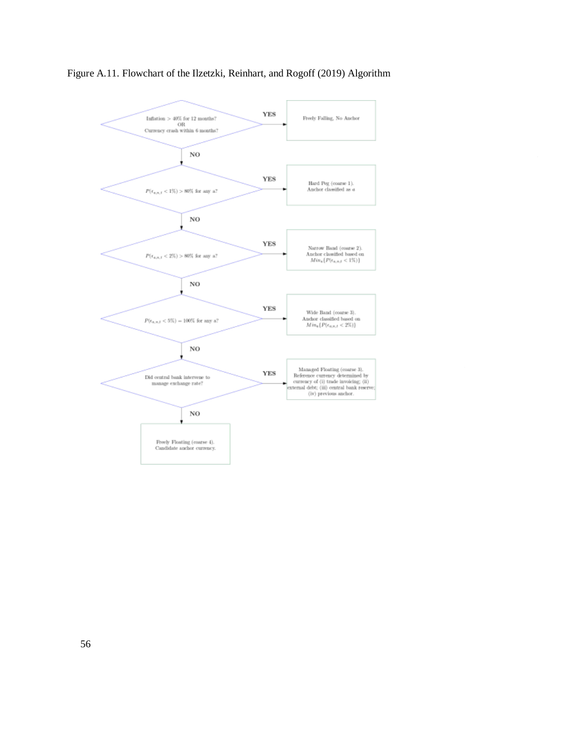Figure A.11. Flowchart of the Ilzetzki, Reinhart, and Rogoff (2019) Algorithm

Inflation > 40% for 12 months?
OR
Currency crash within 6 months?

YES

Freely Falling, No Anchor

NO

$P(\epsilon_{a,n,t} < 1\%) > 80\%$ for any a?

YES

Hard Peg (coarse 1).
Anchor classified as $a$

NO

$P(\epsilon_{a,n,t} < 2\%) > 80\%$ for any a?

YES

Narrow Band (coarse 2).
Anchor classified based on
$Min_a\{P(\epsilon_{a,n,t} < 1\%)\}$

NO

$P(\epsilon_{a,n,t} < 5\%) = 100\%$ for any a?

YES

Wide Band (coarse 3).
Anchor classified based on
$Min_a\{P(\epsilon_{a,n,t} < 2\%)\}$

NO

Did central bank intervene to
manage exchange rate?

YES

Managed Floating (coarse 3).
Reference currency determined by
currency of (i) trade invoicing; (ii)
external debt; (iii) central bank reserve;
(iv) previous anchor.

NO

Freely Floating (coarse 4).
Candidate anchor currency.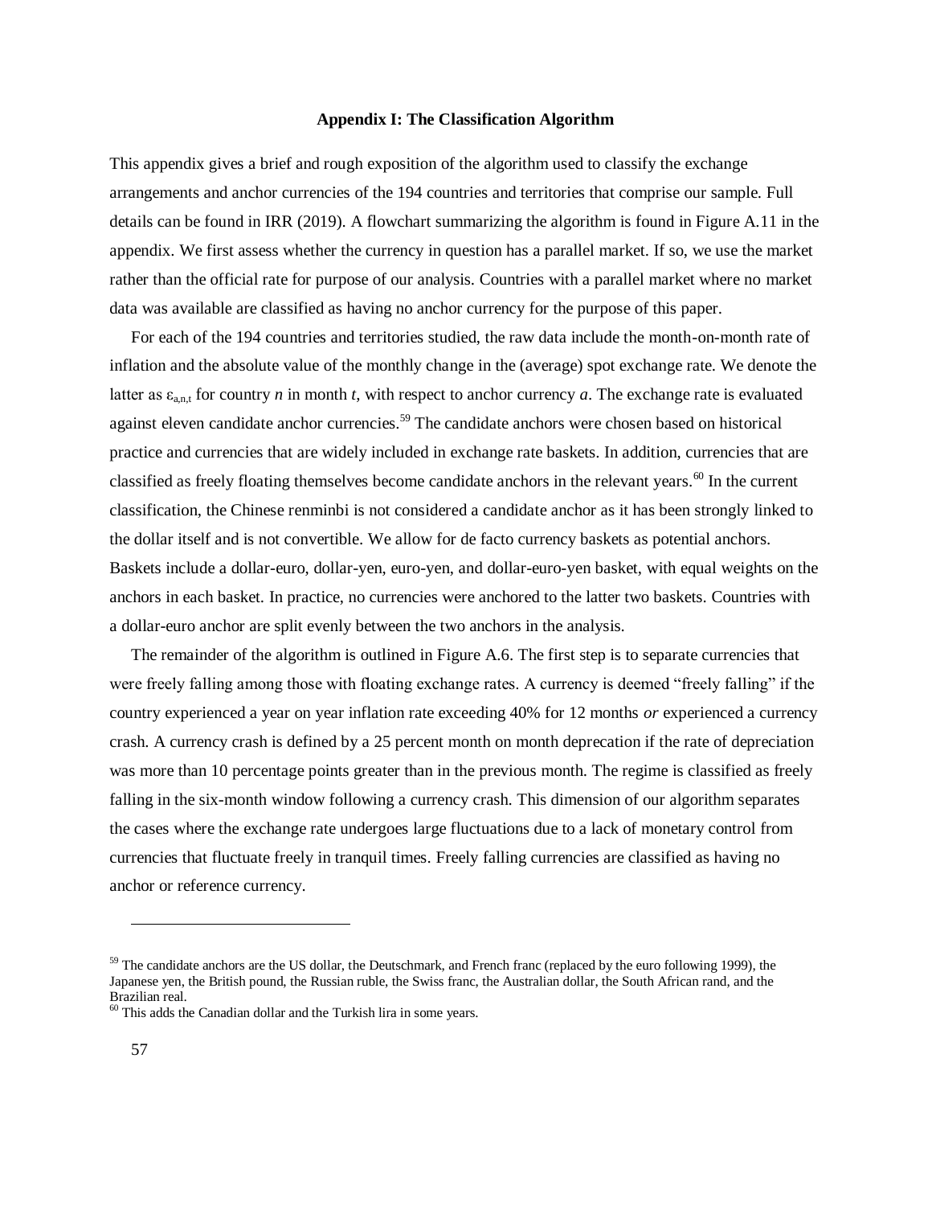**Appendix I: The Classification Algorithm**

This appendix gives a brief and rough exposition of the algorithm used to classify the exchange arrangements and anchor currencies of the 194 countries and territories that comprise our sample. Full details can be found in IRR (2019). A flowchart summarizing the algorithm is found in Figure A.11 in the appendix. We first assess whether the currency in question has a parallel market. If so, we use the market rather than the official rate for purpose of our analysis. Countries with a parallel market where no market data was available are classified as having no anchor currency for the purpose of this paper.

For each of the 194 countries and territories studied, the raw data include the month-on-month rate of inflation and the absolute value of the monthly change in the (average) spot exchange rate. We denote the latter as $\varepsilon_{a,n,t}$ for country $n$ in month $t$, with respect to anchor currency $a$. The exchange rate is evaluated against eleven candidate anchor currencies.[59] The candidate anchors were chosen based on historical practice and currencies that are widely included in exchange rate baskets. In addition, currencies that are classified as freely floating themselves become candidate anchors in the relevant years.[60] In the current classification, the Chinese renminbi is not considered a candidate anchor as it has been strongly linked to the dollar itself and is not convertible. We allow for de facto currency baskets as potential anchors. Baskets include a dollar-euro, dollar-yen, euro-yen, and dollar-euro-yen basket, with equal weights on the anchors in each basket. In practice, no currencies were anchored to the latter two baskets. Countries with a dollar-euro anchor are split evenly between the two anchors in the analysis.

The remainder of the algorithm is outlined in Figure A.6. The first step is to separate currencies that were freely falling among those with floating exchange rates. A currency is deemed "freely falling" if the country experienced a year on year inflation rate exceeding 40% for 12 months *or* experienced a currency crash. A currency crash is defined by a 25 percent month on month deprecation if the rate of depreciation was more than 10 percentage points greater than in the previous month. The regime is classified as freely falling in the six-month window following a currency crash. This dimension of our algorithm separates the cases where the exchange rate undergoes large fluctuations due to a lack of monetary control from currencies that fluctuate freely in tranquil times. Freely falling currencies are classified as having no anchor or reference currency.

---

[59] The candidate anchors are the US dollar, the Deutschmark, and French franc (replaced by the euro following 1999), the Japanese yen, the British pound, the Russian ruble, the Swiss franc, the Australian dollar, the South African rand, and the Brazilian real.

[60] This adds the Canadian dollar and the Turkish lira in some years.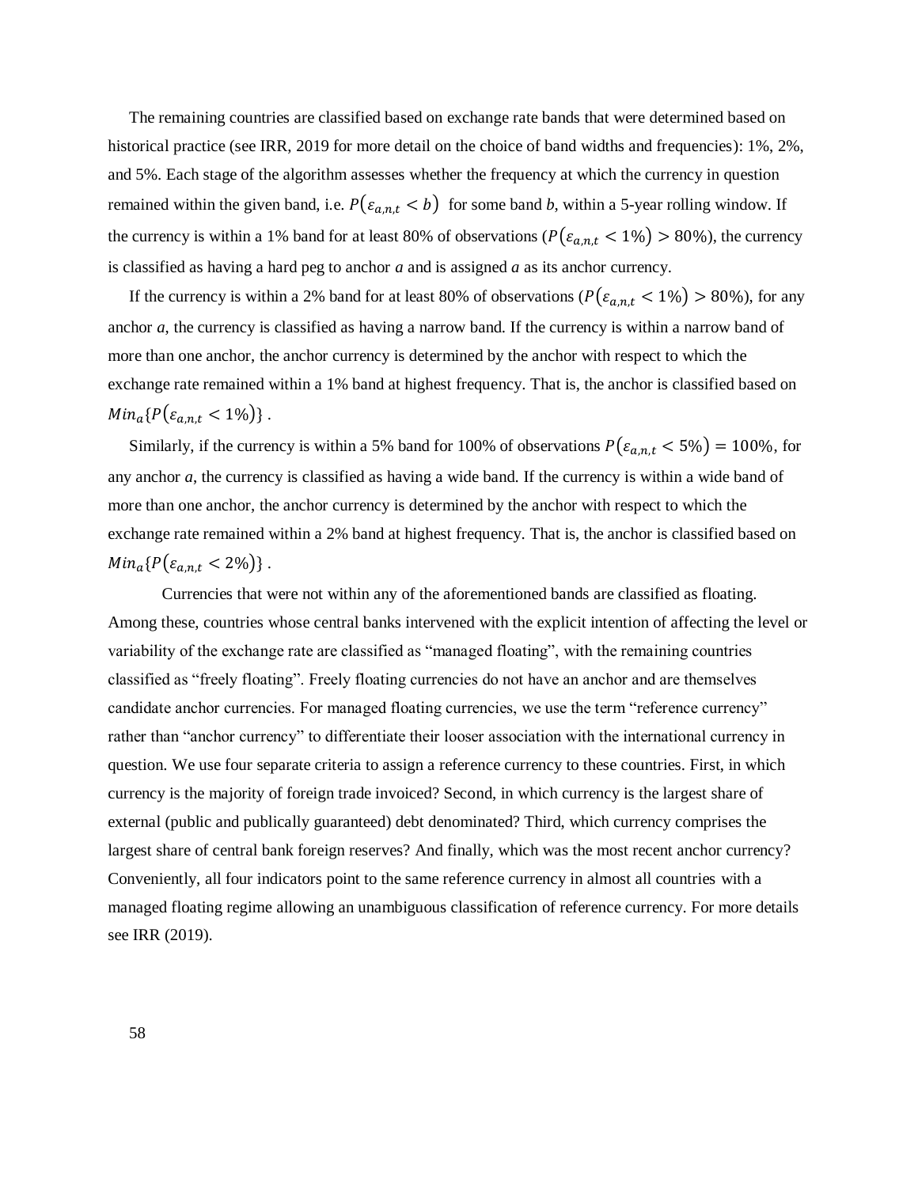The remaining countries are classified based on exchange rate bands that were determined based on historical practice (see IRR, 2019 for more detail on the choice of band widths and frequencies): 1%, 2%, and 5%. Each stage of the algorithm assesses whether the frequency at which the currency in question remained within the given band, i.e. $P(\varepsilon_{a,n,t} < b)$ for some band *b*, within a 5-year rolling window. If the currency is within a 1% band for at least 80% of observations ($P(\varepsilon_{a,n,t} < 1\%) > 80\%$), the currency is classified as having a hard peg to anchor *a* and is assigned *a* as its anchor currency.

If the currency is within a 2% band for at least 80% of observations ($P(\varepsilon_{a,n,t} < 1\%) > 80\%$), for any anchor *a*, the currency is classified as having a narrow band. If the currency is within a narrow band of more than one anchor, the anchor currency is determined by the anchor with respect to which the exchange rate remained within a 1% band at highest frequency. That is, the anchor is classified based on $Min_a\{P(\varepsilon_{a,n,t} < 1\%)\}$ .

Similarly, if the currency is within a 5% band for 100% of observations $P(\varepsilon_{a,n,t} < 5\%) = 100\%$, for any anchor *a*, the currency is classified as having a wide band. If the currency is within a wide band of more than one anchor, the anchor currency is determined by the anchor with respect to which the exchange rate remained within a 2% band at highest frequency. That is, the anchor is classified based on $Min_a\{P(\varepsilon_{a,n,t} < 2\%)\}$ .

Currencies that were not within any of the aforementioned bands are classified as floating. Among these, countries whose central banks intervened with the explicit intention of affecting the level or variability of the exchange rate are classified as "managed floating", with the remaining countries classified as "freely floating". Freely floating currencies do not have an anchor and are themselves candidate anchor currencies. For managed floating currencies, we use the term "reference currency" rather than "anchor currency" to differentiate their looser association with the international currency in question. We use four separate criteria to assign a reference currency to these countries. First, in which currency is the majority of foreign trade invoiced? Second, in which currency is the largest share of external (public and publically guaranteed) debt denominated? Third, which currency comprises the largest share of central bank foreign reserves? And finally, which was the most recent anchor currency? Conveniently, all four indicators point to the same reference currency in almost all countries with a managed floating regime allowing an unambiguous classification of reference currency. For more details see IRR (2019).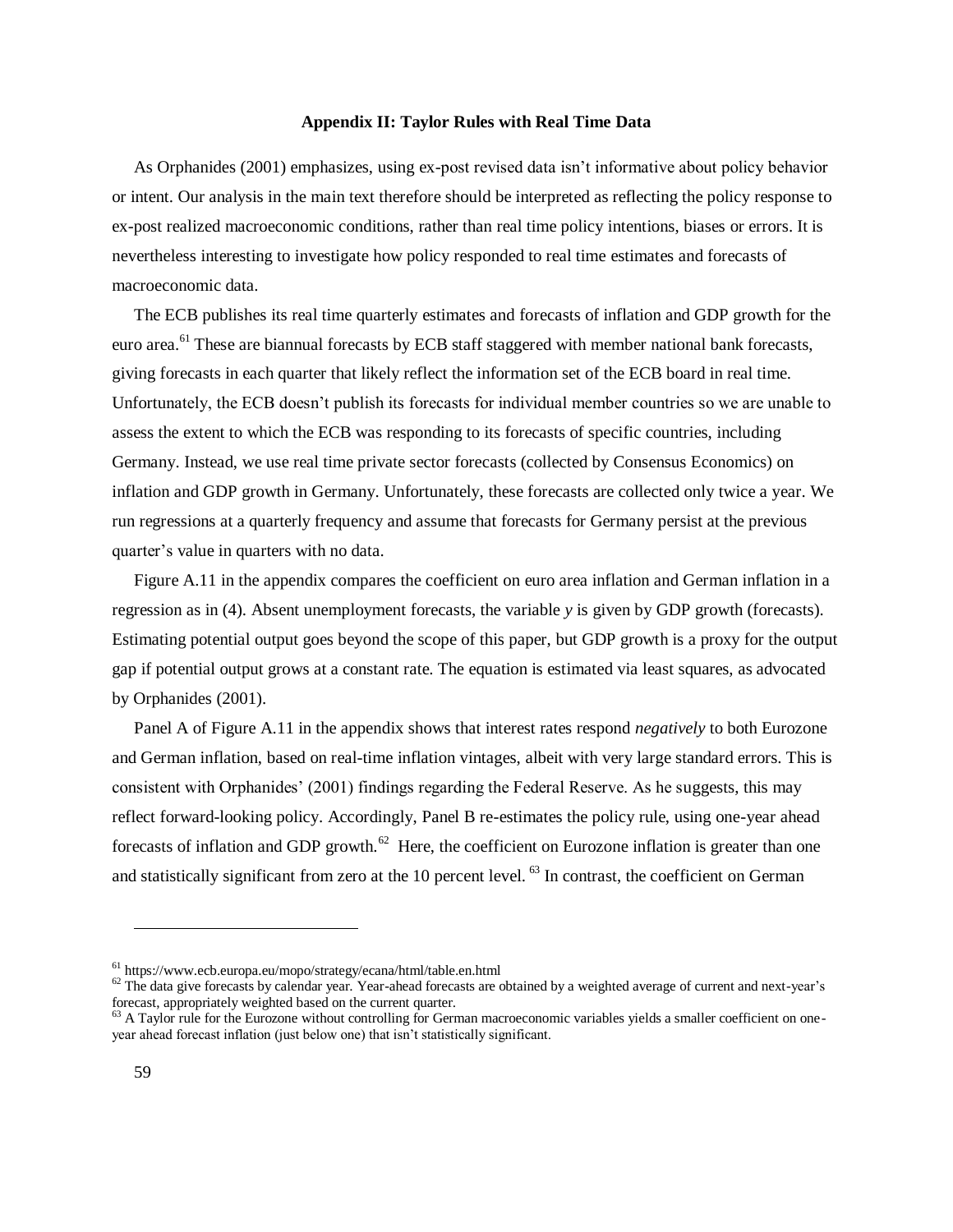## Appendix II: Taylor Rules with Real Time Data

As Orphanides (2001) emphasizes, using ex-post revised data isn't informative about policy behavior or intent. Our analysis in the main text therefore should be interpreted as reflecting the policy response to ex-post realized macroeconomic conditions, rather than real time policy intentions, biases or errors. It is nevertheless interesting to investigate how policy responded to real time estimates and forecasts of macroeconomic data.

The ECB publishes its real time quarterly estimates and forecasts of inflation and GDP growth for the euro area.[61] These are biannual forecasts by ECB staff staggered with member national bank forecasts, giving forecasts in each quarter that likely reflect the information set of the ECB board in real time. Unfortunately, the ECB doesn't publish its forecasts for individual member countries so we are unable to assess the extent to which the ECB was responding to its forecasts of specific countries, including Germany. Instead, we use real time private sector forecasts (collected by Consensus Economics) on inflation and GDP growth in Germany. Unfortunately, these forecasts are collected only twice a year. We run regressions at a quarterly frequency and assume that forecasts for Germany persist at the previous quarter's value in quarters with no data.

Figure A.11 in the appendix compares the coefficient on euro area inflation and German inflation in a regression as in (4). Absent unemployment forecasts, the variable $y$ is given by GDP growth (forecasts). Estimating potential output goes beyond the scope of this paper, but GDP growth is a proxy for the output gap if potential output grows at a constant rate. The equation is estimated via least squares, as advocated by Orphanides (2001).

Panel A of Figure A.11 in the appendix shows that interest rates respond *negatively* to both Eurozone and German inflation, based on real-time inflation vintages, albeit with very large standard errors. This is consistent with Orphanides' (2001) findings regarding the Federal Reserve. As he suggests, this may reflect forward-looking policy. Accordingly, Panel B re-estimates the policy rule, using one-year ahead forecasts of inflation and GDP growth.[62] Here, the coefficient on Eurozone inflation is greater than one and statistically significant from zero at the 10 percent level.[63] In contrast, the coefficient on German

[61] https://www.ecb.europa.eu/mopo/strategy/ecana/html/table.en.html

[62] The data give forecasts by calendar year. Year-ahead forecasts are obtained by a weighted average of current and next-year's forecast, appropriately weighted based on the current quarter.

[63] A Taylor rule for the Eurozone without controlling for German macroeconomic variables yields a smaller coefficient on one-year ahead forecast inflation (just below one) that isn't statistically significant.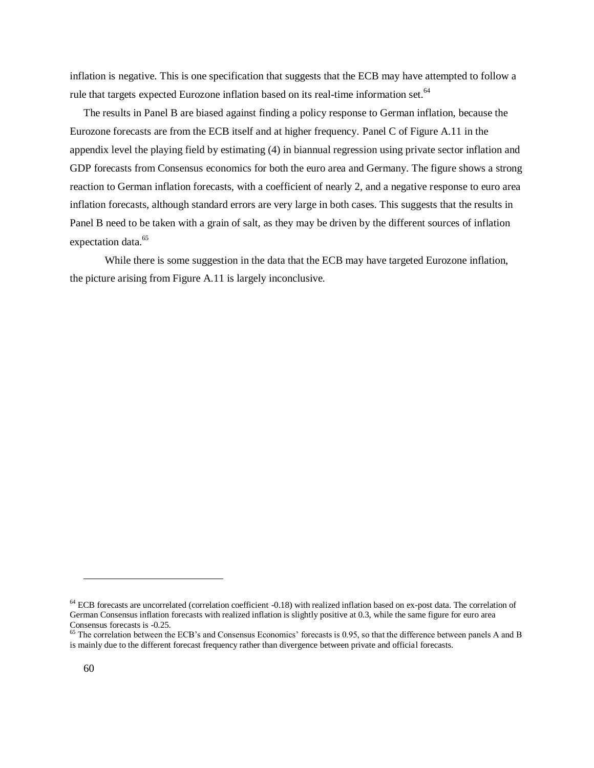inflation is negative. This is one specification that suggests that the ECB may have attempted to follow a rule that targets expected Eurozone inflation based on its real-time information set.[64]

The results in Panel B are biased against finding a policy response to German inflation, because the Eurozone forecasts are from the ECB itself and at higher frequency. Panel C of Figure A.11 in the appendix level the playing field by estimating (4) in biannual regression using private sector inflation and GDP forecasts from Consensus economics for both the euro area and Germany. The figure shows a strong reaction to German inflation forecasts, with a coefficient of nearly 2, and a negative response to euro area inflation forecasts, although standard errors are very large in both cases. This suggests that the results in Panel B need to be taken with a grain of salt, as they may be driven by the different sources of inflation expectation data.[65]

While there is some suggestion in the data that the ECB may have targeted Eurozone inflation, the picture arising from Figure A.11 is largely inconclusive.

[64] ECB forecasts are uncorrelated (correlation coefficient -0.18) with realized inflation based on ex-post data. The correlation of German Consensus inflation forecasts with realized inflation is slightly positive at 0.3, while the same figure for euro area Consensus forecasts is -0.25.

[65] The correlation between the ECB's and Consensus Economics' forecasts is 0.95, so that the difference between panels A and B is mainly due to the different forecast frequency rather than divergence between private and official forecasts.